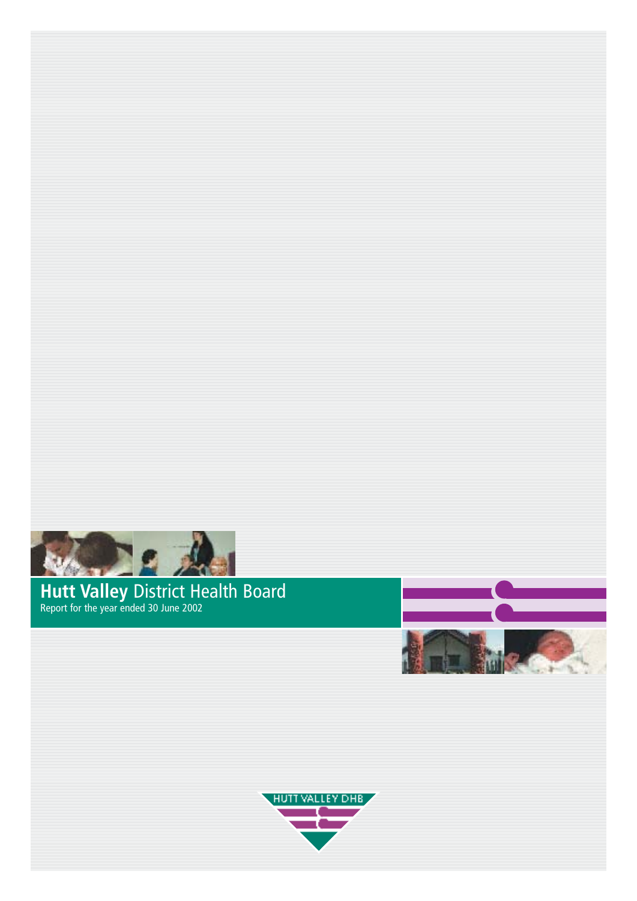# **Hutt Valley** District Health Board

Report for the year ended 30 June 2002

HUTT VALLEY DHB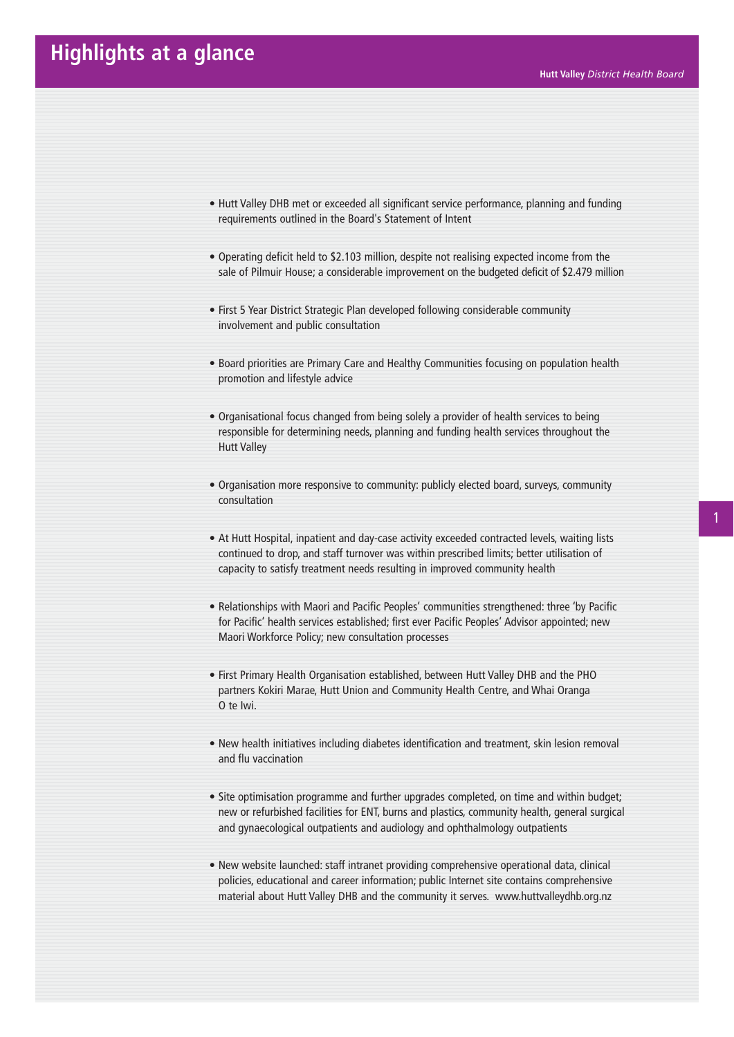# Highlights at a glance

- Hutt Valley DHB met or exceeded all significant service performance, planning and funding requirements outlined in the Board's Statement of Intent

- Operating deficit held to $2.103 million, despite not realising expected income from the sale of Pilmuir House; a considerable improvement on the budgeted deficit of $2.479 million

- First 5 Year District Strategic Plan developed following considerable community involvement and public consultation

- Board priorities are Primary Care and Healthy Communities focusing on population health promotion and lifestyle advice

- Organisational focus changed from being solely a provider of health services to being responsible for determining needs, planning and funding health services throughout the Hutt Valley

- Organisation more responsive to community: publicly elected board, surveys, community consultation

- At Hutt Hospital, inpatient and day-case activity exceeded contracted levels, waiting lists continued to drop, and staff turnover was within prescribed limits; better utilisation of capacity to satisfy treatment needs resulting in improved community health

- Relationships with Maori and Pacific Peoples' communities strengthened: three 'by Pacific for Pacific' health services established; first ever Pacific Peoples' Advisor appointed; new Maori Workforce Policy; new consultation processes

- First Primary Health Organisation established, between Hutt Valley DHB and the PHO partners Kokiri Marae, Hutt Union and Community Health Centre, and Whai Oranga O te Iwi.

- New health initiatives including diabetes identification and treatment, skin lesion removal and flu vaccination

- Site optimisation programme and further upgrades completed, on time and within budget; new or refurbished facilities for ENT, burns and plastics, community health, general surgical and gynaecological outpatients and audiology and ophthalmology outpatients

- New website launched: staff intranet providing comprehensive operational data, clinical policies, educational and career information; public Internet site contains comprehensive material about Hutt Valley DHB and the community it serves. www.huttvalleydhb.org.nz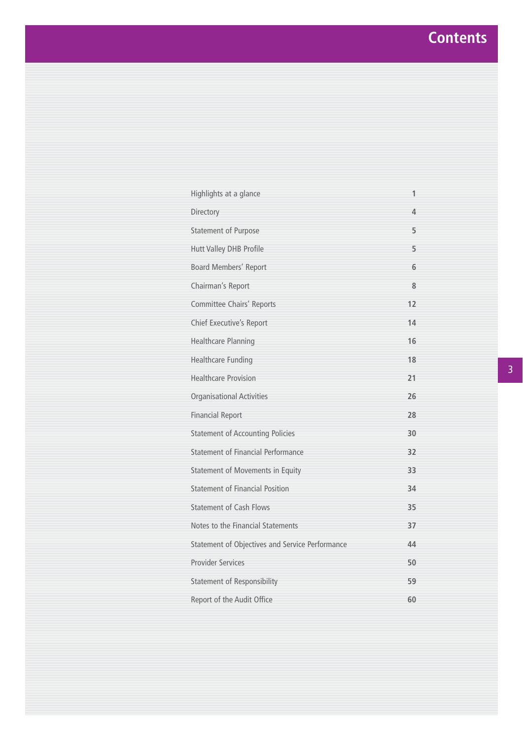# Contents

| | |
|---|---|
| Highlights at a glance | 1 |
| Directory | 4 |
| Statement of Purpose | 5 |
| Hutt Valley DHB Profile | 5 |
| Board Members' Report | 6 |
| Chairman's Report | 8 |
| Committee Chairs' Reports | 12 |
| Chief Executive's Report | 14 |
| Healthcare Planning | 16 |
| Healthcare Funding | 18 |
| Healthcare Provision | 21 |
| Organisational Activities | 26 |
| Financial Report | 28 |
| Statement of Accounting Policies | 30 |
| Statement of Financial Performance | 32 |
| Statement of Movements in Equity | 33 |
| Statement of Financial Position | 34 |
| Statement of Cash Flows | 35 |
| Notes to the Financial Statements | 37 |
| Statement of Objectives and Service Performance | 44 |
| Provider Services | 50 |
| Statement of Responsibility | 59 |
| Report of the Audit Office | 60 |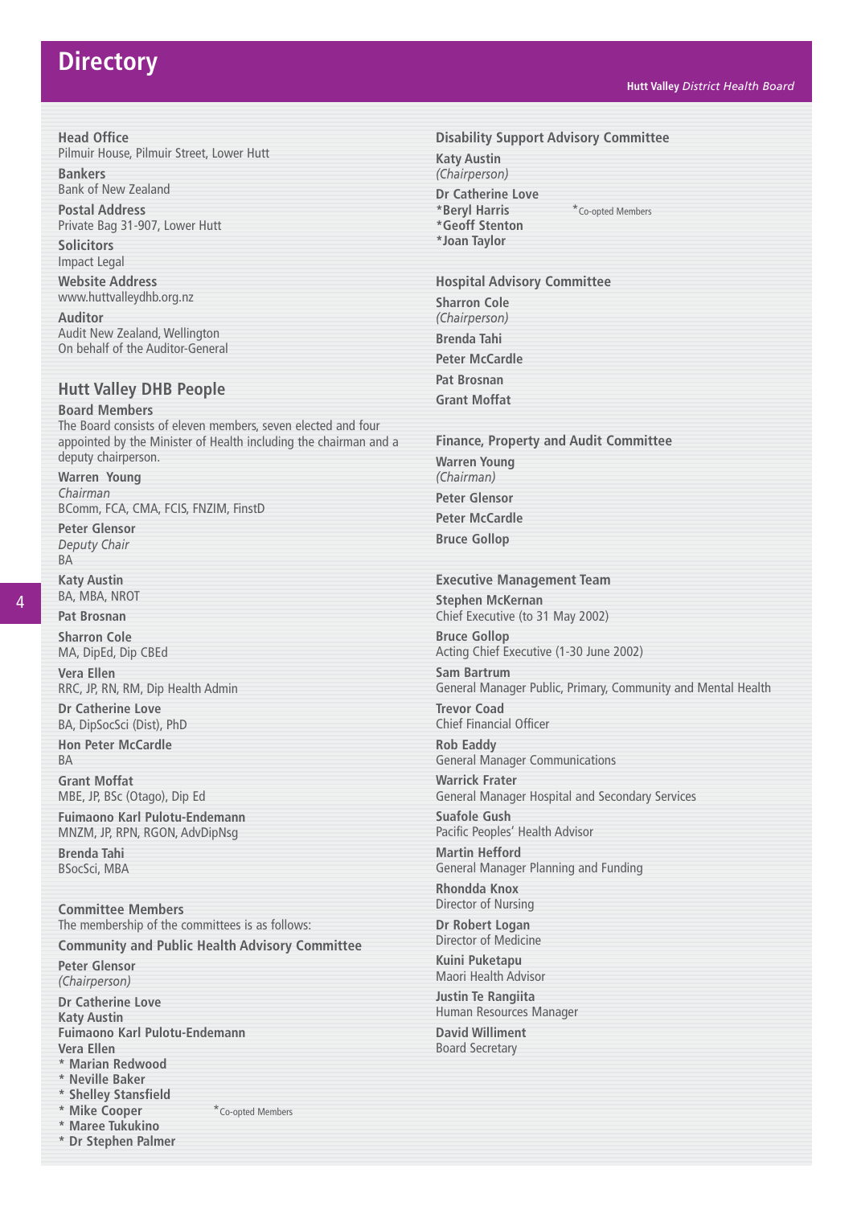# Directory

**Head Office**
Pilmuir House, Pilmuir Street, Lower Hutt

**Bankers**
Bank of New Zealand

**Postal Address**
Private Bag 31-907, Lower Hutt

**Solicitors**
Impact Legal

**Website Address**
www.huttvalleydhb.org.nz

**Auditor**
Audit New Zealand, Wellington
On behalf of the Auditor-General

## Hutt Valley DHB People

**Board Members**
The Board consists of eleven members, seven elected and four appointed by the Minister of Health including the chairman and a deputy chairperson.

**Warren Young**
*Chairman*
BComm, FCA, CMA, FCIS, FNZIM, FInstD

**Peter Glensor**
*Deputy Chair*
BA

**Katy Austin**
BA, MBA, NROT

**Pat Brosnan**

**Sharron Cole**
MA, DipEd, Dip CBEd

**Vera Ellen**
RRC, JP, RN, RM, Dip Health Admin

**Dr Catherine Love**
BA, DipSocSci (Dist), PhD

**Hon Peter McCardle**
BA

**Grant Moffat**
MBE, JP, BSc (Otago), Dip Ed

**Fuimaono Karl Pulotu-Endemann**
MNZM, JP, RPN, RGON, AdvDipNsg

**Brenda Tahi**
BSocSci, MBA

**Committee Members**
The membership of the committees is as follows:

**Community and Public Health Advisory Committee**

**Peter Glensor**
*(Chairperson)*

**Dr Catherine Love**
**Katy Austin**
**Fuimaono Karl Pulotu-Endemann**
**Vera Ellen**
**\* Marian Redwood**
**\* Neville Baker**
**\* Shelley Stansfield**
**\* Mike Cooper**
**\* Maree Tukukino**
**\* Dr Stephen Palmer**

\*Co-opted Members

**Disability Support Advisory Committee**

**Katy Austin**
*(Chairperson)*

**Dr Catherine Love**
**\*Beryl Harris**
**\*Geoff Stenton**
**\*Joan Taylor**

\*Co-opted Members

**Hospital Advisory Committee**

**Sharron Cole**
*(Chairperson)*

**Brenda Tahi**

**Peter McCardle**

**Pat Brosnan**

**Grant Moffat**

**Finance, Property and Audit Committee**

**Warren Young**
*(Chairman)*

**Peter Glensor**

**Peter McCardle**

**Bruce Gollop**

**Executive Management Team**

**Stephen McKernan**
Chief Executive (to 31 May 2002)

**Bruce Gollop**
Acting Chief Executive (1-30 June 2002)

**Sam Bartrum**
General Manager Public, Primary, Community and Mental Health

**Trevor Coad**
Chief Financial Officer

**Rob Eaddy**
General Manager Communications

**Warrick Frater**
General Manager Hospital and Secondary Services

**Suafole Gush**
Pacific Peoples' Health Advisor

**Martin Hefford**
General Manager Planning and Funding

**Rhondda Knox**
Director of Nursing

**Dr Robert Logan**
Director of Medicine

**Kuini Puketapu**
Maori Health Advisor

**Justin Te Rangiita**
Human Resources Manager

**David Williment**
Board Secretary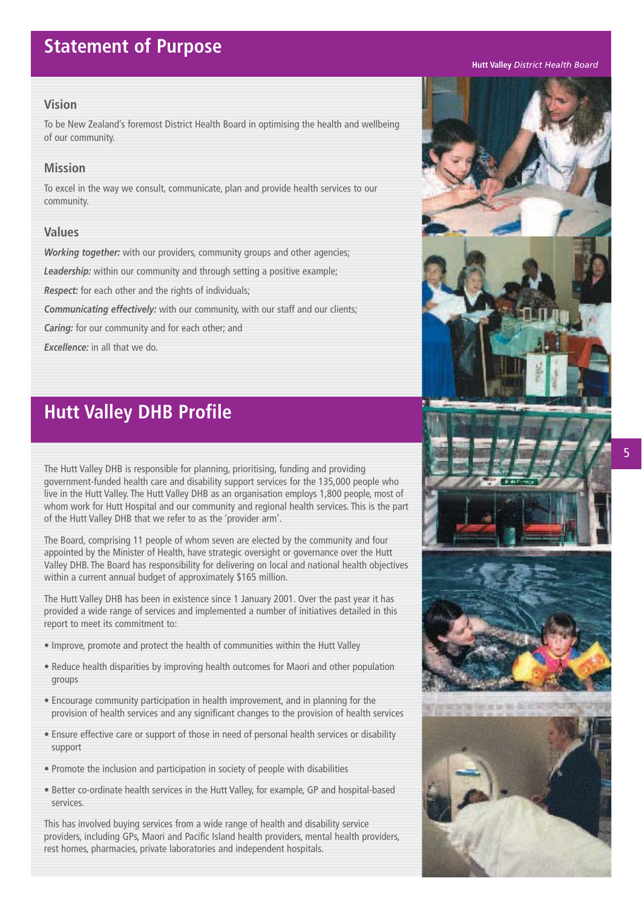# Statement of Purpose

## Vision

To be New Zealand's foremost District Health Board in optimising the health and wellbeing of our community.

## Mission

To excel in the way we consult, communicate, plan and provide health services to our community.

## Values

***Working together:*** with our providers, community groups and other agencies;

***Leadership:*** within our community and through setting a positive example;

***Respect:*** for each other and the rights of individuals;

***Communicating effectively:*** with our community, with our staff and our clients;

***Caring:*** for our community and for each other; and

***Excellence:*** in all that we do.

# Hutt Valley DHB Profile

The Hutt Valley DHB is responsible for planning, prioritising, funding and providing government-funded health care and disability support services for the 135,000 people who live in the Hutt Valley. The Hutt Valley DHB as an organisation employs 1,800 people, most of whom work for Hutt Hospital and our community and regional health services. This is the part of the Hutt Valley DHB that we refer to as the 'provider arm'.

The Board, comprising 11 people of whom seven are elected by the community and four appointed by the Minister of Health, have strategic oversight or governance over the Hutt Valley DHB. The Board has responsibility for delivering on local and national health objectives within a current annual budget of approximately $165 million.

The Hutt Valley DHB has been in existence since 1 January 2001. Over the past year it has provided a wide range of services and implemented a number of initiatives detailed in this report to meet its commitment to:

- Improve, promote and protect the health of communities within the Hutt Valley
- Reduce health disparities by improving health outcomes for Maori and other population groups
- Encourage community participation in health improvement, and in planning for the provision of health services and any significant changes to the provision of health services
- Ensure effective care or support of those in need of personal health services or disability support
- Promote the inclusion and participation in society of people with disabilities
- Better co-ordinate health services in the Hutt Valley, for example, GP and hospital-based services.

This has involved buying services from a wide range of health and disability service providers, including GPs, Maori and Pacific Island health providers, mental health providers, rest homes, pharmacies, private laboratories and independent hospitals.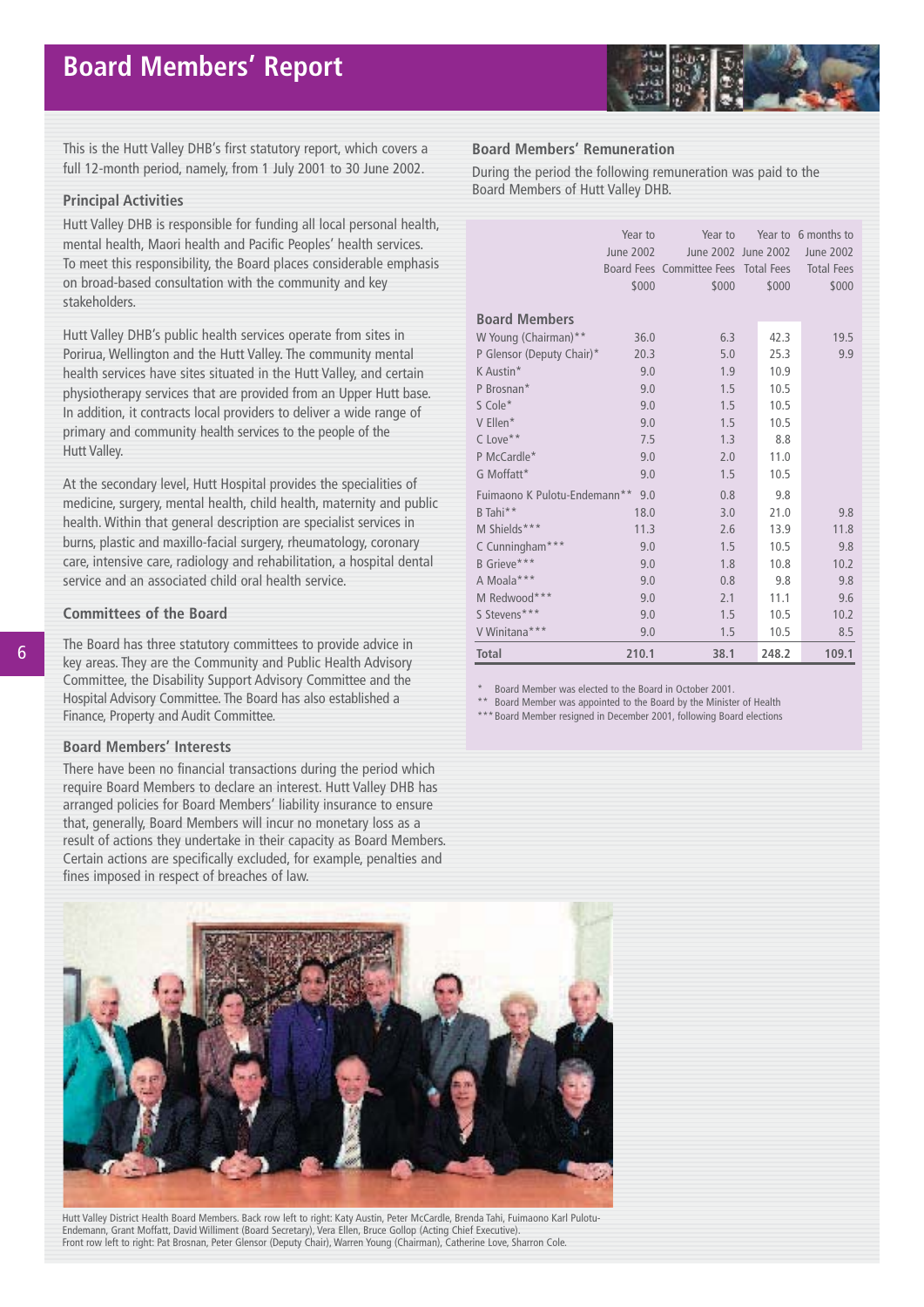# Board Members' Report

This is the Hutt Valley DHB's first statutory report, which covers a full 12-month period, namely, from 1 July 2001 to 30 June 2002.

### Principal Activities

Hutt Valley DHB is responsible for funding all local personal health, mental health, Maori health and Pacific Peoples' health services. To meet this responsibility, the Board places considerable emphasis on broad-based consultation with the community and key stakeholders.

Hutt Valley DHB's public health services operate from sites in Porirua, Wellington and the Hutt Valley. The community mental health services have sites situated in the Hutt Valley, and certain physiotherapy services that are provided from an Upper Hutt base. In addition, it contracts local providers to deliver a wide range of primary and community health services to the people of the Hutt Valley.

At the secondary level, Hutt Hospital provides the specialities of medicine, surgery, mental health, child health, maternity and public health. Within that general description are specialist services in burns, plastic and maxillo-facial surgery, coronary care, intensive care, radiology and rehabilitation, a hospital dental service and an associated child oral health service.

### Committees of the Board

The Board has three statutory committees to provide advice in key areas. They are the Community and Public Health Advisory Committee, the Disability Support Advisory Committee and the Hospital Advisory Committee. The Board has also established a Finance, Property and Audit Committee.

### Board Members' Interests

There have been no financial transactions during the period which require Board Members to declare an interest. Hutt Valley DHB has arranged policies for Board Members' liability insurance to ensure that, generally, Board Members will incur no monetary loss as a result of actions they undertake in their capacity as Board Members. Certain actions are specifically excluded, for example, penalties and fines imposed in respect of breaches of law.

### Board Members' Remuneration

During the period the following remuneration was paid to the Board Members of Hutt Valley DHB.

| | Year to June 2002 Board Fees $000 | Year to June 2002 Committee Fees $000 | Year to June 2002 Total Fees $000 | 6 months to June 2002 Total Fees $000 |
|---|---|---|---|---|
| **Board Members** | | | | |
| W Young (Chairman)** | 36.0 | 6.3 | 42.3 | 19.5 |
| P Glensor (Deputy Chair)* | 20.3 | 5.0 | 25.3 | 9.9 |
| K Austin* | 9.0 | 1.9 | 10.9 | |
| P Brosnan* | 9.0 | 1.5 | 10.5 | |
| S Cole* | 9.0 | 1.5 | 10.5 | |
| V Ellen* | 9.0 | 1.5 | 10.5 | |
| C Love** | 7.5 | 1.3 | 8.8 | |
| P McCardle* | 9.0 | 2.0 | 11.0 | |
| G Moffatt* | 9.0 | 1.5 | 10.5 | |
| Fuimaono K Pulotu-Endemann** | 9.0 | 0.8 | 9.8 | |
| B Tahi** | 18.0 | 3.0 | 21.0 | 9.8 |
| M Shields*** | 11.3 | 2.6 | 13.9 | 11.8 |
| C Cunningham*** | 9.0 | 1.5 | 10.5 | 9.8 |
| B Grieve*** | 9.0 | 1.8 | 10.8 | 10.2 |
| A Moala*** | 9.0 | 0.8 | 9.8 | 9.8 |
| M Redwood*** | 9.0 | 2.1 | 11.1 | 9.6 |
| S Stevens*** | 9.0 | 1.5 | 10.5 | 10.2 |
| V Winitana*** | 9.0 | 1.5 | 10.5 | 8.5 |
| **Total** | **210.1** | **38.1** | **248.2** | **109.1** |

\* Board Member was elected to the Board in October 2001.
\** Board Member was appointed to the Board by the Minister of Health
\*** Board Member resigned in December 2001, following Board elections

Hutt Valley District Health Board Members. Back row left to right: Katy Austin, Peter McCardle, Brenda Tahi, Fuimaono Karl Pulotu-Endemann, Grant Moffatt, David Williment (Board Secretary), Vera Ellen, Bruce Gollop (Acting Chief Executive).
Front row left to right: Pat Brosnan, Peter Glensor (Deputy Chair), Warren Young (Chairman), Catherine Love, Sharron Cole.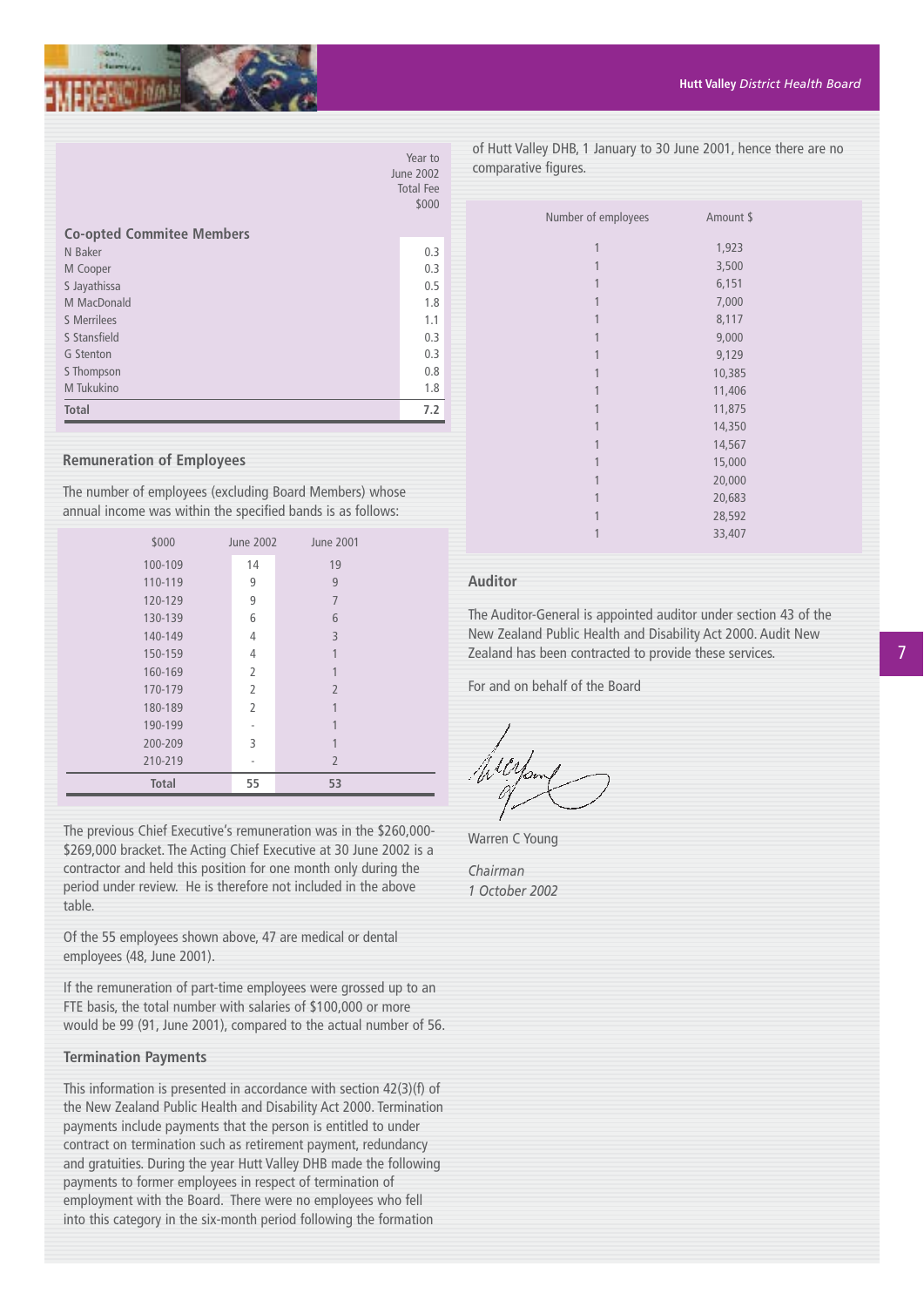| Co-opted Commitee Members | Year to June 2002 Total Fee $000 |
|---|---|
| N Baker | 0.3 |
| M Cooper | 0.3 |
| S Jayathissa | 0.5 |
| M MacDonald | 1.8 |
| S Merrilees | 1.1 |
| S Stansfield | 0.3 |
| G Stenton | 0.3 |
| S Thompson | 0.8 |
| M Tukukino | 1.8 |
| **Total** | **7.2** |

### Remuneration of Employees

The number of employees (excluding Board Members) whose annual income was within the specified bands is as follows:

| $000 | June 2002 | June 2001 |
|---|---|---|
| 100-109 | 14 | 19 |
| 110-119 | 9 | 9 |
| 120-129 | 9 | 7 |
| 130-139 | 6 | 6 |
| 140-149 | 4 | 3 |
| 150-159 | 4 | 1 |
| 160-169 | 2 | 1 |
| 170-179 | 2 | 2 |
| 180-189 | 2 | 1 |
| 190-199 | - | 1 |
| 200-209 | 3 | 1 |
| 210-219 | - | 2 |
| **Total** | **55** | **53** |

The previous Chief Executive's remuneration was in the $260,000-$269,000 bracket. The Acting Chief Executive at 30 June 2002 is a contractor and held this position for one month only during the period under review. He is therefore not included in the above table.

Of the 55 employees shown above, 47 are medical or dental employees (48, June 2001).

If the remuneration of part-time employees were grossed up to an FTE basis, the total number with salaries of $100,000 or more would be 99 (91, June 2001), compared to the actual number of 56.

### Termination Payments

This information is presented in accordance with section 42(3)(f) of the New Zealand Public Health and Disability Act 2000. Termination payments include payments that the person is entitled to under contract on termination such as retirement payment, redundancy and gratuities. During the year Hutt Valley DHB made the following payments to former employees in respect of termination of employment with the Board. There were no employees who fell into this category in the six-month period following the formation of Hutt Valley DHB, 1 January to 30 June 2001, hence there are no comparative figures.

| Number of employees | Amount $ |
|---|---|
| 1 | 1,923 |
| 1 | 3,500 |
| 1 | 6,151 |
| 1 | 7,000 |
| 1 | 8,117 |
| 1 | 9,000 |
| 1 | 9,129 |
| 1 | 10,385 |
| 1 | 11,406 |
| 1 | 11,875 |
| 1 | 14,350 |
| 1 | 14,567 |
| 1 | 15,000 |
| 1 | 20,000 |
| 1 | 20,683 |
| 1 | 28,592 |
| 1 | 33,407 |

### Auditor

The Auditor-General is appointed auditor under section 43 of the New Zealand Public Health and Disability Act 2000. Audit New Zealand has been contracted to provide these services.

For and on behalf of the Board

Warren C Young

*Chairman*
*1 October 2002*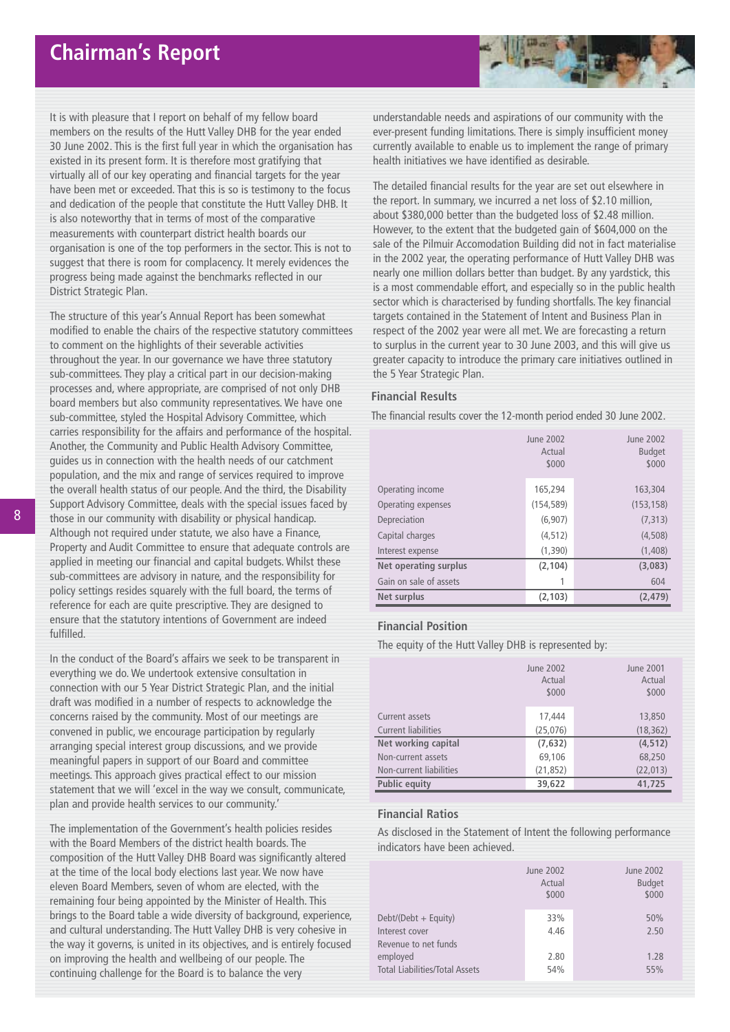# Chairman's Report

It is with pleasure that I report on behalf of my fellow board members on the results of the Hutt Valley DHB for the year ended 30 June 2002. This is the first full year in which the organisation has existed in its present form. It is therefore most gratifying that virtually all of our key operating and financial targets for the year have been met or exceeded. That this is so is testimony to the focus and dedication of the people that constitute the Hutt Valley DHB. It is also noteworthy that in terms of most of the comparative measurements with counterpart district health boards our organisation is one of the top performers in the sector. This is not to suggest that there is room for complacency. It merely evidences the progress being made against the benchmarks reflected in our District Strategic Plan.

The structure of this year's Annual Report has been somewhat modified to enable the chairs of the respective statutory committees to comment on the highlights of their severable activities throughout the year. In our governance we have three statutory sub-committees. They play a critical part in our decision-making processes and, where appropriate, are comprised of not only DHB board members but also community representatives. We have one sub-committee, styled the Hospital Advisory Committee, which carries responsibility for the affairs and performance of the hospital. Another, the Community and Public Health Advisory Committee, guides us in connection with the health needs of our catchment population, and the mix and range of services required to improve the overall health status of our people. And the third, the Disability Support Advisory Committee, deals with the special issues faced by those in our community with disability or physical handicap. Although not required under statute, we also have a Finance, Property and Audit Committee to ensure that adequate controls are applied in meeting our financial and capital budgets. Whilst these sub-committees are advisory in nature, and the responsibility for policy settings resides squarely with the full board, the terms of reference for each are quite prescriptive. They are designed to ensure that the statutory intentions of Government are indeed fulfilled.

In the conduct of the Board's affairs we seek to be transparent in everything we do. We undertook extensive consultation in connection with our 5 Year District Strategic Plan, and the initial draft was modified in a number of respects to acknowledge the concerns raised by the community. Most of our meetings are convened in public, we encourage participation by regularly arranging special interest group discussions, and we provide meaningful papers in support of our Board and committee meetings. This approach gives practical effect to our mission statement that we will 'excel in the way we consult, communicate, plan and provide health services to our community.'

The implementation of the Government's health policies resides with the Board Members of the district health boards. The composition of the Hutt Valley DHB Board was significantly altered at the time of the local body elections last year. We now have eleven Board Members, seven of whom are elected, with the remaining four being appointed by the Minister of Health. This brings to the Board table a wide diversity of background, experience, and cultural understanding. The Hutt Valley DHB is very cohesive in the way it governs, is united in its objectives, and is entirely focused on improving the health and wellbeing of our people. The continuing challenge for the Board is to balance the very understandable needs and aspirations of our community with the ever-present funding limitations. There is simply insufficient money currently available to enable us to implement the range of primary health initiatives we have identified as desirable.

The detailed financial results for the year are set out elsewhere in the report. In summary, we incurred a net loss of $2.10 million, about $380,000 better than the budgeted loss of $2.48 million. However, to the extent that the budgeted gain of $604,000 on the sale of the Pilmuir Accomodation Building did not in fact materialise in the 2002 year, the operating performance of Hutt Valley DHB was nearly one million dollars better than budget. By any yardstick, this is a most commendable effort, and especially so in the public health sector which is characterised by funding shortfalls. The key financial targets contained in the Statement of Intent and Business Plan in respect of the 2002 year were all met. We are forecasting a return to surplus in the current year to 30 June 2003, and this will give us greater capacity to introduce the primary care initiatives outlined in the 5 Year Strategic Plan.

### Financial Results

The financial results cover the 12-month period ended 30 June 2002.

| | June 2002 Actual $000 | June 2002 Budget $000 |
|---|---|---|
| Operating income | 165,294 | 163,304 |
| Operating expenses | (154,589) | (153,158) |
| Depreciation | (6,907) | (7,313) |
| Capital charges | (4,512) | (4,508) |
| Interest expense | (1,390) | (1,408) |
| **Net operating surplus** | **(2,104)** | **(3,083)** |
| Gain on sale of assets | 1 | 604 |
| **Net surplus** | **(2,103)** | **(2,479)** |

### Financial Position

The equity of the Hutt Valley DHB is represented by:

| | June 2002 Actual $000 | June 2001 Actual $000 |
|---|---|---|
| Current assets | 17,444 | 13,850 |
| Current liabilities | (25,076) | (18,362) |
| **Net working capital** | **(7,632)** | **(4,512)** |
| Non-current assets | 69,106 | 68,250 |
| Non-current liabilities | (21,852) | (22,013) |
| **Public equity** | **39,622** | **41,725** |

### Financial Ratios

As disclosed in the Statement of Intent the following performance indicators have been achieved.

| | June 2002 Actual $000 | June 2002 Budget $000 |
|---|---|---|
| Debt/(Debt + Equity) | 33% | 50% |
| Interest cover | 4.46 | 2.50 |
| Revenue to net funds employed | 2.80 | 1.28 |
| Total Liabilities/Total Assets | 54% | 55% |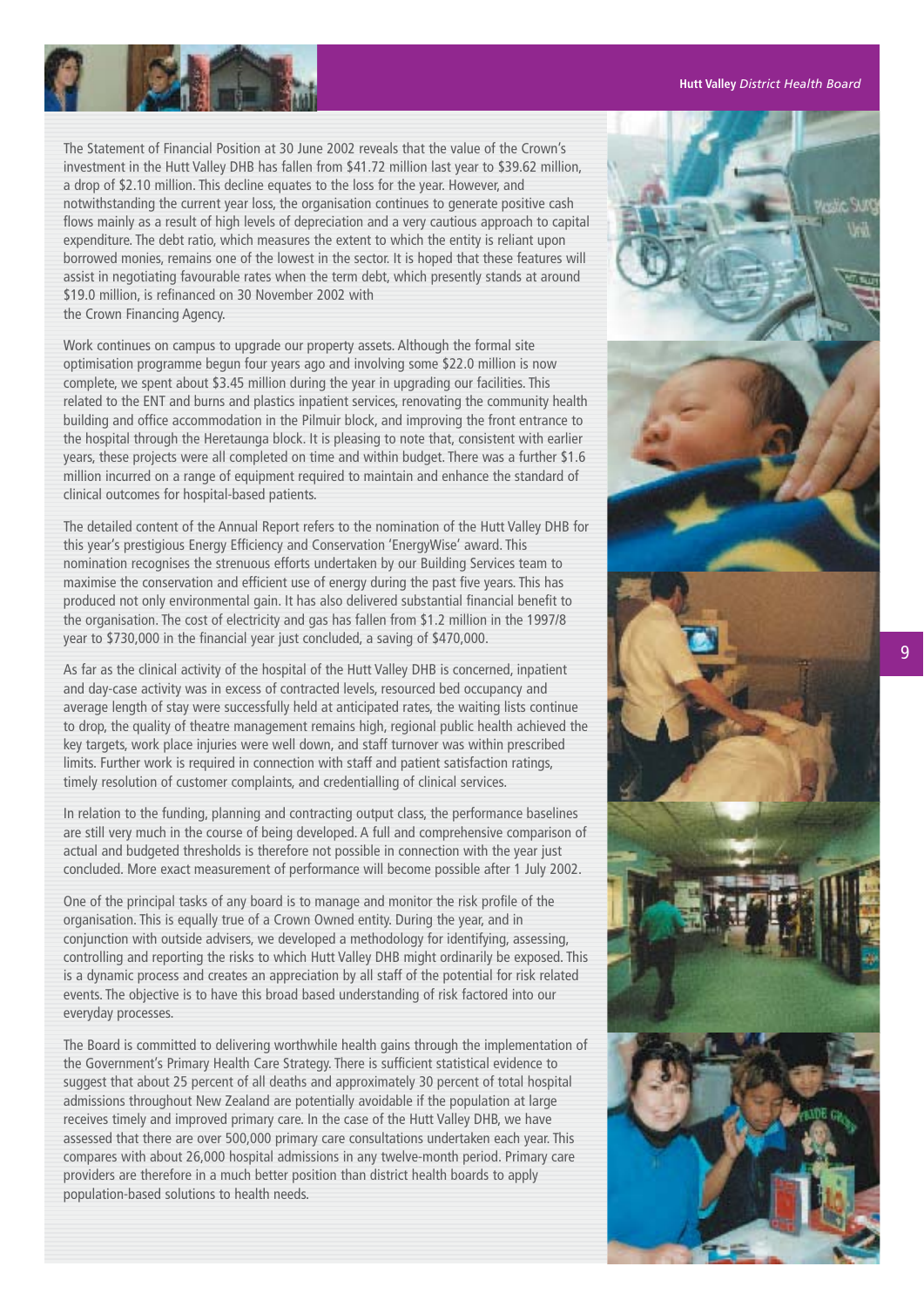The Statement of Financial Position at 30 June 2002 reveals that the value of the Crown's investment in the Hutt Valley DHB has fallen from $41.72 million last year to $39.62 million, a drop of $2.10 million. This decline equates to the loss for the year. However, and notwithstanding the current year loss, the organisation continues to generate positive cash flows mainly as a result of high levels of depreciation and a very cautious approach to capital expenditure. The debt ratio, which measures the extent to which the entity is reliant upon borrowed monies, remains one of the lowest in the sector. It is hoped that these features will assist in negotiating favourable rates when the term debt, which presently stands at around $19.0 million, is refinanced on 30 November 2002 with the Crown Financing Agency.

Work continues on campus to upgrade our property assets. Although the formal site optimisation programme begun four years ago and involving some $22.0 million is now complete, we spent about $3.45 million during the year in upgrading our facilities. This related to the ENT and burns and plastics inpatient services, renovating the community health building and office accommodation in the Pilmuir block, and improving the front entrance to the hospital through the Heretaunga block. It is pleasing to note that, consistent with earlier years, these projects were all completed on time and within budget. There was a further $1.6 million incurred on a range of equipment required to maintain and enhance the standard of clinical outcomes for hospital-based patients.

The detailed content of the Annual Report refers to the nomination of the Hutt Valley DHB for this year's prestigious Energy Efficiency and Conservation 'EnergyWise' award. This nomination recognises the strenuous efforts undertaken by our Building Services team to maximise the conservation and efficient use of energy during the past five years. This has produced not only environmental gain. It has also delivered substantial financial benefit to the organisation. The cost of electricity and gas has fallen from $1.2 million in the 1997/8 year to $730,000 in the financial year just concluded, a saving of $470,000.

As far as the clinical activity of the hospital of the Hutt Valley DHB is concerned, inpatient and day-case activity was in excess of contracted levels, resourced bed occupancy and average length of stay were successfully held at anticipated rates, the waiting lists continue to drop, the quality of theatre management remains high, regional public health achieved the key targets, work place injuries were well down, and staff turnover was within prescribed limits. Further work is required in connection with staff and patient satisfaction ratings, timely resolution of customer complaints, and credentialling of clinical services.

In relation to the funding, planning and contracting output class, the performance baselines are still very much in the course of being developed. A full and comprehensive comparison of actual and budgeted thresholds is therefore not possible in connection with the year just concluded. More exact measurement of performance will become possible after 1 July 2002.

One of the principal tasks of any board is to manage and monitor the risk profile of the organisation. This is equally true of a Crown Owned entity. During the year, and in conjunction with outside advisers, we developed a methodology for identifying, assessing, controlling and reporting the risks to which Hutt Valley DHB might ordinarily be exposed. This is a dynamic process and creates an appreciation by all staff of the potential for risk related events. The objective is to have this broad based understanding of risk factored into our everyday processes.

The Board is committed to delivering worthwhile health gains through the implementation of the Government's Primary Health Care Strategy. There is sufficient statistical evidence to suggest that about 25 percent of all deaths and approximately 30 percent of total hospital admissions throughout New Zealand are potentially avoidable if the population at large receives timely and improved primary care. In the case of the Hutt Valley DHB, we have assessed that there are over 500,000 primary care consultations undertaken each year. This compares with about 26,000 hospital admissions in any twelve-month period. Primary care providers are therefore in a much better position than district health boards to apply population-based solutions to health needs.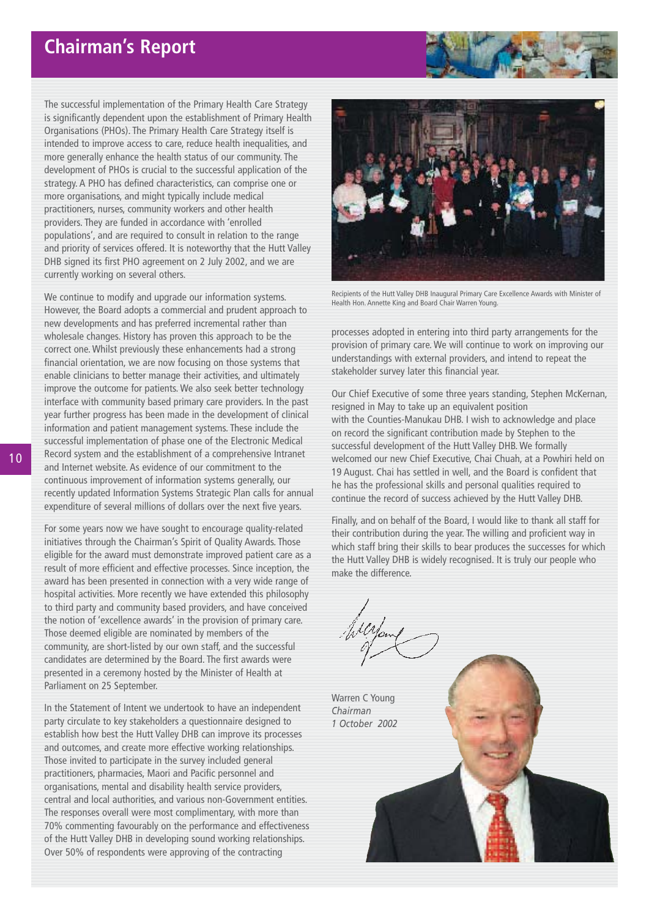# Chairman's Report

The successful implementation of the Primary Health Care Strategy is significantly dependent upon the establishment of Primary Health Organisations (PHOs). The Primary Health Care Strategy itself is intended to improve access to care, reduce health inequalities, and more generally enhance the health status of our community. The development of PHOs is crucial to the successful application of the strategy. A PHO has defined characteristics, can comprise one or more organisations, and might typically include medical practitioners, nurses, community workers and other health providers. They are funded in accordance with 'enrolled populations', and are required to consult in relation to the range and priority of services offered. It is noteworthy that the Hutt Valley DHB signed its first PHO agreement on 2 July 2002, and we are currently working on several others.

We continue to modify and upgrade our information systems. However, the Board adopts a commercial and prudent approach to new developments and has preferred incremental rather than wholesale changes. History has proven this approach to be the correct one. Whilst previously these enhancements had a strong financial orientation, we are now focusing on those systems that enable clinicians to better manage their activities, and ultimately improve the outcome for patients. We also seek better technology interface with community based primary care providers. In the past year further progress has been made in the development of clinical information and patient management systems. These include the successful implementation of phase one of the Electronic Medical Record system and the establishment of a comprehensive Intranet and Internet website. As evidence of our commitment to the continuous improvement of information systems generally, our recently updated Information Systems Strategic Plan calls for annual expenditure of several millions of dollars over the next five years.

For some years now we have sought to encourage quality-related initiatives through the Chairman's Spirit of Quality Awards. Those eligible for the award must demonstrate improved patient care as a result of more efficient and effective processes. Since inception, the award has been presented in connection with a very wide range of hospital activities. More recently we have extended this philosophy to third party and community based providers, and have conceived the notion of 'excellence awards' in the provision of primary care. Those deemed eligible are nominated by members of the community, are short-listed by our own staff, and the successful candidates are determined by the Board. The first awards were presented in a ceremony hosted by the Minister of Health at Parliament on 25 September.

In the Statement of Intent we undertook to have an independent party circulate to key stakeholders a questionnaire designed to establish how best the Hutt Valley DHB can improve its processes and outcomes, and create more effective working relationships. Those invited to participate in the survey included general practitioners, pharmacies, Maori and Pacific personnel and organisations, mental and disability health service providers, central and local authorities, and various non-Government entities. The responses overall were most complimentary, with more than 70% commenting favourably on the performance and effectiveness of the Hutt Valley DHB in developing sound working relationships. Over 50% of respondents were approving of the contracting processes adopted in entering into third party arrangements for the provision of primary care. We will continue to work on improving our understandings with external providers, and intend to repeat the stakeholder survey later this financial year.

Recipients of the Hutt Valley DHB Inaugural Primary Care Excellence Awards with Minister of Health Hon. Annette King and Board Chair Warren Young.

Our Chief Executive of some three years standing, Stephen McKernan, resigned in May to take up an equivalent position with the Counties-Manukau DHB. I wish to acknowledge and place on record the significant contribution made by Stephen to the successful development of the Hutt Valley DHB. We formally welcomed our new Chief Executive, Chai Chuah, at a Powhiri held on 19 August. Chai has settled in well, and the Board is confident that he has the professional skills and personal qualities required to continue the record of success achieved by the Hutt Valley DHB.

Finally, and on behalf of the Board, I would like to thank all staff for their contribution during the year. The willing and proficient way in which staff bring their skills to bear produces the successes for which the Hutt Valley DHB is widely recognised. It is truly our people who make the difference.

Warren C Young
*Chairman*
*1 October 2002*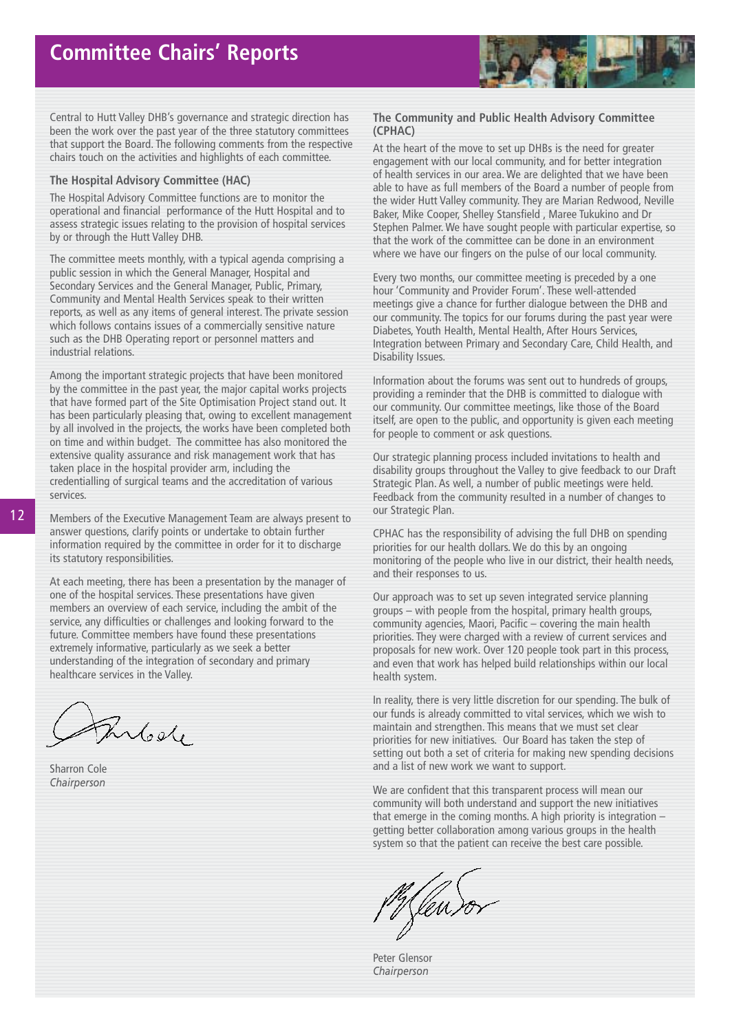# Committee Chairs' Reports

Central to Hutt Valley DHB's governance and strategic direction has been the work over the past year of the three statutory committees that support the Board. The following comments from the respective chairs touch on the activities and highlights of each committee.

### The Hospital Advisory Committee (HAC)

The Hospital Advisory Committee functions are to monitor the operational and financial performance of the Hutt Hospital and to assess strategic issues relating to the provision of hospital services by or through the Hutt Valley DHB.

The committee meets monthly, with a typical agenda comprising a public session in which the General Manager, Hospital and Secondary Services and the General Manager, Public, Primary, Community and Mental Health Services speak to their written reports, as well as any items of general interest. The private session which follows contains issues of a commercially sensitive nature such as the DHB Operating report or personnel matters and industrial relations.

Among the important strategic projects that have been monitored by the committee in the past year, the major capital works projects that have formed part of the Site Optimisation Project stand out. It has been particularly pleasing that, owing to excellent management by all involved in the projects, the works have been completed both on time and within budget. The committee has also monitored the extensive quality assurance and risk management work that has taken place in the hospital provider arm, including the credentialling of surgical teams and the accreditation of various services.

Members of the Executive Management Team are always present to answer questions, clarify points or undertake to obtain further information required by the committee in order for it to discharge its statutory responsibilities.

At each meeting, there has been a presentation by the manager of one of the hospital services. These presentations have given members an overview of each service, including the ambit of the service, any difficulties or challenges and looking forward to the future. Committee members have found these presentations extremely informative, particularly as we seek a better understanding of the integration of secondary and primary healthcare services in the Valley.

Sharron Cole
*Chairperson*

### The Community and Public Health Advisory Committee (CPHAC)

At the heart of the move to set up DHBs is the need for greater engagement with our local community, and for better integration of health services in our area. We are delighted that we have been able to have as full members of the Board a number of people from the wider Hutt Valley community. They are Marian Redwood, Neville Baker, Mike Cooper, Shelley Stansfield , Maree Tukukino and Dr Stephen Palmer. We have sought people with particular expertise, so that the work of the committee can be done in an environment where we have our fingers on the pulse of our local community.

Every two months, our committee meeting is preceded by a one hour 'Community and Provider Forum'. These well-attended meetings give a chance for further dialogue between the DHB and our community. The topics for our forums during the past year were Diabetes, Youth Health, Mental Health, After Hours Services, Integration between Primary and Secondary Care, Child Health, and Disability Issues.

Information about the forums was sent out to hundreds of groups, providing a reminder that the DHB is committed to dialogue with our community. Our committee meetings, like those of the Board itself, are open to the public, and opportunity is given each meeting for people to comment or ask questions.

Our strategic planning process included invitations to health and disability groups throughout the Valley to give feedback to our Draft Strategic Plan. As well, a number of public meetings were held. Feedback from the community resulted in a number of changes to our Strategic Plan.

CPHAC has the responsibility of advising the full DHB on spending priorities for our health dollars. We do this by an ongoing monitoring of the people who live in our district, their health needs, and their responses to us.

Our approach was to set up seven integrated service planning groups – with people from the hospital, primary health groups, community agencies, Maori, Pacific – covering the main health priorities. They were charged with a review of current services and proposals for new work. Over 120 people took part in this process, and even that work has helped build relationships within our local health system.

In reality, there is very little discretion for our spending. The bulk of our funds is already committed to vital services, which we wish to maintain and strengthen. This means that we must set clear priorities for new initiatives. Our Board has taken the step of setting out both a set of criteria for making new spending decisions and a list of new work we want to support.

We are confident that this transparent process will mean our community will both understand and support the new initiatives that emerge in the coming months. A high priority is integration – getting better collaboration among various groups in the health system so that the patient can receive the best care possible.

Peter Glensor
*Chairperson*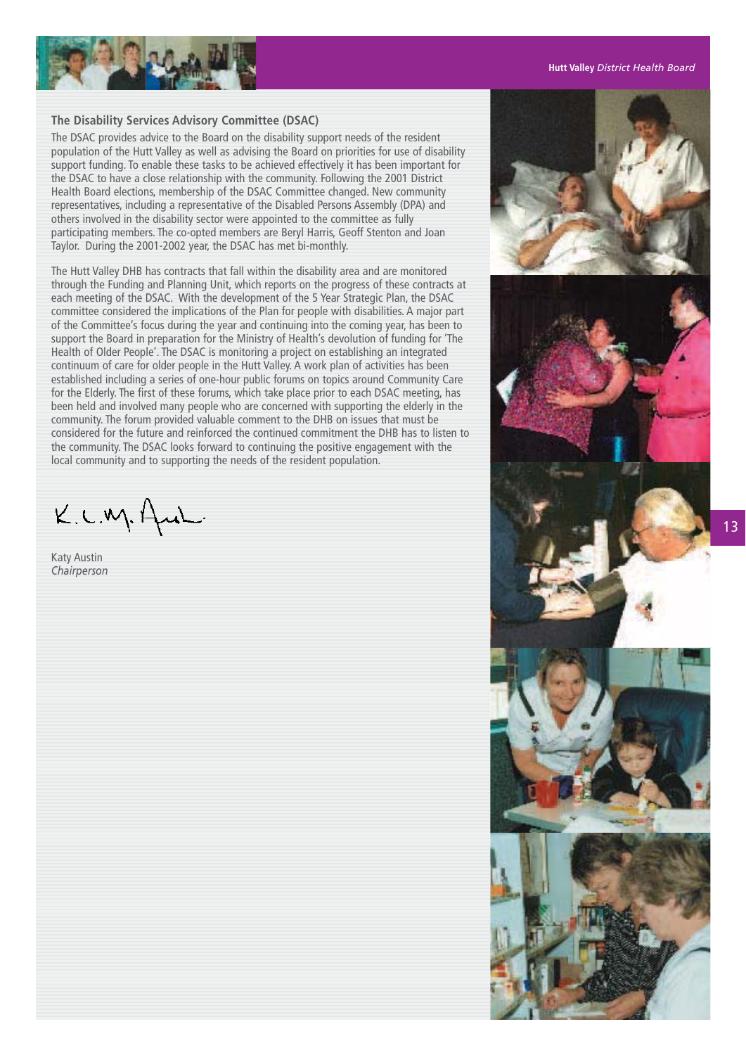### The Disability Services Advisory Committee (DSAC)

The DSAC provides advice to the Board on the disability support needs of the resident population of the Hutt Valley as well as advising the Board on priorities for use of disability support funding. To enable these tasks to be achieved effectively it has been important for the DSAC to have a close relationship with the community. Following the 2001 District Health Board elections, membership of the DSAC Committee changed. New community representatives, including a representative of the Disabled Persons Assembly (DPA) and others involved in the disability sector were appointed to the committee as fully participating members. The co-opted members are Beryl Harris, Geoff Stenton and Joan Taylor. During the 2001-2002 year, the DSAC has met bi-monthly.

The Hutt Valley DHB has contracts that fall within the disability area and are monitored through the Funding and Planning Unit, which reports on the progress of these contracts at each meeting of the DSAC. With the development of the 5 Year Strategic Plan, the DSAC committee considered the implications of the Plan for people with disabilities. A major part of the Committee's focus during the year and continuing into the coming year, has been to support the Board in preparation for the Ministry of Health's devolution of funding for 'The Health of Older People'. The DSAC is monitoring a project on establishing an integrated continuum of care for older people in the Hutt Valley. A work plan of activities has been established including a series of one-hour public forums on topics around Community Care for the Elderly. The first of these forums, which take place prior to each DSAC meeting, has been held and involved many people who are concerned with supporting the elderly in the community. The forum provided valuable comment to the DHB on issues that must be considered for the future and reinforced the continued commitment the DHB has to listen to the community. The DSAC looks forward to continuing the positive engagement with the local community and to supporting the needs of the resident population.

K.L.M. Austin

Katy Austin
*Chairperson*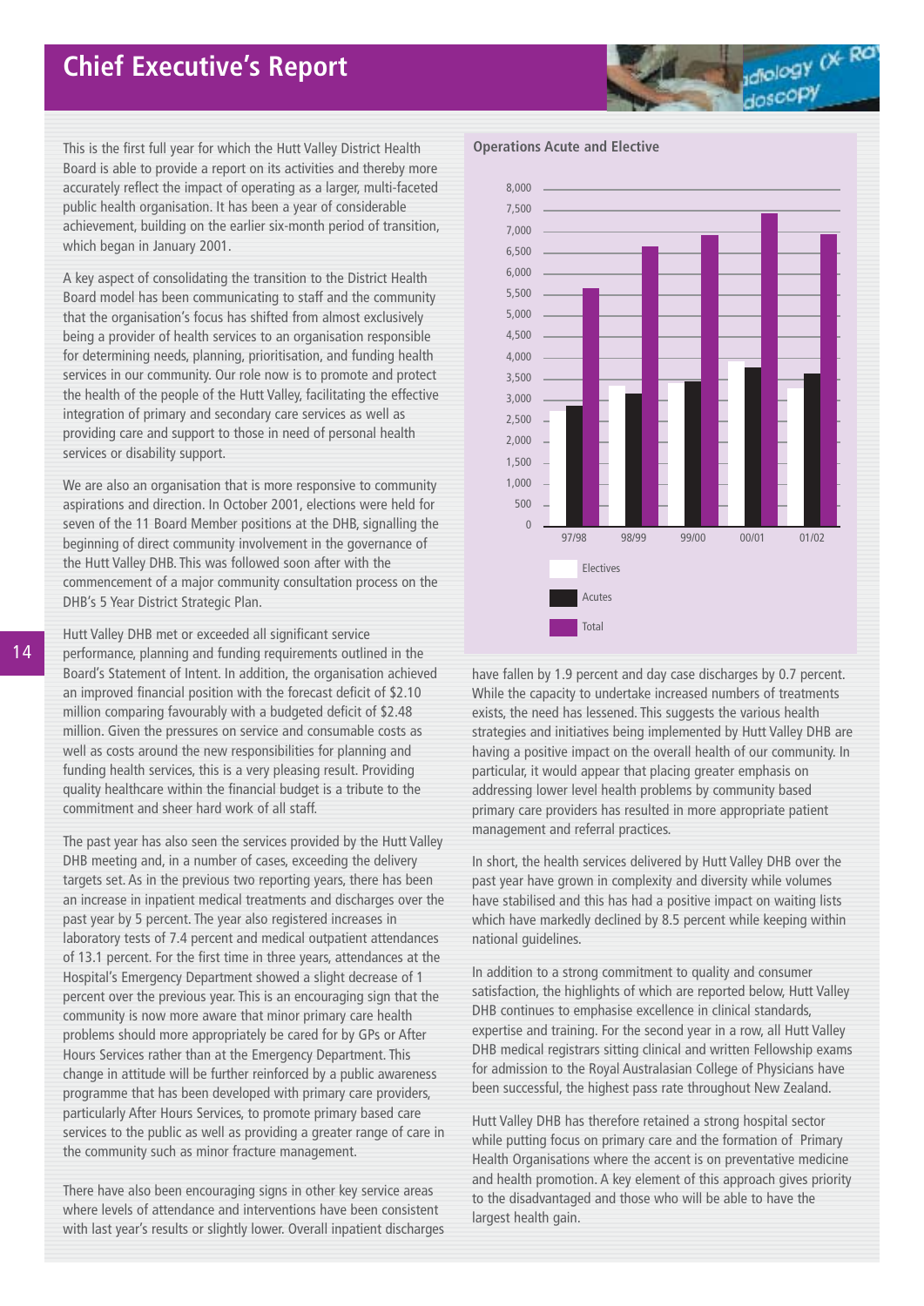# Chief Executive's Report

This is the first full year for which the Hutt Valley District Health Board is able to provide a report on its activities and thereby more accurately reflect the impact of operating as a larger, multi-faceted public health organisation. It has been a year of considerable achievement, building on the earlier six-month period of transition, which began in January 2001.

A key aspect of consolidating the transition to the District Health Board model has been communicating to staff and the community that the organisation's focus has shifted from almost exclusively being a provider of health services to an organisation responsible for determining needs, planning, prioritisation, and funding health services in our community. Our role now is to promote and protect the health of the people of the Hutt Valley, facilitating the effective integration of primary and secondary care services as well as providing care and support to those in need of personal health services or disability support.

We are also an organisation that is more responsive to community aspirations and direction. In October 2001, elections were held for seven of the 11 Board Member positions at the DHB, signalling the beginning of direct community involvement in the governance of the Hutt Valley DHB. This was followed soon after with the commencement of a major community consultation process on the DHB's 5 Year District Strategic Plan.

Hutt Valley DHB met or exceeded all significant service performance, planning and funding requirements outlined in the Board's Statement of Intent. In addition, the organisation achieved an improved financial position with the forecast deficit of $2.10 million comparing favourably with a budgeted deficit of $2.48 million. Given the pressures on service and consumable costs as well as costs around the new responsibilities for planning and funding health services, this is a very pleasing result. Providing quality healthcare within the financial budget is a tribute to the commitment and sheer hard work of all staff.

The past year has also seen the services provided by the Hutt Valley DHB meeting and, in a number of cases, exceeding the delivery targets set. As in the previous two reporting years, there has been an increase in inpatient medical treatments and discharges over the past year by 5 percent. The year also registered increases in laboratory tests of 7.4 percent and medical outpatient attendances of 13.1 percent. For the first time in three years, attendances at the Hospital's Emergency Department showed a slight decrease of 1 percent over the previous year. This is an encouraging sign that the community is now more aware that minor primary care health problems should more appropriately be cared for by GPs or After Hours Services rather than at the Emergency Department. This change in attitude will be further reinforced by a public awareness programme that has been developed with primary care providers, particularly After Hours Services, to promote primary based care services to the public as well as providing a greater range of care in the community such as minor fracture management.

There have also been encouraging signs in other key service areas where levels of attendance and interventions have been consistent with last year's results or slightly lower. Overall inpatient discharges have fallen by 1.9 percent and day case discharges by 0.7 percent. While the capacity to undertake increased numbers of treatments exists, the need has lessened. This suggests the various health strategies and initiatives being implemented by Hutt Valley DHB are having a positive impact on the overall health of our community. In particular, it would appear that placing greater emphasis on addressing lower level health problems by community based primary care providers has resulted in more appropriate patient management and referral practices.

**Operations Acute and Elective**

| Year | Electives | Acutes | Total |
|---|---|---|---|
| 97/98 | ~2,750 | ~2,850 | ~5,650 |
| 98/99 | ~3,350 | ~3,150 | ~6,650 |
| 99/00 | ~3,400 | ~3,450 | ~6,900 |
| 00/01 | ~3,900 | ~3,800 | ~7,450 |
| 01/02 | ~3,300 | ~3,600 | ~6,950 |

In short, the health services delivered by Hutt Valley DHB over the past year have grown in complexity and diversity while volumes have stabilised and this has had a positive impact on waiting lists which have markedly declined by 8.5 percent while keeping within national guidelines.

In addition to a strong commitment to quality and consumer satisfaction, the highlights of which are reported below, Hutt Valley DHB continues to emphasise excellence in clinical standards, expertise and training. For the second year in a row, all Hutt Valley DHB medical registrars sitting clinical and written Fellowship exams for admission to the Royal Australasian College of Physicians have been successful, the highest pass rate throughout New Zealand.

Hutt Valley DHB has therefore retained a strong hospital sector while putting focus on primary care and the formation of Primary Health Organisations where the accent is on preventative medicine and health promotion. A key element of this approach gives priority to the disadvantaged and those who will be able to have the largest health gain.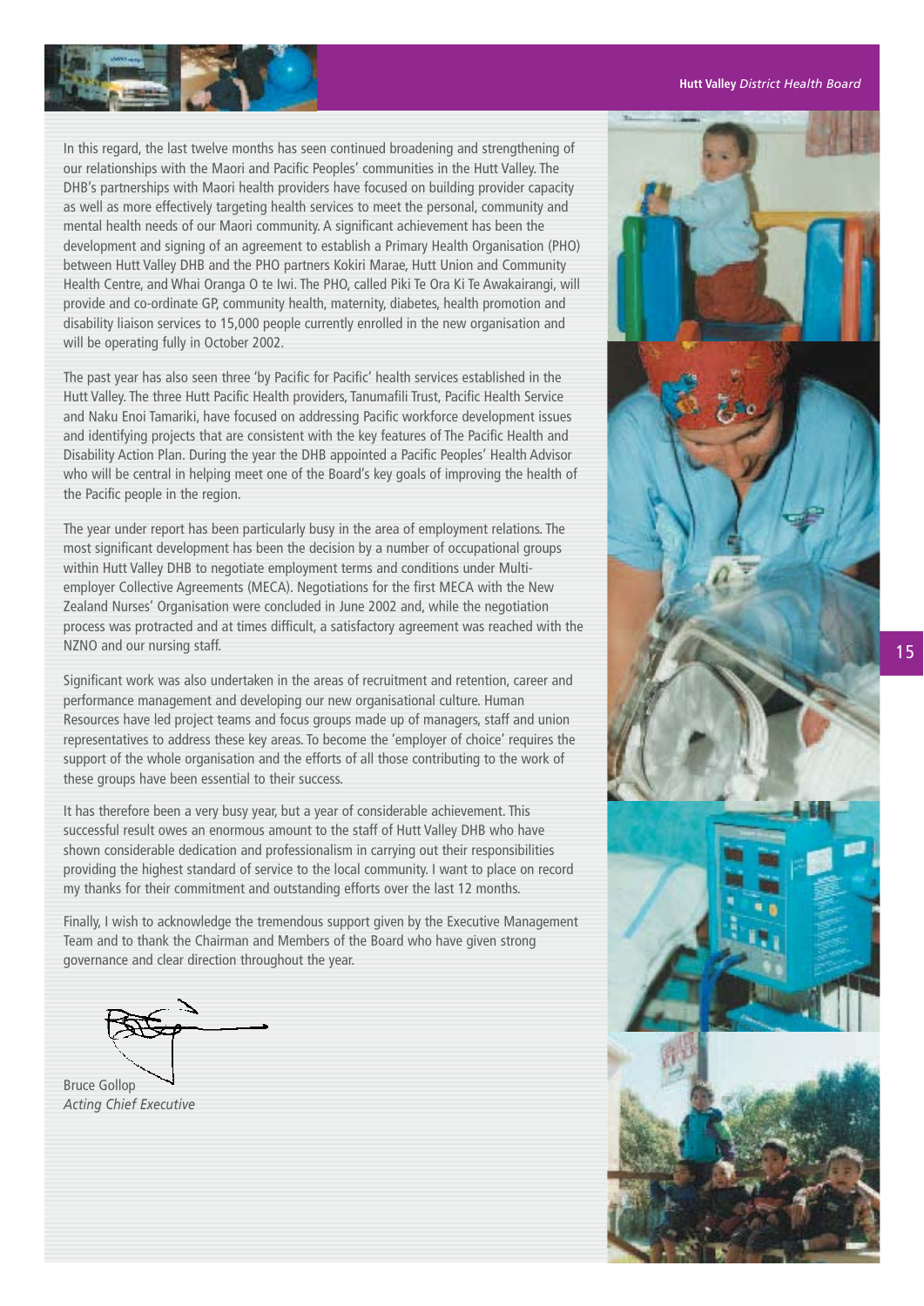In this regard, the last twelve months has seen continued broadening and strengthening of our relationships with the Maori and Pacific Peoples' communities in the Hutt Valley. The DHB's partnerships with Maori health providers have focused on building provider capacity as well as more effectively targeting health services to meet the personal, community and mental health needs of our Maori community. A significant achievement has been the development and signing of an agreement to establish a Primary Health Organisation (PHO) between Hutt Valley DHB and the PHO partners Kokiri Marae, Hutt Union and Community Health Centre, and Whai Oranga O te Iwi. The PHO, called Piki Te Ora Ki Te Awakairangi, will provide and co-ordinate GP, community health, maternity, diabetes, health promotion and disability liaison services to 15,000 people currently enrolled in the new organisation and will be operating fully in October 2002.

The past year has also seen three 'by Pacific for Pacific' health services established in the Hutt Valley. The three Hutt Pacific Health providers, Tanumafili Trust, Pacific Health Service and Naku Enoi Tamariki, have focused on addressing Pacific workforce development issues and identifying projects that are consistent with the key features of The Pacific Health and Disability Action Plan. During the year the DHB appointed a Pacific Peoples' Health Advisor who will be central in helping meet one of the Board's key goals of improving the health of the Pacific people in the region.

The year under report has been particularly busy in the area of employment relations. The most significant development has been the decision by a number of occupational groups within Hutt Valley DHB to negotiate employment terms and conditions under Multi-employer Collective Agreements (MECA). Negotiations for the first MECA with the New Zealand Nurses' Organisation were concluded in June 2002 and, while the negotiation process was protracted and at times difficult, a satisfactory agreement was reached with the NZNO and our nursing staff.

Significant work was also undertaken in the areas of recruitment and retention, career and performance management and developing our new organisational culture. Human Resources have led project teams and focus groups made up of managers, staff and union representatives to address these key areas. To become the 'employer of choice' requires the support of the whole organisation and the efforts of all those contributing to the work of these groups have been essential to their success.

It has therefore been a very busy year, but a year of considerable achievement. This successful result owes an enormous amount to the staff of Hutt Valley DHB who have shown considerable dedication and professionalism in carrying out their responsibilities providing the highest standard of service to the local community. I want to place on record my thanks for their commitment and outstanding efforts over the last 12 months.

Finally, I wish to acknowledge the tremendous support given by the Executive Management Team and to thank the Chairman and Members of the Board who have given strong governance and clear direction throughout the year.

Bruce Gollop
*Acting Chief Executive*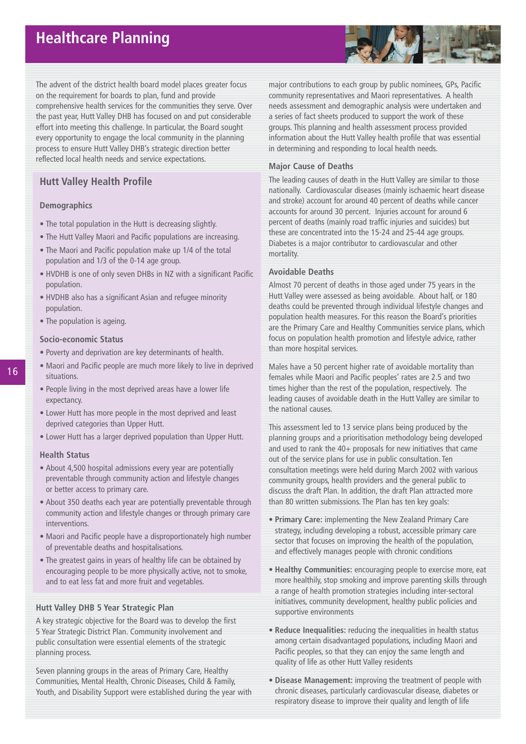# Healthcare Planning

The advent of the district health board model places greater focus on the requirement for boards to plan, fund and provide comprehensive health services for the communities they serve. Over the past year, Hutt Valley DHB has focused on and put considerable effort into meeting this challenge. In particular, the Board sought every opportunity to engage the local community in the planning process to ensure Hutt Valley DHB's strategic direction better reflected local health needs and service expectations.

## Hutt Valley Health Profile

### Demographics

- The total population in the Hutt is decreasing slightly.
- The Hutt Valley Maori and Pacific populations are increasing.
- The Maori and Pacific population make up 1/4 of the total population and 1/3 of the 0-14 age group.
- HVDHB is one of only seven DHBs in NZ with a significant Pacific population.
- HVDHB also has a significant Asian and refugee minority population.
- The population is ageing.

### Socio-economic Status

- Poverty and deprivation are key determinants of health.
- Maori and Pacific people are much more likely to live in deprived situations.
- People living in the most deprived areas have a lower life expectancy.
- Lower Hutt has more people in the most deprived and least deprived categories than Upper Hutt.
- Lower Hutt has a larger deprived population than Upper Hutt.

### Health Status

- About 4,500 hospital admissions every year are potentially preventable through community action and lifestyle changes or better access to primary care.
- About 350 deaths each year are potentially preventable through community action and lifestyle changes or through primary care interventions.
- Maori and Pacific people have a disproportionately high number of preventable deaths and hospitalisations.
- The greatest gains in years of healthy life can be obtained by encouraging people to be more physically active, not to smoke, and to eat less fat and more fruit and vegetables.

## Hutt Valley DHB 5 Year Strategic Plan

A key strategic objective for the Board was to develop the first 5 Year Strategic District Plan. Community involvement and public consultation were essential elements of the strategic planning process.

Seven planning groups in the areas of Primary Care, Healthy Communities, Mental Health, Chronic Diseases, Child & Family, Youth, and Disability Support were established during the year with major contributions to each group by public nominees, GPs, Pacific community representatives and Maori representatives. A health needs assessment and demographic analysis were undertaken and a series of fact sheets produced to support the work of these groups. This planning and health assessment process provided information about the Hutt Valley health profile that was essential in determining and responding to local health needs.

### Major Cause of Deaths

The leading causes of death in the Hutt Valley are similar to those nationally. Cardiovascular diseases (mainly ischaemic heart disease and stroke) account for around 40 percent of deaths while cancer accounts for around 30 percent. Injuries account for around 6 percent of deaths (mainly road traffic injuries and suicides) but these are concentrated into the 15-24 and 25-44 age groups. Diabetes is a major contributor to cardiovascular and other mortality.

### Avoidable Deaths

Almost 70 percent of deaths in those aged under 75 years in the Hutt Valley were assessed as being avoidable. About half, or 180 deaths could be prevented through individual lifestyle changes and population health measures. For this reason the Board's priorities are the Primary Care and Healthy Communities service plans, which focus on population health promotion and lifestyle advice, rather than more hospital services.

Males have a 50 percent higher rate of avoidable mortality than females while Maori and Pacific peoples' rates are 2.5 and two times higher than the rest of the population, respectively. The leading causes of avoidable death in the Hutt Valley are similar to the national causes.

This assessment led to 13 service plans being produced by the planning groups and a prioritisation methodology being developed and used to rank the 40+ proposals for new initiatives that came out of the service plans for use in public consultation. Ten consultation meetings were held during March 2002 with various community groups, health providers and the general public to discuss the draft Plan. In addition, the draft Plan attracted more than 80 written submissions. The Plan has ten key goals:

- **Primary Care:** implementing the New Zealand Primary Care strategy, including developing a robust, accessible primary care sector that focuses on improving the health of the population, and effectively manages people with chronic conditions
- **Healthy Communities:** encouraging people to exercise more, eat more healthily, stop smoking and improve parenting skills through a range of health promotion strategies including inter-sectoral initiatives, community development, healthy public policies and supportive environments
- **Reduce Inequalities:** reducing the inequalities in health status among certain disadvantaged populations, including Maori and Pacific peoples, so that they can enjoy the same length and quality of life as other Hutt Valley residents
- **Disease Management:** improving the treatment of people with chronic diseases, particularly cardiovascular disease, diabetes or respiratory disease to improve their quality and length of life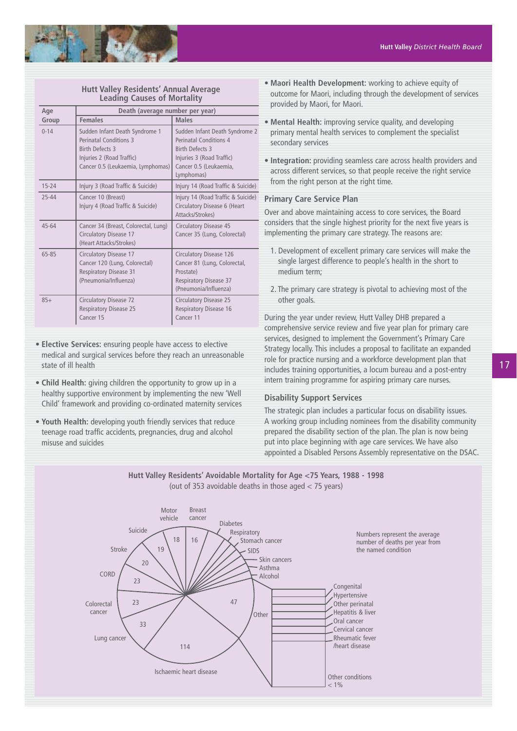### Hutt Valley Residents' Annual Average Leading Causes of Mortality

| Age Group | Death (average number per year) | |
|---|---|---|
| | **Females** | **Males** |
| 0-14 | Sudden Infant Death Syndrome 1<br>Perinatal Conditions 3<br>Birth Defects 3<br>Injuries 2 (Road Traffic)<br>Cancer 0.5 (Leukaemia, Lymphomas) | Sudden Infant Death Syndrome 2<br>Perinatal Conditions 4<br>Birth Defects 3<br>Injuries 3 (Road Traffic)<br>Cancer 0.5 (Leukaemia, Lymphomas) |
| 15-24 | Injury 3 (Road Traffic & Suicide) | Injury 14 (Road Traffic & Suicide) |
| 25-44 | Cancer 10 (Breast)<br>Injury 4 (Road Traffic & Suicide) | Injury 14 (Road Traffic & Suicide)<br>Circulatory Disease 6 (Heart Attacks/Strokes) |
| 45-64 | Cancer 34 (Breast, Colorectal, Lung)<br>Circulatory Disease 17 (Heart Attacks/Strokes) | Circulatory Disease 45<br>Cancer 35 (Lung, Colorectal) |
| 65-85 | Circulatory Disease 17<br>Cancer 120 (Lung, Colorectal)<br>Respiratory Disease 31 (Pneumonia/Influenza) | Circulatory Disease 126<br>Cancer 81 (Lung, Colorectal, Prostate)<br>Respiratory Disease 37 (Pneumonia/Influenza) |
| 85+ | Circulatory Disease 72<br>Respiratory Disease 25<br>Cancer 15 | Circulatory Disease 25<br>Respiratory Disease 16<br>Cancer 11 |

- **Elective Services:** ensuring people have access to elective medical and surgical services before they reach an unreasonable state of ill health
- **Child Health:** giving children the opportunity to grow up in a healthy supportive environment by implementing the new 'Well Child' framework and providing co-ordinated maternity services
- **Youth Health:** developing youth friendly services that reduce teenage road traffic accidents, pregnancies, drug and alcohol misuse and suicides
- **Maori Health Development:** working to achieve equity of outcome for Maori, including through the development of services provided by Maori, for Maori.
- **Mental Health:** improving service quality, and developing primary mental health services to complement the specialist secondary services
- **Integration:** providing seamless care across health providers and across different services, so that people receive the right service from the right person at the right time.

### Primary Care Service Plan

Over and above maintaining access to core services, the Board considers that the single highest priority for the next five years is implementing the primary care strategy. The reasons are:

1. Development of excellent primary care services will make the single largest difference to people's health in the short to medium term;
2. The primary care strategy is pivotal to achieving most of the other goals.

During the year under review, Hutt Valley DHB prepared a comprehensive service review and five year plan for primary care services, designed to implement the Government's Primary Care Strategy locally. This includes a proposal to facilitate an expanded role for practice nursing and a workforce development plan that includes training opportunities, a locum bureau and a post-entry intern training programme for aspiring primary care nurses.

### Disability Support Services

The strategic plan includes a particular focus on disability issues. A working group including nominees from the disability community prepared the disability section of the plan. The plan is now being put into place beginning with age care services. We have also appointed a Disabled Persons Assembly representative on the DSAC.

### Hutt Valley Residents' Avoidable Mortality for Age <75 Years, 1988 - 1998

(out of 353 avoidable deaths in those aged < 75 years)

Numbers represent the average number of deaths per year from the named condition

| Condition | Deaths |
|---|---|
| Ischaemic heart disease | 114 |
| Lung cancer | 33 |
| Colorectal cancer | 23 |
| CORD | 23 |
| Stroke | 20 |
| Suicide | 19 |
| Motor vehicle | 18 |
| Breast cancer | 16 |
| Diabetes | |
| Respiratory | |
| Stomach cancer | |
| SIDS | |
| Skin cancers | |
| Asthma | |
| Alcohol | |
| Other | 47 |

Other: Congenital; Hypertensive; Other perinatal; Hepatitis & liver; Oral cancer; Cervical cancer; Rheumatic fever /heart disease; Other conditions < 1%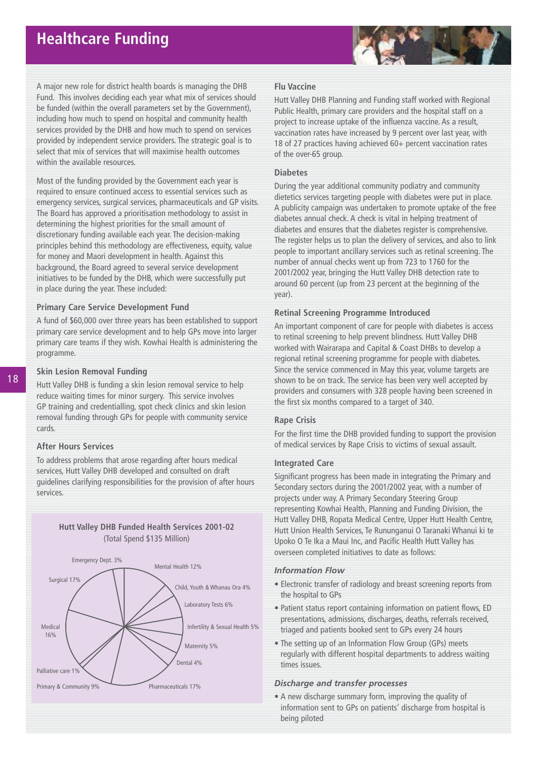# Healthcare Funding

A major new role for district health boards is managing the DHB Fund. This involves deciding each year what mix of services should be funded (within the overall parameters set by the Government), including how much to spend on hospital and community health services provided by the DHB and how much to spend on services provided by independent service providers. The strategic goal is to select that mix of services that will maximise health outcomes within the available resources.

Most of the funding provided by the Government each year is required to ensure continued access to essential services such as emergency services, surgical services, pharmaceuticals and GP visits. The Board has approved a prioritisation methodology to assist in determining the highest priorities for the small amount of discretionary funding available each year. The decision-making principles behind this methodology are effectiveness, equity, value for money and Maori development in health. Against this background, the Board agreed to several service development initiatives to be funded by the DHB, which were successfully put in place during the year. These included:

### Primary Care Service Development Fund

A fund of $60,000 over three years has been established to support primary care service development and to help GPs move into larger primary care teams if they wish. Kowhai Health is administering the programme.

### Skin Lesion Removal Funding

Hutt Valley DHB is funding a skin lesion removal service to help reduce waiting times for minor surgery. This service involves GP training and credentialling, spot check clinics and skin lesion removal funding through GPs for people with community service cards.

### After Hours Services

To address problems that arose regarding after hours medical services, Hutt Valley DHB developed and consulted on draft guidelines clarifying responsibilities for the provision of after hours services.

**Hutt Valley DHB Funded Health Services 2001-02**
(Total Spend $135 Million)

| Service | Share |
|---|---|
| Emergency Dept. | 3% |
| Mental Health | 12% |
| Child, Youth & Whanau Ora | 4% |
| Laboratory Tests | 6% |
| Infertility & Sexual Health | 5% |
| Maternity | 5% |
| Dental | 4% |
| Pharmaceuticals | 17% |
| Primary & Community | 9% |
| Palliative care | 1% |
| Medical | 16% |
| Surgical | 17% |

### Flu Vaccine

Hutt Valley DHB Planning and Funding staff worked with Regional Public Health, primary care providers and the hospital staff on a project to increase uptake of the influenza vaccine. As a result, vaccination rates have increased by 9 percent over last year, with 18 of 27 practices having achieved 60+ percent vaccination rates of the over-65 group.

### Diabetes

During the year additional community podiatry and community dietetics services targeting people with diabetes were put in place. A publicity campaign was undertaken to promote uptake of the free diabetes annual check. A check is vital in helping treatment of diabetes and ensures that the diabetes register is comprehensive. The register helps us to plan the delivery of services, and also to link people to important ancillary services such as retinal screening. The number of annual checks went up from 723 to 1760 for the 2001/2002 year, bringing the Hutt Valley DHB detection rate to around 60 percent (up from 23 percent at the beginning of the year).

### Retinal Screening Programme Introduced

An important component of care for people with diabetes is access to retinal screening to help prevent blindness. Hutt Valley DHB worked with Wairarapa and Capital & Coast DHBs to develop a regional retinal screening programme for people with diabetes. Since the service commenced in May this year, volume targets are shown to be on track. The service has been very well accepted by providers and consumers with 328 people having been screened in the first six months compared to a target of 340.

### Rape Crisis

For the first time the DHB provided funding to support the provision of medical services by Rape Crisis to victims of sexual assault.

### Integrated Care

Significant progress has been made in integrating the Primary and Secondary sectors during the 2001/2002 year, with a number of projects under way. A Primary Secondary Steering Group representing Kowhai Health, Planning and Funding Division, the Hutt Valley DHB, Ropata Medical Centre, Upper Hutt Health Centre, Hutt Union Health Services, Te Rununganui O Taranaki Whanui ki te Upoko O Te Ika a Maui Inc, and Pacific Health Hutt Valley has overseen completed initiatives to date as follows:

#### *Information Flow*

- Electronic transfer of radiology and breast screening reports from the hospital to GPs
- Patient status report containing information on patient flows, ED presentations, admissions, discharges, deaths, referrals received, triaged and patients booked sent to GPs every 24 hours
- The setting up of an Information Flow Group (GPs) meets regularly with different hospital departments to address waiting times issues.

#### *Discharge and transfer processes*

- A new discharge summary form, improving the quality of information sent to GPs on patients' discharge from hospital is being piloted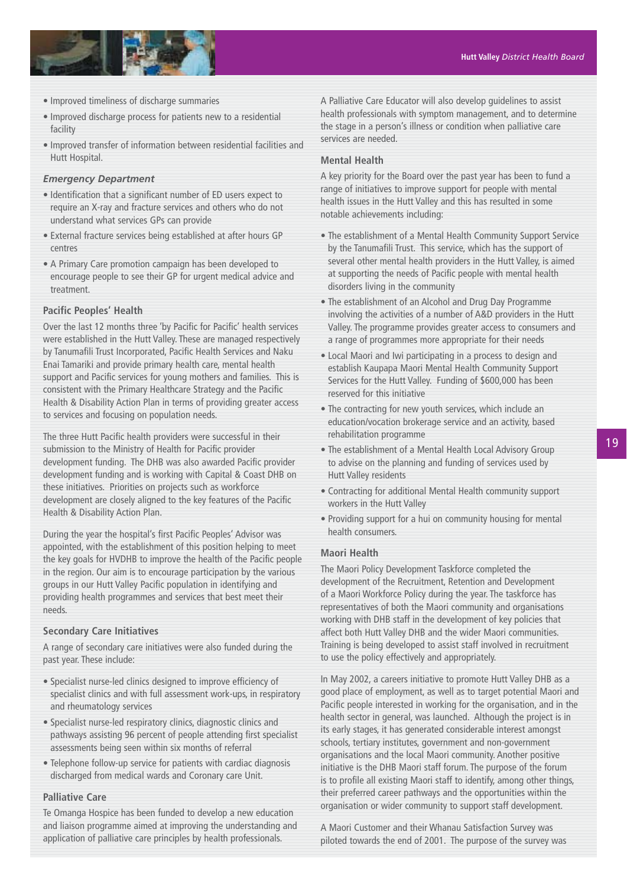- Improved timeliness of discharge summaries
- Improved discharge process for patients new to a residential facility
- Improved transfer of information between residential facilities and Hutt Hospital.

### *Emergency Department*

- Identification that a significant number of ED users expect to require an X-ray and fracture services and others who do not understand what services GPs can provide
- External fracture services being established at after hours GP centres
- A Primary Care promotion campaign has been developed to encourage people to see their GP for urgent medical advice and treatment.

### Pacific Peoples' Health

Over the last 12 months three 'by Pacific for Pacific' health services were established in the Hutt Valley. These are managed respectively by Tanumafili Trust Incorporated, Pacific Health Services and Naku Enai Tamariki and provide primary health care, mental health support and Pacific services for young mothers and families. This is consistent with the Primary Healthcare Strategy and the Pacific Health & Disability Action Plan in terms of providing greater access to services and focusing on population needs.

The three Hutt Pacific health providers were successful in their submission to the Ministry of Health for Pacific provider development funding. The DHB was also awarded Pacific provider development funding and is working with Capital & Coast DHB on these initiatives. Priorities on projects such as workforce development are closely aligned to the key features of the Pacific Health & Disability Action Plan.

During the year the hospital's first Pacific Peoples' Advisor was appointed, with the establishment of this position helping to meet the key goals for HVDHB to improve the health of the Pacific people in the region. Our aim is to encourage participation by the various groups in our Hutt Valley Pacific population in identifying and providing health programmes and services that best meet their needs.

### Secondary Care Initiatives

A range of secondary care initiatives were also funded during the past year. These include:

- Specialist nurse-led clinics designed to improve efficiency of specialist clinics and with full assessment work-ups, in respiratory and rheumatology services
- Specialist nurse-led respiratory clinics, diagnostic clinics and pathways assisting 96 percent of people attending first specialist assessments being seen within six months of referral
- Telephone follow-up service for patients with cardiac diagnosis discharged from medical wards and Coronary care Unit.

### Palliative Care

Te Omanga Hospice has been funded to develop a new education and liaison programme aimed at improving the understanding and application of palliative care principles by health professionals.

A Palliative Care Educator will also develop guidelines to assist health professionals with symptom management, and to determine the stage in a person's illness or condition when palliative care services are needed.

### Mental Health

A key priority for the Board over the past year has been to fund a range of initiatives to improve support for people with mental health issues in the Hutt Valley and this has resulted in some notable achievements including:

- The establishment of a Mental Health Community Support Service by the Tanumafili Trust. This service, which has the support of several other mental health providers in the Hutt Valley, is aimed at supporting the needs of Pacific people with mental health disorders living in the community
- The establishment of an Alcohol and Drug Day Programme involving the activities of a number of A&D providers in the Hutt Valley. The programme provides greater access to consumers and a range of programmes more appropriate for their needs
- Local Maori and Iwi participating in a process to design and establish Kaupapa Maori Mental Health Community Support Services for the Hutt Valley. Funding of $600,000 has been reserved for this initiative
- The contracting for new youth services, which include an education/vocation brokerage service and an activity, based rehabilitation programme
- The establishment of a Mental Health Local Advisory Group to advise on the planning and funding of services used by Hutt Valley residents
- Contracting for additional Mental Health community support workers in the Hutt Valley
- Providing support for a hui on community housing for mental health consumers.

### Maori Health

The Maori Policy Development Taskforce completed the development of the Recruitment, Retention and Development of a Maori Workforce Policy during the year. The taskforce has representatives of both the Maori community and organisations working with DHB staff in the development of key policies that affect both Hutt Valley DHB and the wider Maori communities. Training is being developed to assist staff involved in recruitment to use the policy effectively and appropriately.

In May 2002, a careers initiative to promote Hutt Valley DHB as a good place of employment, as well as to target potential Maori and Pacific people interested in working for the organisation, and in the health sector in general, was launched. Although the project is in its early stages, it has generated considerable interest amongst schools, tertiary institutes, government and non-government organisations and the local Maori community. Another positive initiative is the DHB Maori staff forum. The purpose of the forum is to profile all existing Maori staff to identify, among other things, their preferred career pathways and the opportunities within the organisation or wider community to support staff development.

A Maori Customer and their Whanau Satisfaction Survey was piloted towards the end of 2001. The purpose of the survey was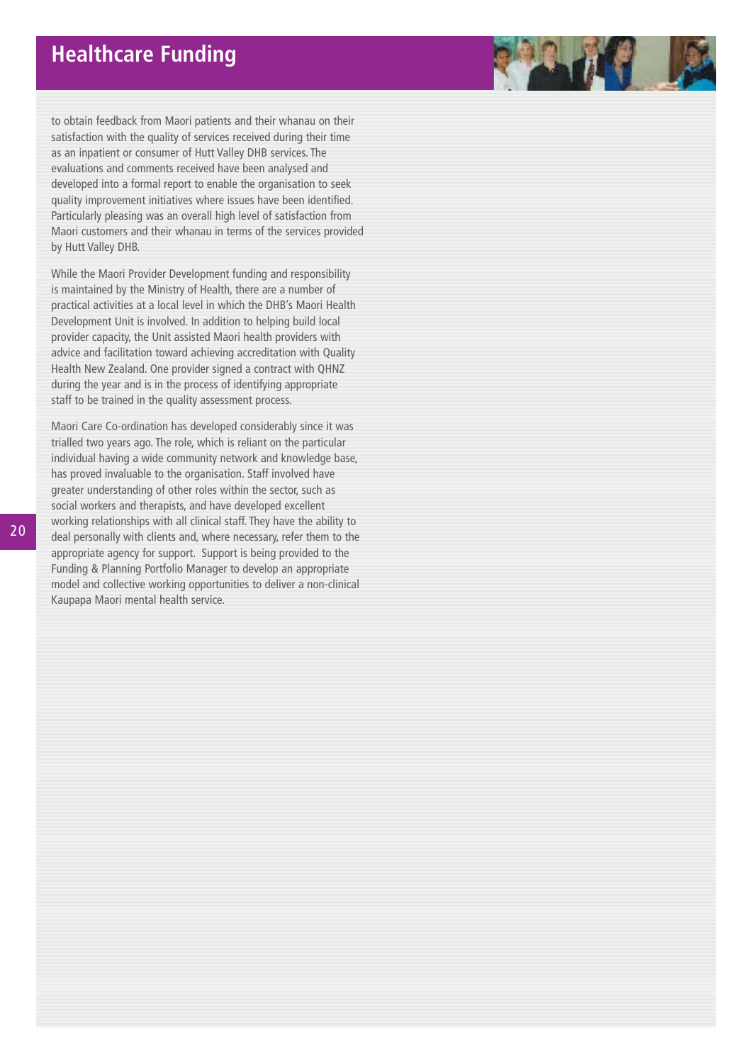to obtain feedback from Maori patients and their whanau on their satisfaction with the quality of services received during their time as an inpatient or consumer of Hutt Valley DHB services. The evaluations and comments received have been analysed and developed into a formal report to enable the organisation to seek quality improvement initiatives where issues have been identified. Particularly pleasing was an overall high level of satisfaction from Maori customers and their whanau in terms of the services provided by Hutt Valley DHB.

While the Maori Provider Development funding and responsibility is maintained by the Ministry of Health, there are a number of practical activities at a local level in which the DHB's Maori Health Development Unit is involved. In addition to helping build local provider capacity, the Unit assisted Maori health providers with advice and facilitation toward achieving accreditation with Quality Health New Zealand. One provider signed a contract with QHNZ during the year and is in the process of identifying appropriate staff to be trained in the quality assessment process.

Maori Care Co-ordination has developed considerably since it was trialled two years ago. The role, which is reliant on the particular individual having a wide community network and knowledge base, has proved invaluable to the organisation. Staff involved have greater understanding of other roles within the sector, such as social workers and therapists, and have developed excellent working relationships with all clinical staff. They have the ability to deal personally with clients and, where necessary, refer them to the appropriate agency for support. Support is being provided to the Funding & Planning Portfolio Manager to develop an appropriate model and collective working opportunities to deliver a non-clinical Kaupapa Maori mental health service.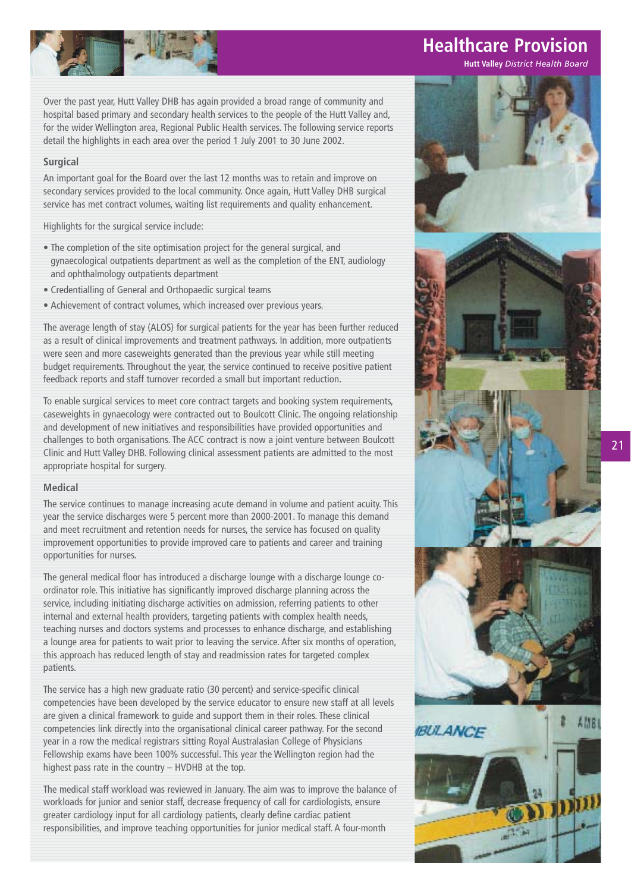# Healthcare Provision

**Hutt Valley** *District Health Board*

Over the past year, Hutt Valley DHB has again provided a broad range of community and hospital based primary and secondary health services to the people of the Hutt Valley and, for the wider Wellington area, Regional Public Health services. The following service reports detail the highlights in each area over the period 1 July 2001 to 30 June 2002.

## Surgical

An important goal for the Board over the last 12 months was to retain and improve on secondary services provided to the local community. Once again, Hutt Valley DHB surgical service has met contract volumes, waiting list requirements and quality enhancement.

Highlights for the surgical service include:

- The completion of the site optimisation project for the general surgical, and gynaecological outpatients department as well as the completion of the ENT, audiology and ophthalmology outpatients department
- Credentialling of General and Orthopaedic surgical teams
- Achievement of contract volumes, which increased over previous years.

The average length of stay (ALOS) for surgical patients for the year has been further reduced as a result of clinical improvements and treatment pathways. In addition, more outpatients were seen and more caseweights generated than the previous year while still meeting budget requirements. Throughout the year, the service continued to receive positive patient feedback reports and staff turnover recorded a small but important reduction.

To enable surgical services to meet core contract targets and booking system requirements, caseweights in gynaecology were contracted out to Boulcott Clinic. The ongoing relationship and development of new initiatives and responsibilities have provided opportunities and challenges to both organisations. The ACC contract is now a joint venture between Boulcott Clinic and Hutt Valley DHB. Following clinical assessment patients are admitted to the most appropriate hospital for surgery.

## Medical

The service continues to manage increasing acute demand in volume and patient acuity. This year the service discharges were 5 percent more than 2000-2001. To manage this demand and meet recruitment and retention needs for nurses, the service has focused on quality improvement opportunities to provide improved care to patients and career and training opportunities for nurses.

The general medical floor has introduced a discharge lounge with a discharge lounge co-ordinator role. This initiative has significantly improved discharge planning across the service, including initiating discharge activities on admission, referring patients to other internal and external health providers, targeting patients with complex health needs, teaching nurses and doctors systems and processes to enhance discharge, and establishing a lounge area for patients to wait prior to leaving the service. After six months of operation, this approach has reduced length of stay and readmission rates for targeted complex patients.

The service has a high new graduate ratio (30 percent) and service-specific clinical competencies have been developed by the service educator to ensure new staff at all levels are given a clinical framework to guide and support them in their roles. These clinical competencies link directly into the organisational clinical career pathway. For the second year in a row the medical registrars sitting Royal Australasian College of Physicians Fellowship exams have been 100% successful. This year the Wellington region had the highest pass rate in the country – HVDHB at the top.

The medical staff workload was reviewed in January. The aim was to improve the balance of workloads for junior and senior staff, decrease frequency of call for cardiologists, ensure greater cardiology input for all cardiology patients, clearly define cardiac patient responsibilities, and improve teaching opportunities for junior medical staff. A four-month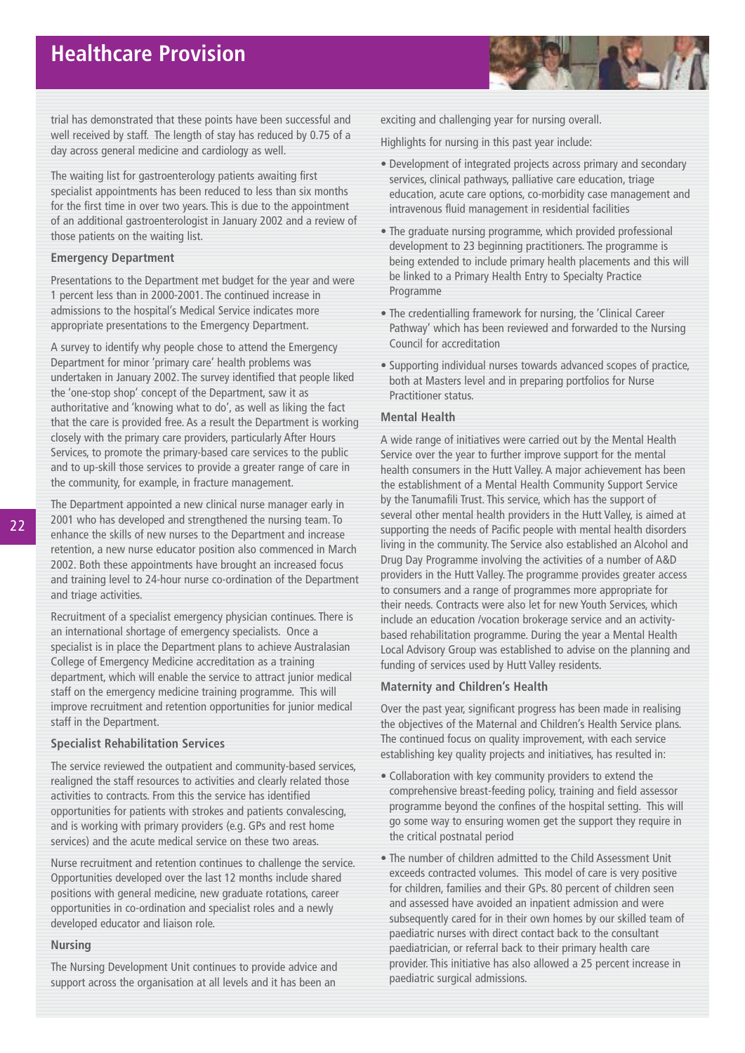trial has demonstrated that these points have been successful and well received by staff. The length of stay has reduced by 0.75 of a day across general medicine and cardiology as well.

The waiting list for gastroenterology patients awaiting first specialist appointments has been reduced to less than six months for the first time in over two years. This is due to the appointment of an additional gastroenterologist in January 2002 and a review of those patients on the waiting list.

### Emergency Department

Presentations to the Department met budget for the year and were 1 percent less than in 2000-2001. The continued increase in admissions to the hospital's Medical Service indicates more appropriate presentations to the Emergency Department.

A survey to identify why people chose to attend the Emergency Department for minor 'primary care' health problems was undertaken in January 2002. The survey identified that people liked the 'one-stop shop' concept of the Department, saw it as authoritative and 'knowing what to do', as well as liking the fact that the care is provided free. As a result the Department is working closely with the primary care providers, particularly After Hours Services, to promote the primary-based care services to the public and to up-skill those services to provide a greater range of care in the community, for example, in fracture management.

The Department appointed a new clinical nurse manager early in 2001 who has developed and strengthened the nursing team. To enhance the skills of new nurses to the Department and increase retention, a new nurse educator position also commenced in March 2002. Both these appointments have brought an increased focus and training level to 24-hour nurse co-ordination of the Department and triage activities.

Recruitment of a specialist emergency physician continues. There is an international shortage of emergency specialists. Once a specialist is in place the Department plans to achieve Australasian College of Emergency Medicine accreditation as a training department, which will enable the service to attract junior medical staff on the emergency medicine training programme. This will improve recruitment and retention opportunities for junior medical staff in the Department.

### Specialist Rehabilitation Services

The service reviewed the outpatient and community-based services, realigned the staff resources to activities and clearly related those activities to contracts. From this the service has identified opportunities for patients with strokes and patients convalescing, and is working with primary providers (e.g. GPs and rest home services) and the acute medical service on these two areas.

Nurse recruitment and retention continues to challenge the service. Opportunities developed over the last 12 months include shared positions with general medicine, new graduate rotations, career opportunities in co-ordination and specialist roles and a newly developed educator and liaison role.

### Nursing

The Nursing Development Unit continues to provide advice and support across the organisation at all levels and it has been an exciting and challenging year for nursing overall.

Highlights for nursing in this past year include:

- Development of integrated projects across primary and secondary services, clinical pathways, palliative care education, triage education, acute care options, co-morbidity case management and intravenous fluid management in residential facilities
- The graduate nursing programme, which provided professional development to 23 beginning practitioners. The programme is being extended to include primary health placements and this will be linked to a Primary Health Entry to Specialty Practice Programme
- The credentialling framework for nursing, the 'Clinical Career Pathway' which has been reviewed and forwarded to the Nursing Council for accreditation
- Supporting individual nurses towards advanced scopes of practice, both at Masters level and in preparing portfolios for Nurse Practitioner status.

### Mental Health

A wide range of initiatives were carried out by the Mental Health Service over the year to further improve support for the mental health consumers in the Hutt Valley. A major achievement has been the establishment of a Mental Health Community Support Service by the Tanumafili Trust. This service, which has the support of several other mental health providers in the Hutt Valley, is aimed at supporting the needs of Pacific people with mental health disorders living in the community. The Service also established an Alcohol and Drug Day Programme involving the activities of a number of A&D providers in the Hutt Valley. The programme provides greater access to consumers and a range of programmes more appropriate for their needs. Contracts were also let for new Youth Services, which include an education /vocation brokerage service and an activity-based rehabilitation programme. During the year a Mental Health Local Advisory Group was established to advise on the planning and funding of services used by Hutt Valley residents.

### Maternity and Children's Health

Over the past year, significant progress has been made in realising the objectives of the Maternal and Children's Health Service plans. The continued focus on quality improvement, with each service establishing key quality projects and initiatives, has resulted in:

- Collaboration with key community providers to extend the comprehensive breast-feeding policy, training and field assessor programme beyond the confines of the hospital setting. This will go some way to ensuring women get the support they require in the critical postnatal period
- The number of children admitted to the Child Assessment Unit exceeds contracted volumes. This model of care is very positive for children, families and their GPs. 80 percent of children seen and assessed have avoided an inpatient admission and were subsequently cared for in their own homes by our skilled team of paediatric nurses with direct contact back to the consultant paediatrician, or referral back to their primary health care provider. This initiative has also allowed a 25 percent increase in paediatric surgical admissions.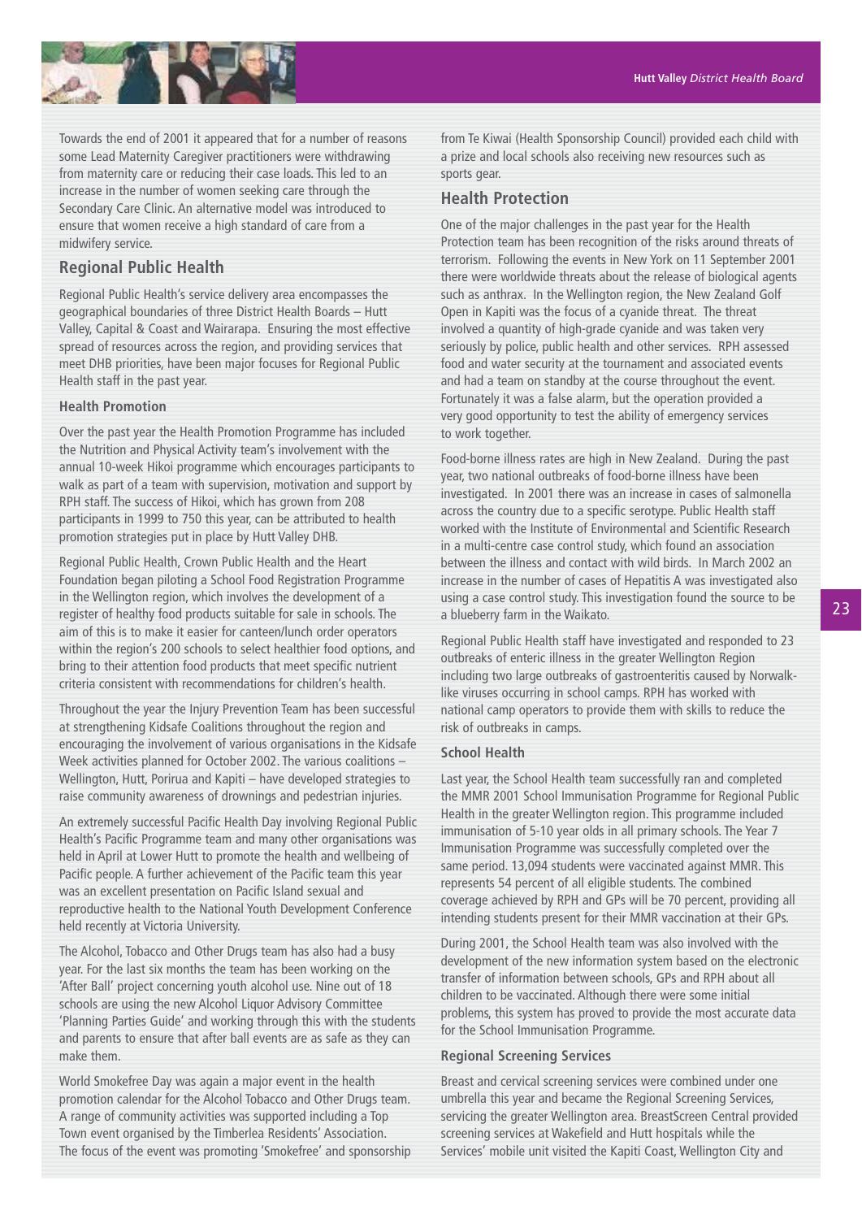Towards the end of 2001 it appeared that for a number of reasons some Lead Maternity Caregiver practitioners were withdrawing from maternity care or reducing their case loads. This led to an increase in the number of women seeking care through the Secondary Care Clinic. An alternative model was introduced to ensure that women receive a high standard of care from a midwifery service.

## Regional Public Health

Regional Public Health's service delivery area encompasses the geographical boundaries of three District Health Boards – Hutt Valley, Capital & Coast and Wairarapa. Ensuring the most effective spread of resources across the region, and providing services that meet DHB priorities, have been major focuses for Regional Public Health staff in the past year.

### Health Promotion

Over the past year the Health Promotion Programme has included the Nutrition and Physical Activity team's involvement with the annual 10-week Hikoi programme which encourages participants to walk as part of a team with supervision, motivation and support by RPH staff. The success of Hikoi, which has grown from 208 participants in 1999 to 750 this year, can be attributed to health promotion strategies put in place by Hutt Valley DHB.

Regional Public Health, Crown Public Health and the Heart Foundation began piloting a School Food Registration Programme in the Wellington region, which involves the development of a register of healthy food products suitable for sale in schools. The aim of this is to make it easier for canteen/lunch order operators within the region's 200 schools to select healthier food options, and bring to their attention food products that meet specific nutrient criteria consistent with recommendations for children's health.

Throughout the year the Injury Prevention Team has been successful at strengthening Kidsafe Coalitions throughout the region and encouraging the involvement of various organisations in the Kidsafe Week activities planned for October 2002. The various coalitions – Wellington, Hutt, Porirua and Kapiti – have developed strategies to raise community awareness of drownings and pedestrian injuries.

An extremely successful Pacific Health Day involving Regional Public Health's Pacific Programme team and many other organisations was held in April at Lower Hutt to promote the health and wellbeing of Pacific people. A further achievement of the Pacific team this year was an excellent presentation on Pacific Island sexual and reproductive health to the National Youth Development Conference held recently at Victoria University.

The Alcohol, Tobacco and Other Drugs team has also had a busy year. For the last six months the team has been working on the 'After Ball' project concerning youth alcohol use. Nine out of 18 schools are using the new Alcohol Liquor Advisory Committee 'Planning Parties Guide' and working through this with the students and parents to ensure that after ball events are as safe as they can make them.

World Smokefree Day was again a major event in the health promotion calendar for the Alcohol Tobacco and Other Drugs team. A range of community activities was supported including a Top Town event organised by the Timberlea Residents' Association. The focus of the event was promoting 'Smokefree' and sponsorship from Te Kiwai (Health Sponsorship Council) provided each child with a prize and local schools also receiving new resources such as sports gear.

## Health Protection

One of the major challenges in the past year for the Health Protection team has been recognition of the risks around threats of terrorism. Following the events in New York on 11 September 2001 there were worldwide threats about the release of biological agents such as anthrax. In the Wellington region, the New Zealand Golf Open in Kapiti was the focus of a cyanide threat. The threat involved a quantity of high-grade cyanide and was taken very seriously by police, public health and other services. RPH assessed food and water security at the tournament and associated events and had a team on standby at the course throughout the event. Fortunately it was a false alarm, but the operation provided a very good opportunity to test the ability of emergency services to work together.

Food-borne illness rates are high in New Zealand. During the past year, two national outbreaks of food-borne illness have been investigated. In 2001 there was an increase in cases of salmonella across the country due to a specific serotype. Public Health staff worked with the Institute of Environmental and Scientific Research in a multi-centre case control study, which found an association between the illness and contact with wild birds. In March 2002 an increase in the number of cases of Hepatitis A was investigated also using a case control study. This investigation found the source to be a blueberry farm in the Waikato.

Regional Public Health staff have investigated and responded to 23 outbreaks of enteric illness in the greater Wellington Region including two large outbreaks of gastroenteritis caused by Norwalk-like viruses occurring in school camps. RPH has worked with national camp operators to provide them with skills to reduce the risk of outbreaks in camps.

### School Health

Last year, the School Health team successfully ran and completed the MMR 2001 School Immunisation Programme for Regional Public Health in the greater Wellington region. This programme included immunisation of 5-10 year olds in all primary schools. The Year 7 Immunisation Programme was successfully completed over the same period. 13,094 students were vaccinated against MMR. This represents 54 percent of all eligible students. The combined coverage achieved by RPH and GPs will be 70 percent, providing all intending students present for their MMR vaccination at their GPs.

During 2001, the School Health team was also involved with the development of the new information system based on the electronic transfer of information between schools, GPs and RPH about all children to be vaccinated. Although there were some initial problems, this system has proved to provide the most accurate data for the School Immunisation Programme.

### Regional Screening Services

Breast and cervical screening services were combined under one umbrella this year and became the Regional Screening Services, servicing the greater Wellington area. BreastScreen Central provided screening services at Wakefield and Hutt hospitals while the Services' mobile unit visited the Kapiti Coast, Wellington City and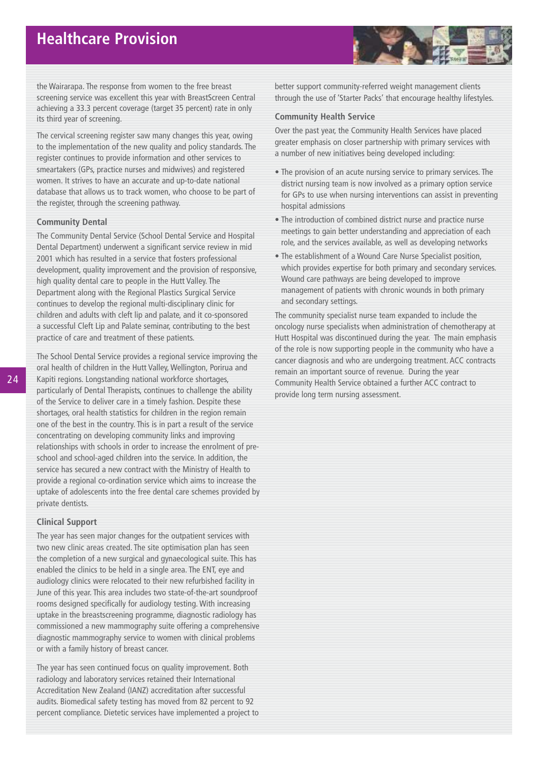the Wairarapa. The response from women to the free breast screening service was excellent this year with BreastScreen Central achieving a 33.3 percent coverage (target 35 percent) rate in only its third year of screening.

The cervical screening register saw many changes this year, owing to the implementation of the new quality and policy standards. The register continues to provide information and other services to smeartakers (GPs, practice nurses and midwives) and registered women. It strives to have an accurate and up-to-date national database that allows us to track women, who choose to be part of the register, through the screening pathway.

### Community Dental

The Community Dental Service (School Dental Service and Hospital Dental Department) underwent a significant service review in mid 2001 which has resulted in a service that fosters professional development, quality improvement and the provision of responsive, high quality dental care to people in the Hutt Valley. The Department along with the Regional Plastics Surgical Service continues to develop the regional multi-disciplinary clinic for children and adults with cleft lip and palate, and it co-sponsored a successful Cleft Lip and Palate seminar, contributing to the best practice of care and treatment of these patients.

The School Dental Service provides a regional service improving the oral health of children in the Hutt Valley, Wellington, Porirua and Kapiti regions. Longstanding national workforce shortages, particularly of Dental Therapists, continues to challenge the ability of the Service to deliver care in a timely fashion. Despite these shortages, oral health statistics for children in the region remain one of the best in the country. This is in part a result of the service concentrating on developing community links and improving relationships with schools in order to increase the enrolment of pre-school and school-aged children into the service. In addition, the service has secured a new contract with the Ministry of Health to provide a regional co-ordination service which aims to increase the uptake of adolescents into the free dental care schemes provided by private dentists.

### Clinical Support

The year has seen major changes for the outpatient services with two new clinic areas created. The site optimisation plan has seen the completion of a new surgical and gynaecological suite. This has enabled the clinics to be held in a single area. The ENT, eye and audiology clinics were relocated to their new refurbished facility in June of this year. This area includes two state-of-the-art soundproof rooms designed specifically for audiology testing. With increasing uptake in the breastscreening programme, diagnostic radiology has commissioned a new mammography suite offering a comprehensive diagnostic mammography service to women with clinical problems or with a family history of breast cancer.

The year has seen continued focus on quality improvement. Both radiology and laboratory services retained their International Accreditation New Zealand (IANZ) accreditation after successful audits. Biomedical safety testing has moved from 82 percent to 92 percent compliance. Dietetic services have implemented a project to better support community-referred weight management clients through the use of 'Starter Packs' that encourage healthy lifestyles.

### Community Health Service

Over the past year, the Community Health Services have placed greater emphasis on closer partnership with primary services with a number of new initiatives being developed including:

- The provision of an acute nursing service to primary services. The district nursing team is now involved as a primary option service for GPs to use when nursing interventions can assist in preventing hospital admissions
- The introduction of combined district nurse and practice nurse meetings to gain better understanding and appreciation of each role, and the services available, as well as developing networks
- The establishment of a Wound Care Nurse Specialist position, which provides expertise for both primary and secondary services. Wound care pathways are being developed to improve management of patients with chronic wounds in both primary and secondary settings.

The community specialist nurse team expanded to include the oncology nurse specialists when administration of chemotherapy at Hutt Hospital was discontinued during the year. The main emphasis of the role is now supporting people in the community who have a cancer diagnosis and who are undergoing treatment. ACC contracts remain an important source of revenue. During the year Community Health Service obtained a further ACC contract to provide long term nursing assessment.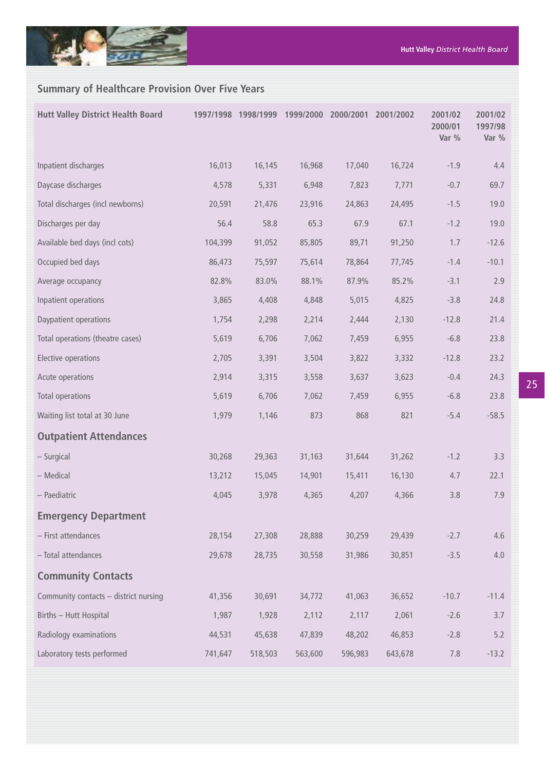## Summary of Healthcare Provision Over Five Years

| Hutt Valley District Health Board | 1997/1998 | 1998/1999 | 1999/2000 | 2000/2001 | 2001/2002 | 2001/02 2000/01 Var % | 2001/02 1997/98 Var % |
|---|---|---|---|---|---|---|---|
| Inpatient discharges | 16,013 | 16,145 | 16,968 | 17,040 | 16,724 | -1.9 | 4.4 |
| Daycase discharges | 4,578 | 5,331 | 6,948 | 7,823 | 7,771 | -0.7 | 69.7 |
| Total discharges (incl newborns) | 20,591 | 21,476 | 23,916 | 24,863 | 24,495 | -1.5 | 19.0 |
| Discharges per day | 56.4 | 58.8 | 65.3 | 67.9 | 67.1 | -1.2 | 19.0 |
| Available bed days (incl cots) | 104,399 | 91,052 | 85,805 | 89,71 | 91,250 | 1.7 | -12.6 |
| Occupied bed days | 86,473 | 75,597 | 75,614 | 78,864 | 77,745 | -1.4 | -10.1 |
| Average occupancy | 82.8% | 83.0% | 88.1% | 87.9% | 85.2% | -3.1 | 2.9 |
| Inpatient operations | 3,865 | 4,408 | 4,848 | 5,015 | 4,825 | -3.8 | 24.8 |
| Daypatient operations | 1,754 | 2,298 | 2,214 | 2,444 | 2,130 | -12.8 | 21.4 |
| Total operations (theatre cases) | 5,619 | 6,706 | 7,062 | 7,459 | 6,955 | -6.8 | 23.8 |
| Elective operations | 2,705 | 3,391 | 3,504 | 3,822 | 3,332 | -12.8 | 23.2 |
| Acute operations | 2,914 | 3,315 | 3,558 | 3,637 | 3,623 | -0.4 | 24.3 |
| Total operations | 5,619 | 6,706 | 7,062 | 7,459 | 6,955 | -6.8 | 23.8 |
| Waiting list total at 30 June | 1,979 | 1,146 | 873 | 868 | 821 | -5.4 | -58.5 |
| **Outpatient Attendances** | | | | | | | |
| – Surgical | 30,268 | 29,363 | 31,163 | 31,644 | 31,262 | -1.2 | 3.3 |
| – Medical | 13,212 | 15,045 | 14,901 | 15,411 | 16,130 | 4.7 | 22.1 |
| – Paediatric | 4,045 | 3,978 | 4,365 | 4,207 | 4,366 | 3.8 | 7.9 |
| **Emergency Department** | | | | | | | |
| – First attendances | 28,154 | 27,308 | 28,888 | 30,259 | 29,439 | -2.7 | 4.6 |
| – Total attendances | 29,678 | 28,735 | 30,558 | 31,986 | 30,851 | -3.5 | 4.0 |
| **Community Contacts** | | | | | | | |
| Community contacts – district nursing | 41,356 | 30,691 | 34,772 | 41,063 | 36,652 | -10.7 | -11.4 |
| Births – Hutt Hospital | 1,987 | 1,928 | 2,112 | 2,117 | 2,061 | -2.6 | 3.7 |
| Radiology examinations | 44,531 | 45,638 | 47,839 | 48,202 | 46,853 | -2.8 | 5.2 |
| Laboratory tests performed | 741,647 | 518,503 | 563,600 | 596,983 | 643,678 | 7.8 | -13.2 |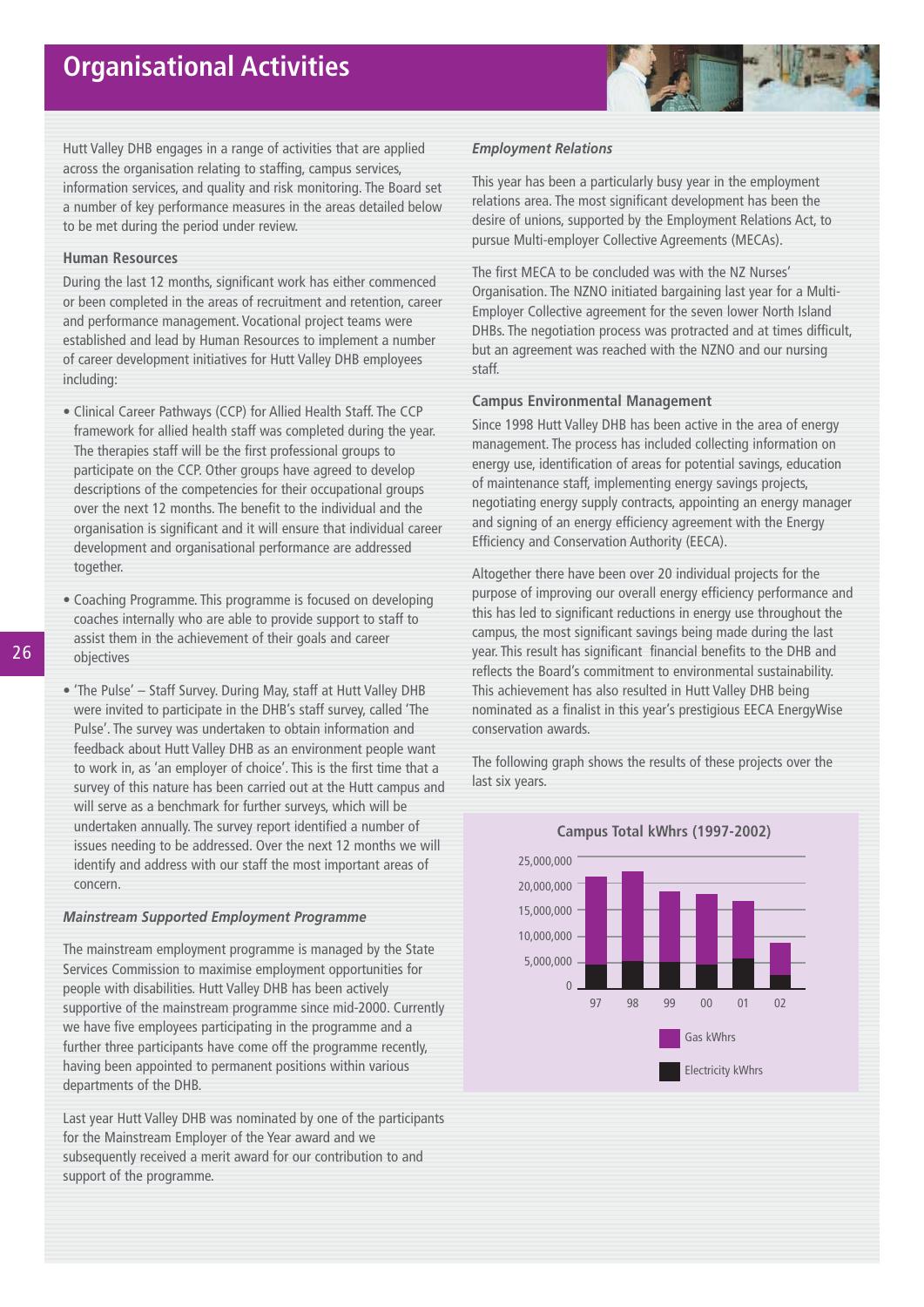# Organisational Activities

Hutt Valley DHB engages in a range of activities that are applied across the organisation relating to staffing, campus services, information services, and quality and risk monitoring. The Board set a number of key performance measures in the areas detailed below to be met during the period under review.

### Human Resources

During the last 12 months, significant work has either commenced or been completed in the areas of recruitment and retention, career and performance management. Vocational project teams were established and lead by Human Resources to implement a number of career development initiatives for Hutt Valley DHB employees including:

- Clinical Career Pathways (CCP) for Allied Health Staff. The CCP framework for allied health staff was completed during the year. The therapies staff will be the first professional groups to participate on the CCP. Other groups have agreed to develop descriptions of the competencies for their occupational groups over the next 12 months. The benefit to the individual and the organisation is significant and it will ensure that individual career development and organisational performance are addressed together.
- Coaching Programme. This programme is focused on developing coaches internally who are able to provide support to staff to assist them in the achievement of their goals and career objectives
- 'The Pulse' – Staff Survey. During May, staff at Hutt Valley DHB were invited to participate in the DHB's staff survey, called 'The Pulse'. The survey was undertaken to obtain information and feedback about Hutt Valley DHB as an environment people want to work in, as 'an employer of choice'. This is the first time that a survey of this nature has been carried out at the Hutt campus and will serve as a benchmark for further surveys, which will be undertaken annually. The survey report identified a number of issues needing to be addressed. Over the next 12 months we will identify and address with our staff the most important areas of concern.

### *Mainstream Supported Employment Programme*

The mainstream employment programme is managed by the State Services Commission to maximise employment opportunities for people with disabilities. Hutt Valley DHB has been actively supportive of the mainstream programme since mid-2000. Currently we have five employees participating in the programme and a further three participants have come off the programme recently, having been appointed to permanent positions within various departments of the DHB.

Last year Hutt Valley DHB was nominated by one of the participants for the Mainstream Employer of the Year award and we subsequently received a merit award for our contribution to and support of the programme.

### *Employment Relations*

This year has been a particularly busy year in the employment relations area. The most significant development has been the desire of unions, supported by the Employment Relations Act, to pursue Multi-employer Collective Agreements (MECAs).

The first MECA to be concluded was with the NZ Nurses' Organisation. The NZNO initiated bargaining last year for a Multi-Employer Collective agreement for the seven lower North Island DHBs. The negotiation process was protracted and at times difficult, but an agreement was reached with the NZNO and our nursing staff.

### Campus Environmental Management

Since 1998 Hutt Valley DHB has been active in the area of energy management. The process has included collecting information on energy use, identification of areas for potential savings, education of maintenance staff, implementing energy savings projects, negotiating energy supply contracts, appointing an energy manager and signing of an energy efficiency agreement with the Energy Efficiency and Conservation Authority (EECA).

Altogether there have been over 20 individual projects for the purpose of improving our overall energy efficiency performance and this has led to significant reductions in energy use throughout the campus, the most significant savings being made during the last year. This result has significant financial benefits to the DHB and reflects the Board's commitment to environmental sustainability. This achievement has also resulted in Hutt Valley DHB being nominated as a finalist in this year's prestigious EECA EnergyWise conservation awards.

The following graph shows the results of these projects over the last six years.

**Campus Total kWhrs (1997-2002)**

[Stacked bar chart: Gas kWhrs and Electricity kWhrs for years 97, 98, 99, 00, 01, 02; y-axis 0 to 25,000,000]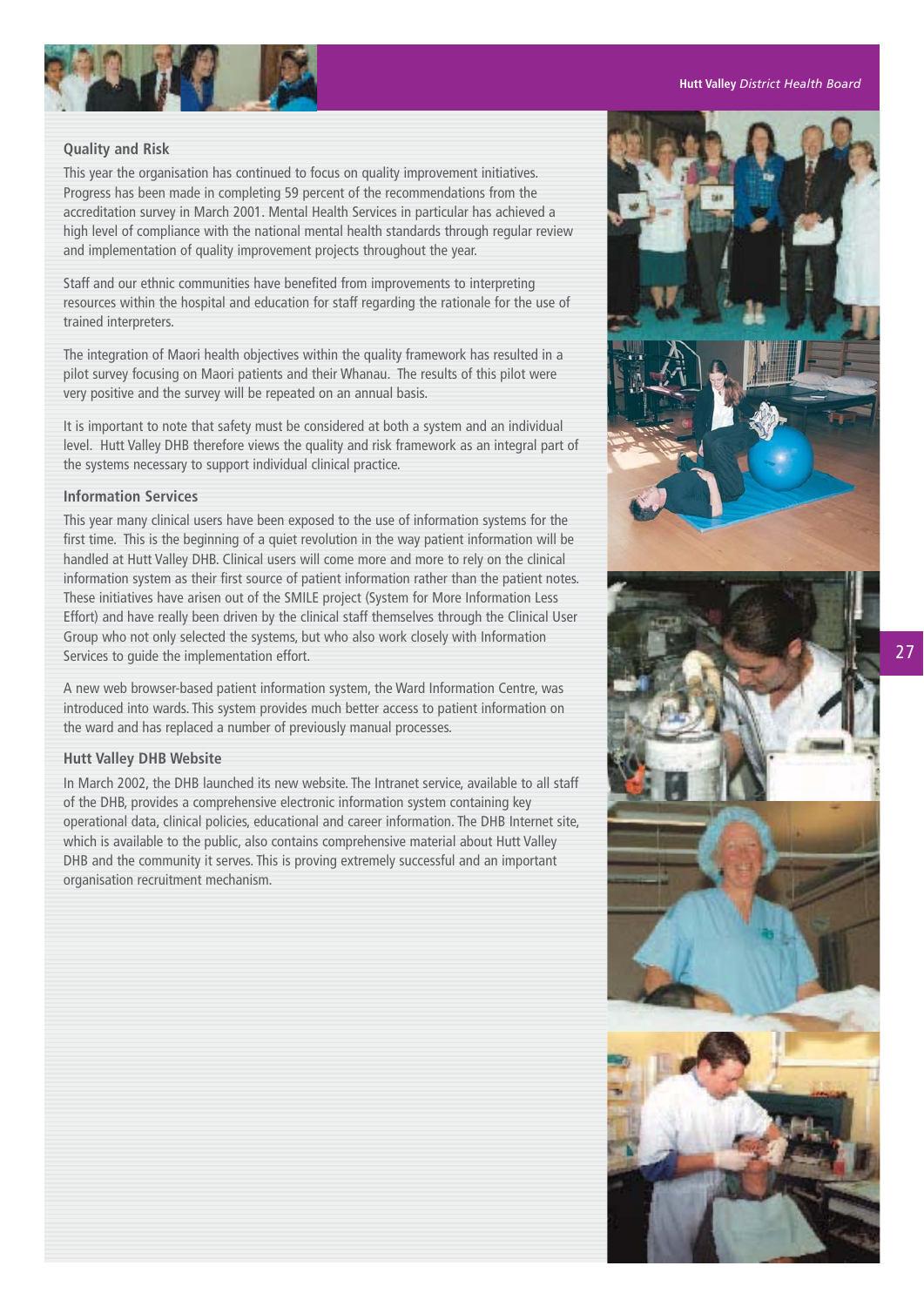## Quality and Risk

This year the organisation has continued to focus on quality improvement initiatives. Progress has been made in completing 59 percent of the recommendations from the accreditation survey in March 2001. Mental Health Services in particular has achieved a high level of compliance with the national mental health standards through regular review and implementation of quality improvement projects throughout the year.

Staff and our ethnic communities have benefited from improvements to interpreting resources within the hospital and education for staff regarding the rationale for the use of trained interpreters.

The integration of Maori health objectives within the quality framework has resulted in a pilot survey focusing on Maori patients and their Whanau. The results of this pilot were very positive and the survey will be repeated on an annual basis.

It is important to note that safety must be considered at both a system and an individual level. Hutt Valley DHB therefore views the quality and risk framework as an integral part of the systems necessary to support individual clinical practice.

## Information Services

This year many clinical users have been exposed to the use of information systems for the first time. This is the beginning of a quiet revolution in the way patient information will be handled at Hutt Valley DHB. Clinical users will come more and more to rely on the clinical information system as their first source of patient information rather than the patient notes. These initiatives have arisen out of the SMILE project (System for More Information Less Effort) and have really been driven by the clinical staff themselves through the Clinical User Group who not only selected the systems, but who also work closely with Information Services to guide the implementation effort.

A new web browser-based patient information system, the Ward Information Centre, was introduced into wards. This system provides much better access to patient information on the ward and has replaced a number of previously manual processes.

## Hutt Valley DHB Website

In March 2002, the DHB launched its new website. The Intranet service, available to all staff of the DHB, provides a comprehensive electronic information system containing key operational data, clinical policies, educational and career information. The DHB Internet site, which is available to the public, also contains comprehensive material about Hutt Valley DHB and the community it serves. This is proving extremely successful and an important organisation recruitment mechanism.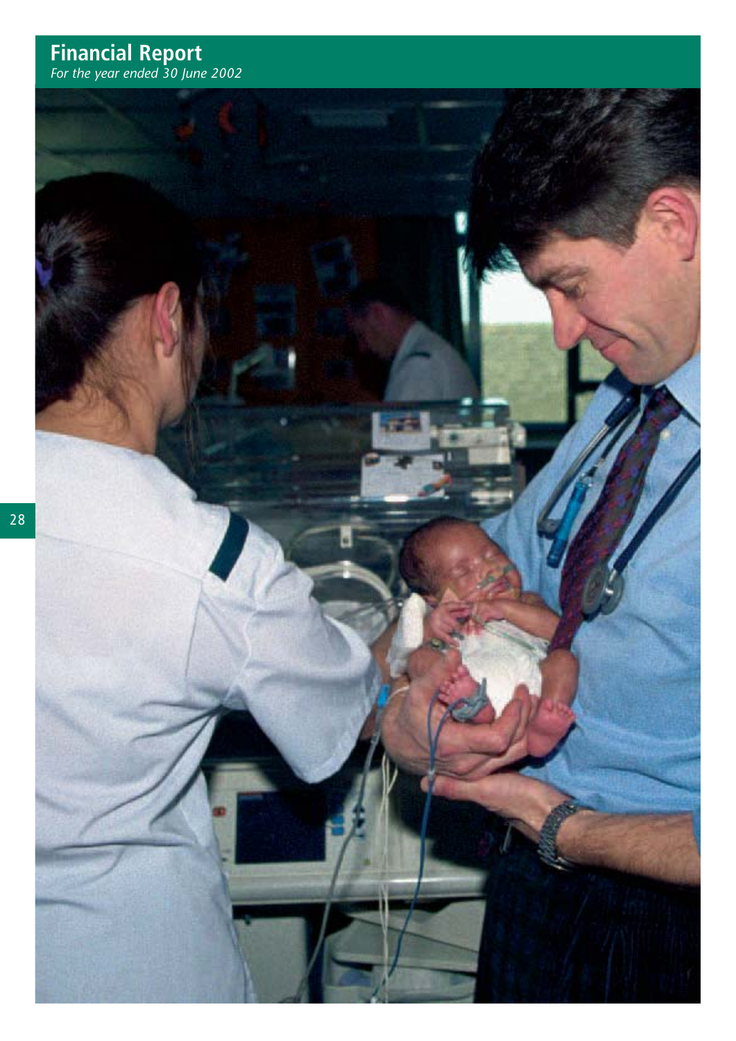# Financial Report

*For the year ended 30 June 2002*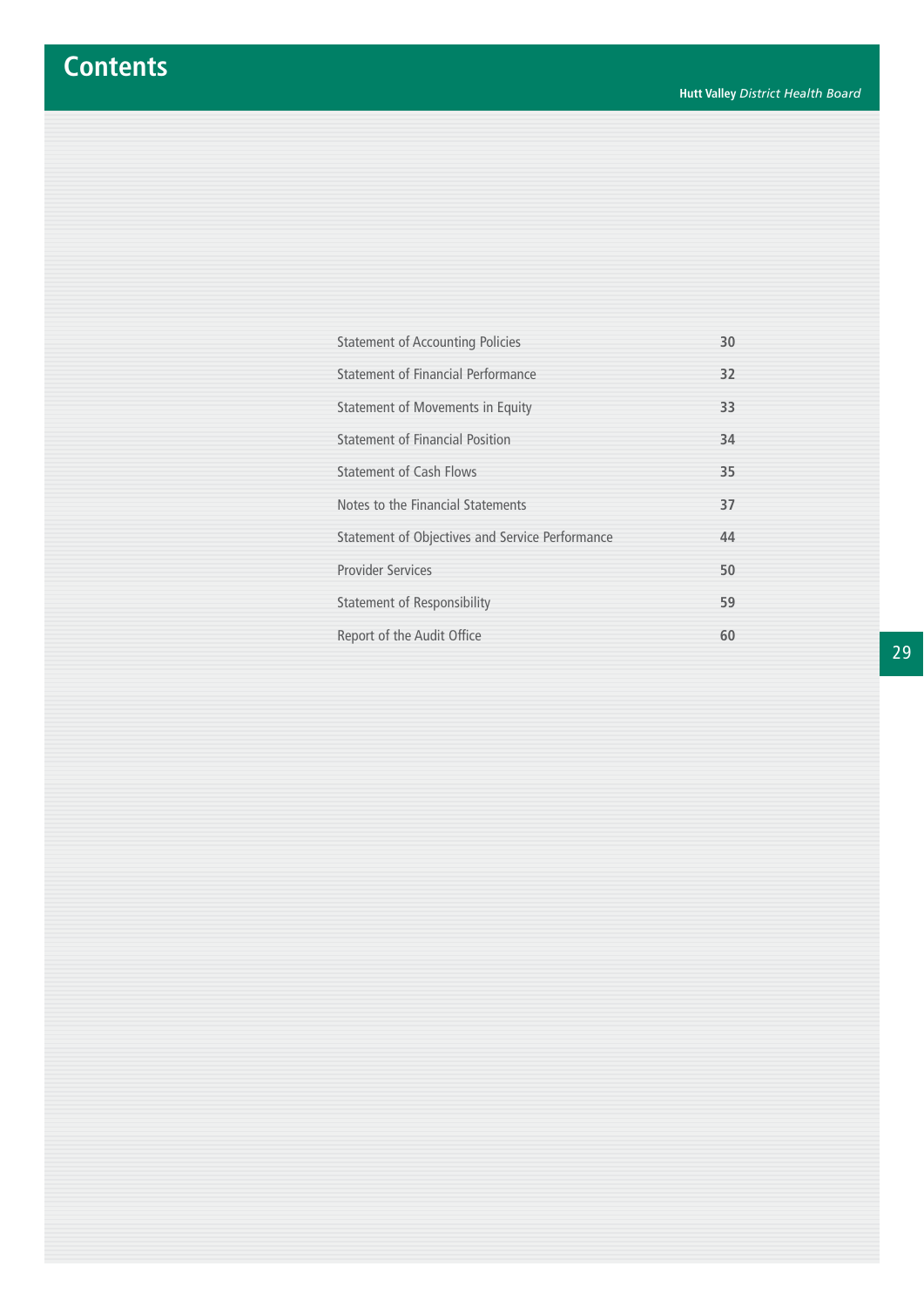# Contents

| | |
|---|---|
| Statement of Accounting Policies | 30 |
| Statement of Financial Performance | 32 |
| Statement of Movements in Equity | 33 |
| Statement of Financial Position | 34 |
| Statement of Cash Flows | 35 |
| Notes to the Financial Statements | 37 |
| Statement of Objectives and Service Performance | 44 |
| Provider Services | 50 |
| Statement of Responsibility | 59 |
| Report of the Audit Office | 60 |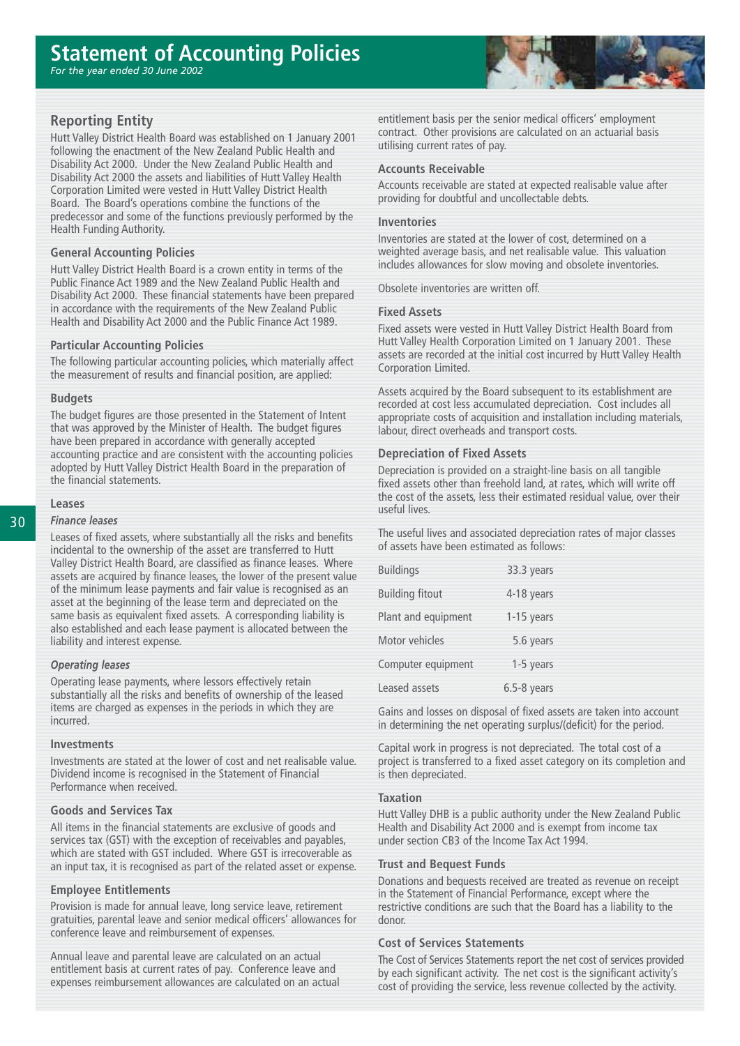# Statement of Accounting Policies

*For the year ended 30 June 2002*

## Reporting Entity

Hutt Valley District Health Board was established on 1 January 2001 following the enactment of the New Zealand Public Health and Disability Act 2000. Under the New Zealand Public Health and Disability Act 2000 the assets and liabilities of Hutt Valley Health Corporation Limited were vested in Hutt Valley District Health Board. The Board's operations combine the functions of the predecessor and some of the functions previously performed by the Health Funding Authority.

### General Accounting Policies

Hutt Valley District Health Board is a crown entity in terms of the Public Finance Act 1989 and the New Zealand Public Health and Disability Act 2000. These financial statements have been prepared in accordance with the requirements of the New Zealand Public Health and Disability Act 2000 and the Public Finance Act 1989.

### Particular Accounting Policies

The following particular accounting policies, which materially affect the measurement of results and financial position, are applied:

### Budgets

The budget figures are those presented in the Statement of Intent that was approved by the Minister of Health. The budget figures have been prepared in accordance with generally accepted accounting practice and are consistent with the accounting policies adopted by Hutt Valley District Health Board in the preparation of the financial statements.

### Leases

***Finance leases***

Leases of fixed assets, where substantially all the risks and benefits incidental to the ownership of the asset are transferred to Hutt Valley District Health Board, are classified as finance leases. Where assets are acquired by finance leases, the lower of the present value of the minimum lease payments and fair value is recognised as an asset at the beginning of the lease term and depreciated on the same basis as equivalent fixed assets. A corresponding liability is also established and each lease payment is allocated between the liability and interest expense.

***Operating leases***

Operating lease payments, where lessors effectively retain substantially all the risks and benefits of ownership of the leased items are charged as expenses in the periods in which they are incurred.

### Investments

Investments are stated at the lower of cost and net realisable value. Dividend income is recognised in the Statement of Financial Performance when received.

### Goods and Services Tax

All items in the financial statements are exclusive of goods and services tax (GST) with the exception of receivables and payables, which are stated with GST included. Where GST is irrecoverable as an input tax, it is recognised as part of the related asset or expense.

### Employee Entitlements

Provision is made for annual leave, long service leave, retirement gratuities, parental leave and senior medical officers' allowances for conference leave and reimbursement of expenses.

Annual leave and parental leave are calculated on an actual entitlement basis at current rates of pay. Conference leave and expenses reimbursement allowances are calculated on an actual entitlement basis per the senior medical officers' employment contract. Other provisions are calculated on an actuarial basis utilising current rates of pay.

### Accounts Receivable

Accounts receivable are stated at expected realisable value after providing for doubtful and uncollectable debts.

### Inventories

Inventories are stated at the lower of cost, determined on a weighted average basis, and net realisable value. This valuation includes allowances for slow moving and obsolete inventories.

Obsolete inventories are written off.

### Fixed Assets

Fixed assets were vested in Hutt Valley District Health Board from Hutt Valley Health Corporation Limited on 1 January 2001. These assets are recorded at the initial cost incurred by Hutt Valley Health Corporation Limited.

Assets acquired by the Board subsequent to its establishment are recorded at cost less accumulated depreciation. Cost includes all appropriate costs of acquisition and installation including materials, labour, direct overheads and transport costs.

### Depreciation of Fixed Assets

Depreciation is provided on a straight-line basis on all tangible fixed assets other than freehold land, at rates, which will write off the cost of the assets, less their estimated residual value, over their useful lives.

The useful lives and associated depreciation rates of major classes of assets have been estimated as follows:

| Asset class | Useful life |
|---|---|
| Buildings | 33.3 years |
| Building fitout | 4-18 years |
| Plant and equipment | 1-15 years |
| Motor vehicles | 5.6 years |
| Computer equipment | 1-5 years |
| Leased assets | 6.5-8 years |

Gains and losses on disposal of fixed assets are taken into account in determining the net operating surplus/(deficit) for the period.

Capital work in progress is not depreciated. The total cost of a project is transferred to a fixed asset category on its completion and is then depreciated.

### Taxation

Hutt Valley DHB is a public authority under the New Zealand Public Health and Disability Act 2000 and is exempt from income tax under section CB3 of the Income Tax Act 1994.

### Trust and Bequest Funds

Donations and bequests received are treated as revenue on receipt in the Statement of Financial Performance, except where the restrictive conditions are such that the Board has a liability to the donor.

### Cost of Services Statements

The Cost of Services Statements report the net cost of services provided by each significant activity. The net cost is the significant activity's cost of providing the service, less revenue collected by the activity.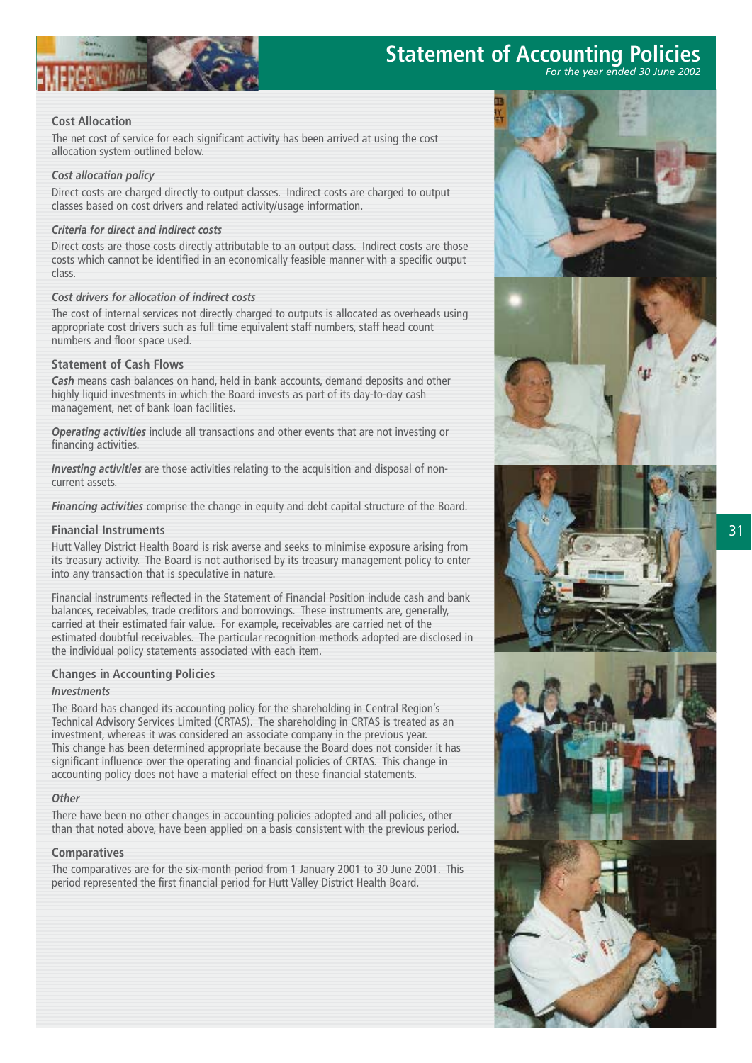# Statement of Accounting Policies

*For the year ended 30 June 2002*

### Cost Allocation

The net cost of service for each significant activity has been arrived at using the cost allocation system outlined below.

#### *Cost allocation policy*

Direct costs are charged directly to output classes. Indirect costs are charged to output classes based on cost drivers and related activity/usage information.

#### *Criteria for direct and indirect costs*

Direct costs are those costs directly attributable to an output class. Indirect costs are those costs which cannot be identified in an economically feasible manner with a specific output class.

#### *Cost drivers for allocation of indirect costs*

The cost of internal services not directly charged to outputs is allocated as overheads using appropriate cost drivers such as full time equivalent staff numbers, staff head count numbers and floor space used.

### Statement of Cash Flows

***Cash*** means cash balances on hand, held in bank accounts, demand deposits and other highly liquid investments in which the Board invests as part of its day-to-day cash management, net of bank loan facilities.

***Operating activities*** include all transactions and other events that are not investing or financing activities.

***Investing activities*** are those activities relating to the acquisition and disposal of non-current assets.

***Financing activities*** comprise the change in equity and debt capital structure of the Board.

### Financial Instruments

Hutt Valley District Health Board is risk averse and seeks to minimise exposure arising from its treasury activity. The Board is not authorised by its treasury management policy to enter into any transaction that is speculative in nature.

Financial instruments reflected in the Statement of Financial Position include cash and bank balances, receivables, trade creditors and borrowings. These instruments are, generally, carried at their estimated fair value. For example, receivables are carried net of the estimated doubtful receivables. The particular recognition methods adopted are disclosed in the individual policy statements associated with each item.

### Changes in Accounting Policies

#### *Investments*

The Board has changed its accounting policy for the shareholding in Central Region's Technical Advisory Services Limited (CRTAS). The shareholding in CRTAS is treated as an investment, whereas it was considered an associate company in the previous year. This change has been determined appropriate because the Board does not consider it has significant influence over the operating and financial policies of CRTAS. This change in accounting policy does not have a material effect on these financial statements.

#### *Other*

There have been no other changes in accounting policies adopted and all policies, other than that noted above, have been applied on a basis consistent with the previous period.

### Comparatives

The comparatives are for the six-month period from 1 January 2001 to 30 June 2001. This period represented the first financial period for Hutt Valley District Health Board.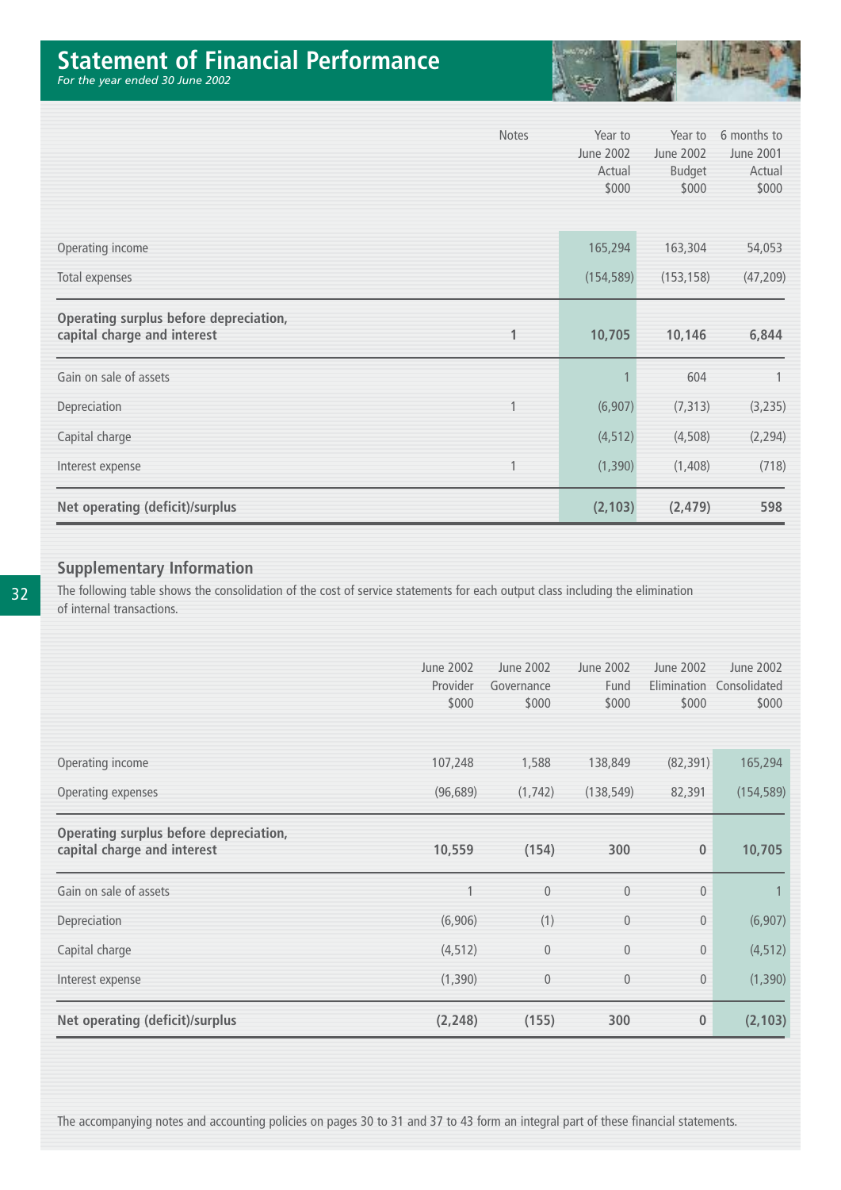# Statement of Financial Performance

*For the year ended 30 June 2002*

| | Notes | Year to June 2002 Actual $000 | Year to June 2002 Budget $000 | 6 months to June 2001 Actual $000 |
|---|---|---|---|---|
| Operating income | | 165,294 | 163,304 | 54,053 |
| Total expenses | | (154,589) | (153,158) | (47,209) |
| **Operating surplus before depreciation, capital charge and interest** | 1 | **10,705** | **10,146** | **6,844** |
| Gain on sale of assets | | 1 | 604 | 1 |
| Depreciation | 1 | (6,907) | (7,313) | (3,235) |
| Capital charge | | (4,512) | (4,508) | (2,294) |
| Interest expense | 1 | (1,390) | (1,408) | (718) |
| **Net operating (deficit)/surplus** | | **(2,103)** | **(2,479)** | **598** |

## Supplementary Information

The following table shows the consolidation of the cost of service statements for each output class including the elimination of internal transactions.

| | June 2002 Provider $000 | June 2002 Governance $000 | June 2002 Fund $000 | June 2002 Elimination $000 | June 2002 Consolidated $000 |
|---|---|---|---|---|---|
| Operating income | 107,248 | 1,588 | 138,849 | (82,391) | 165,294 |
| Operating expenses | (96,689) | (1,742) | (138,549) | 82,391 | (154,589) |
| **Operating surplus before depreciation, capital charge and interest** | **10,559** | **(154)** | **300** | **0** | **10,705** |
| Gain on sale of assets | 1 | 0 | 0 | 0 | 1 |
| Depreciation | (6,906) | (1) | 0 | 0 | (6,907) |
| Capital charge | (4,512) | 0 | 0 | 0 | (4,512) |
| Interest expense | (1,390) | 0 | 0 | 0 | (1,390) |
| **Net operating (deficit)/surplus** | **(2,248)** | **(155)** | **300** | **0** | **(2,103)** |

The accompanying notes and accounting policies on pages 30 to 31 and 37 to 43 form an integral part of these financial statements.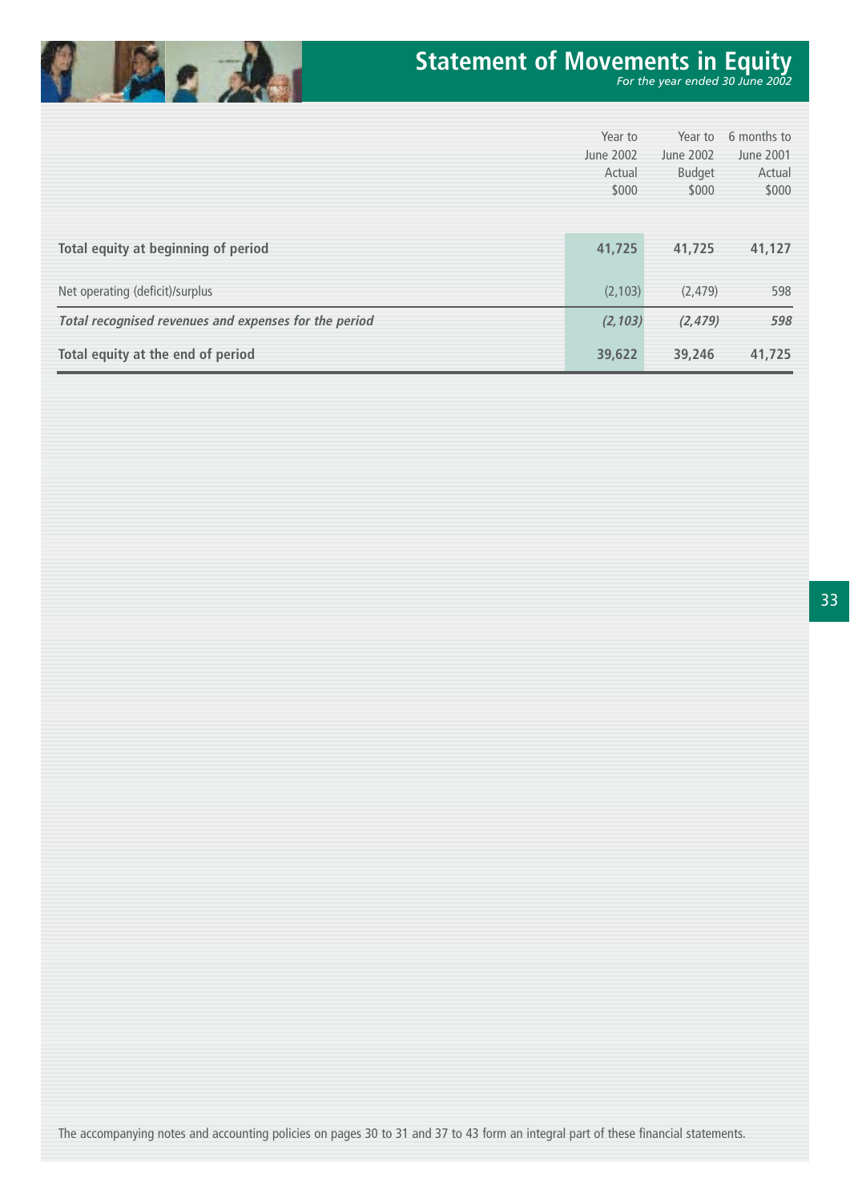# Statement of Movements in Equity

*For the year ended 30 June 2002*

| | Year to June 2002 Actual $000 | Year to June 2002 Budget $000 | 6 months to June 2001 Actual $000 |
|---|---|---|---|
| **Total equity at beginning of period** | **41,725** | **41,725** | **41,127** |
| Net operating (deficit)/surplus | (2,103) | (2,479) | 598 |
| ***Total recognised revenues and expenses for the period*** | ***(2,103)*** | ***(2,479)*** | ***598*** |
| **Total equity at the end of period** | **39,622** | **39,246** | **41,725** |

The accompanying notes and accounting policies on pages 30 to 31 and 37 to 43 form an integral part of these financial statements.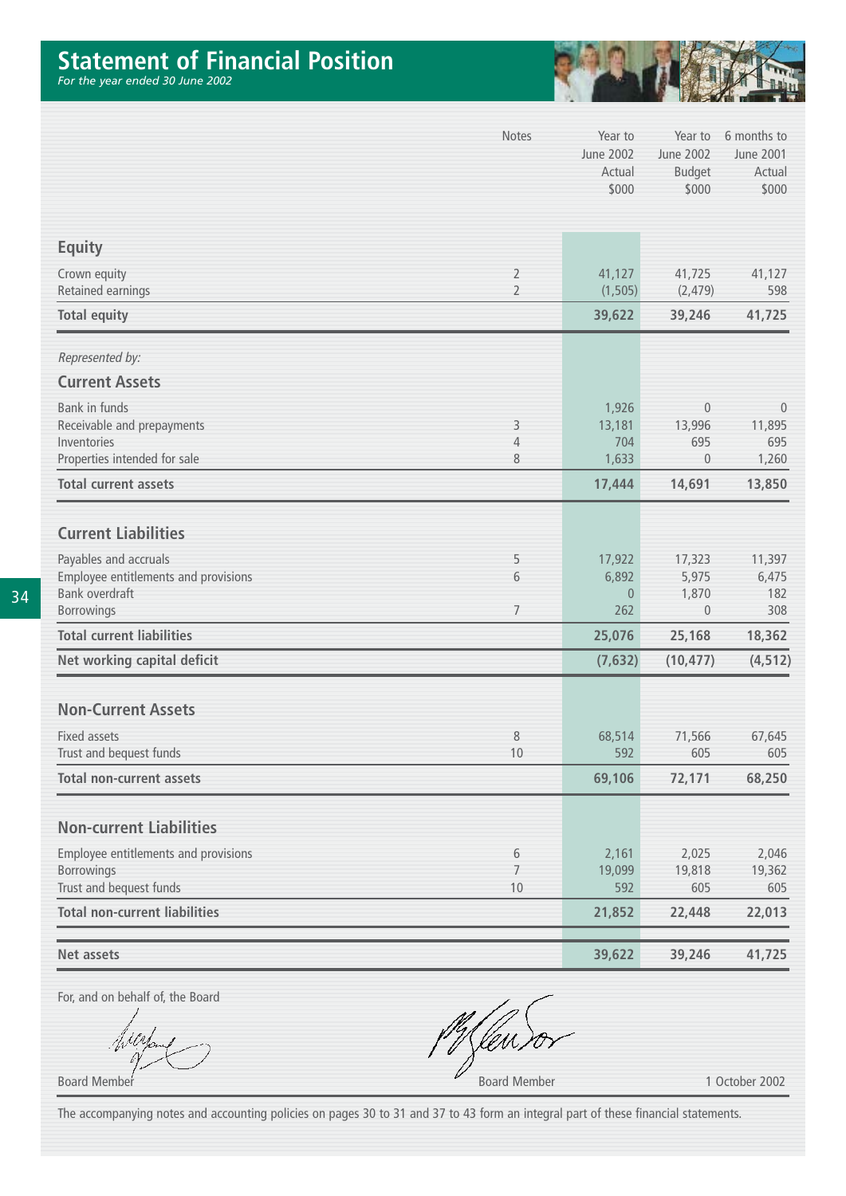# Statement of Financial Position

*For the year ended 30 June 2002*

| | Notes | Year to June 2002 Actual $000 | Year to June 2002 Budget $000 | 6 months to June 2001 Actual $000 |
|---|---|---|---|---|
| **Equity** | | | | |
| Crown equity | 2 | 41,127 | 41,725 | 41,127 |
| Retained earnings | 2 | (1,505) | (2,479) | 598 |
| **Total equity** | | **39,622** | **39,246** | **41,725** |
| *Represented by:* | | | | |
| **Current Assets** | | | | |
| Bank in funds | | 1,926 | 0 | 0 |
| Receivable and prepayments | 3 | 13,181 | 13,996 | 11,895 |
| Inventories | 4 | 704 | 695 | 695 |
| Properties intended for sale | 8 | 1,633 | 0 | 1,260 |
| **Total current assets** | | **17,444** | **14,691** | **13,850** |
| **Current Liabilities** | | | | |
| Payables and accruals | 5 | 17,922 | 17,323 | 11,397 |
| Employee entitlements and provisions | 6 | 6,892 | 5,975 | 6,475 |
| Bank overdraft | | 0 | 1,870 | 182 |
| Borrowings | 7 | 262 | 0 | 308 |
| **Total current liabilities** | | **25,076** | **25,168** | **18,362** |
| **Net working capital deficit** | | **(7,632)** | **(10,477)** | **(4,512)** |
| **Non-Current Assets** | | | | |
| Fixed assets | 8 | 68,514 | 71,566 | 67,645 |
| Trust and bequest funds | 10 | 592 | 605 | 605 |
| **Total non-current assets** | | **69,106** | **72,171** | **68,250** |
| **Non-current Liabilities** | | | | |
| Employee entitlements and provisions | 6 | 2,161 | 2,025 | 2,046 |
| Borrowings | 7 | 19,099 | 19,818 | 19,362 |
| Trust and bequest funds | 10 | 592 | 605 | 605 |
| **Total non-current liabilities** | | **21,852** | **22,448** | **22,013** |
| **Net assets** | | **39,622** | **39,246** | **41,725** |

For, and on behalf of, the Board

Board Member

Board Member

1 October 2002

The accompanying notes and accounting policies on pages 30 to 31 and 37 to 43 form an integral part of these financial statements.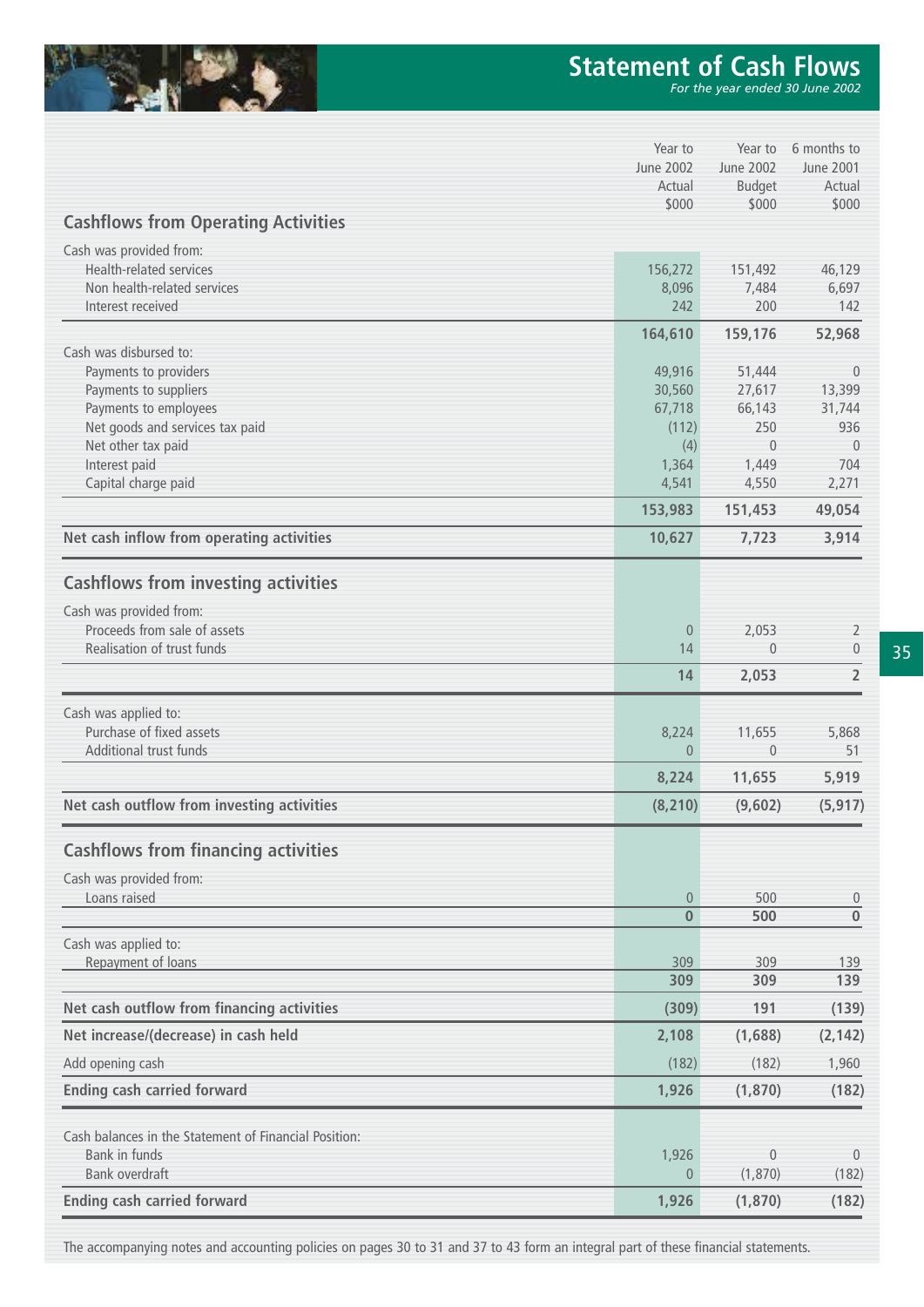# Statement of Cash Flows

*For the year ended 30 June 2002*

| | Year to June 2002 Actual $000 | Year to June 2002 Budget $000 | 6 months to June 2001 Actual $000 |
|---|---|---|---|
| **Cashflows from Operating Activities** | | | |
| Cash was provided from: | | | |
| Health-related services | 156,272 | 151,492 | 46,129 |
| Non health-related services | 8,096 | 7,484 | 6,697 |
| Interest received | 242 | 200 | 142 |
| | **164,610** | **159,176** | **52,968** |
| Cash was disbursed to: | | | |
| Payments to providers | 49,916 | 51,444 | 0 |
| Payments to suppliers | 30,560 | 27,617 | 13,399 |
| Payments to employees | 67,718 | 66,143 | 31,744 |
| Net goods and services tax paid | (112) | 250 | 936 |
| Net other tax paid | (4) | 0 | 0 |
| Interest paid | 1,364 | 1,449 | 704 |
| Capital charge paid | 4,541 | 4,550 | 2,271 |
| | **153,983** | **151,453** | **49,054** |
| **Net cash inflow from operating activities** | **10,627** | **7,723** | **3,914** |
| **Cashflows from investing activities** | | | |
| Cash was provided from: | | | |
| Proceeds from sale of assets | 0 | 2,053 | 2 |
| Realisation of trust funds | 14 | 0 | 0 |
| | **14** | **2,053** | **2** |
| Cash was applied to: | | | |
| Purchase of fixed assets | 8,224 | 11,655 | 5,868 |
| Additional trust funds | 0 | 0 | 51 |
| | **8,224** | **11,655** | **5,919** |
| **Net cash outflow from investing activities** | **(8,210)** | **(9,602)** | **(5,917)** |
| **Cashflows from financing activities** | | | |
| Cash was provided from: | | | |
| Loans raised | 0 | 500 | 0 |
| | **0** | **500** | **0** |
| Cash was applied to: | | | |
| Repayment of loans | 309 | 309 | 139 |
| | **309** | **309** | **139** |
| **Net cash outflow from financing activities** | **(309)** | **191** | **(139)** |
| **Net increase/(decrease) in cash held** | **2,108** | **(1,688)** | **(2,142)** |
| Add opening cash | (182) | (182) | 1,960 |
| **Ending cash carried forward** | **1,926** | **(1,870)** | **(182)** |
| Cash balances in the Statement of Financial Position: | | | |
| Bank in funds | 1,926 | 0 | 0 |
| Bank overdraft | 0 | (1,870) | (182) |
| **Ending cash carried forward** | **1,926** | **(1,870)** | **(182)** |

The accompanying notes and accounting policies on pages 30 to 31 and 37 to 43 form an integral part of these financial statements.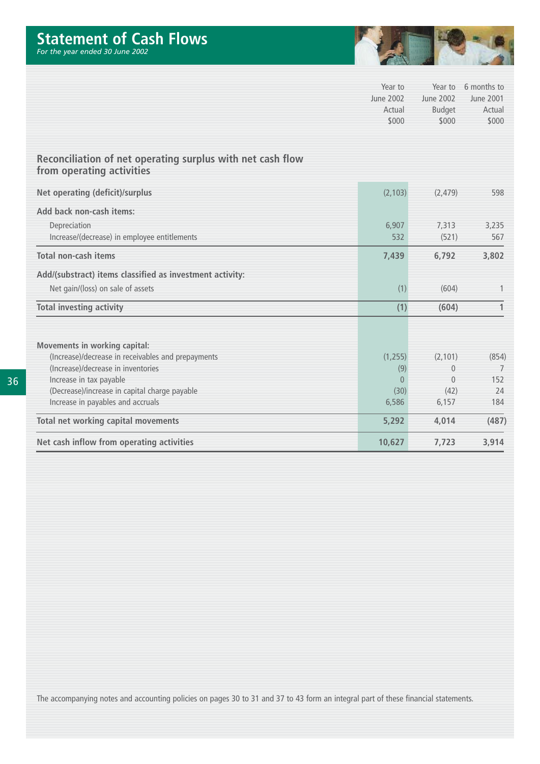# Statement of Cash Flows

*For the year ended 30 June 2002*

| | Year to June 2002 Actual $000 | Year to June 2002 Budget $000 | 6 months to June 2001 Actual $000 |
|---|---|---|---|
| **Reconciliation of net operating surplus with net cash flow from operating activities** | | | |
| **Net operating (deficit)/surplus** | (2,103) | (2,479) | 598 |
| **Add back non-cash items:** | | | |
| Depreciation | 6,907 | 7,313 | 3,235 |
| Increase/(decrease) in employee entitlements | 532 | (521) | 567 |
| **Total non-cash items** | **7,439** | **6,792** | **3,802** |
| **Add/(substract) items classified as investment activity:** | | | |
| Net gain/(loss) on sale of assets | (1) | (604) | 1 |
| **Total investing activity** | **(1)** | **(604)** | **1** |
| **Movements in working capital:** | | | |
| (Increase)/decrease in receivables and prepayments | (1,255) | (2,101) | (854) |
| (Increase)/decrease in inventories | (9) | 0 | 7 |
| Increase in tax payable | 0 | 0 | 152 |
| (Decrease)/increase in capital charge payable | (30) | (42) | 24 |
| Increase in payables and accruals | 6,586 | 6,157 | 184 |
| **Total net working capital movements** | **5,292** | **4,014** | **(487)** |
| **Net cash inflow from operating activities** | **10,627** | **7,723** | **3,914** |

The accompanying notes and accounting policies on pages 30 to 31 and 37 to 43 form an integral part of these financial statements.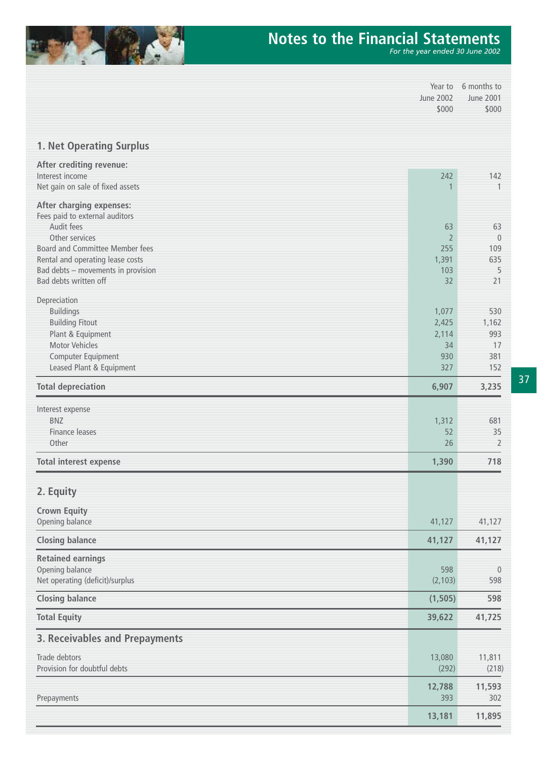# Notes to the Financial Statements

*For the year ended 30 June 2002*

| | Year to June 2002 $000 | 6 months to June 2001 $000 |
|---|---|---|
| **1. Net Operating Surplus** | | |
| **After crediting revenue:** | | |
| Interest income | 242 | 142 |
| Net gain on sale of fixed assets | 1 | 1 |
| **After charging expenses:** | | |
| Fees paid to external auditors | | |
| Audit fees | 63 | 63 |
| Other services | 2 | 0 |
| Board and Committee Member fees | 255 | 109 |
| Rental and operating lease costs | 1,391 | 635 |
| Bad debts – movements in provision | 103 | 5 |
| Bad debts written off | 32 | 21 |
| Depreciation | | |
| Buildings | 1,077 | 530 |
| Building Fitout | 2,425 | 1,162 |
| Plant & Equipment | 2,114 | 993 |
| Motor Vehicles | 34 | 17 |
| Computer Equipment | 930 | 381 |
| Leased Plant & Equipment | 327 | 152 |
| **Total depreciation** | **6,907** | **3,235** |
| Interest expense | | |
| BNZ | 1,312 | 681 |
| Finance leases | 52 | 35 |
| Other | 26 | 2 |
| **Total interest expense** | **1,390** | **718** |
| **2. Equity** | | |
| **Crown Equity** | | |
| Opening balance | 41,127 | 41,127 |
| **Closing balance** | **41,127** | **41,127** |
| **Retained earnings** | | |
| Opening balance | 598 | 0 |
| Net operating (deficit)/surplus | (2,103) | 598 |
| **Closing balance** | **(1,505)** | **598** |
| **Total Equity** | **39,622** | **41,725** |
| **3. Receivables and Prepayments** | | |
| Trade debtors | 13,080 | 11,811 |
| Provision for doubtful debts | (292) | (218) |
| | **12,788** | **11,593** |
| Prepayments | 393 | 302 |
| | **13,181** | **11,895** |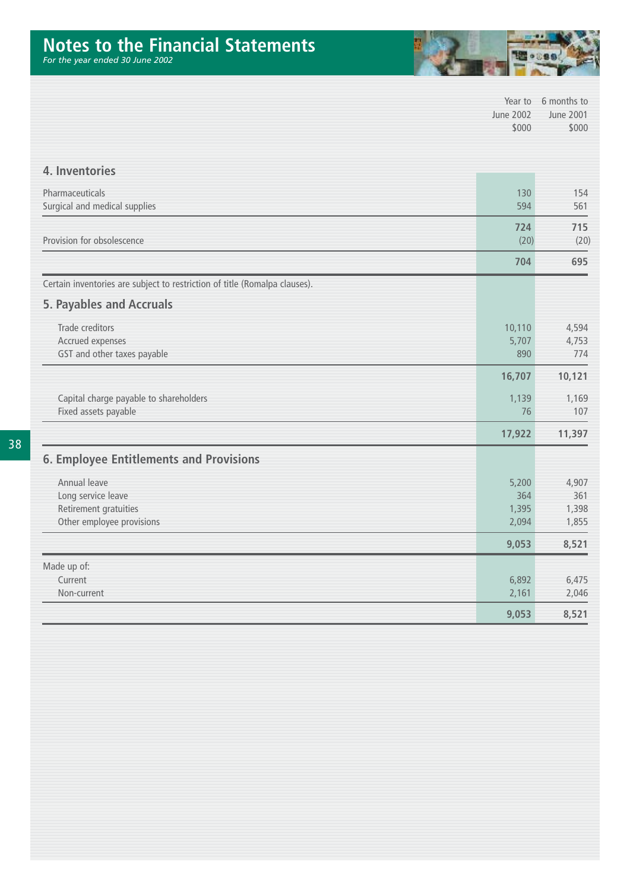# Notes to the Financial Statements

*For the year ended 30 June 2002*

| | Year to June 2002 $000 | 6 months to June 2001 $000 |
|---|---|---|

## 4. Inventories

| | Year to June 2002 $000 | 6 months to June 2001 $000 |
|---|---|---|
| Pharmaceuticals | 130 | 154 |
| Surgical and medical supplies | 594 | 561 |
| | **724** | **715** |
| Provision for obsolescence | (20) | (20) |
| | **704** | **695** |

Certain inventories are subject to restriction of title (Romalpa clauses).

## 5. Payables and Accruals

| | Year to June 2002 $000 | 6 months to June 2001 $000 |
|---|---|---|
| Trade creditors | 10,110 | 4,594 |
| Accrued expenses | 5,707 | 4,753 |
| GST and other taxes payable | 890 | 774 |
| | **16,707** | **10,121** |
| Capital charge payable to shareholders | 1,139 | 1,169 |
| Fixed assets payable | 76 | 107 |
| | **17,922** | **11,397** |

## 6. Employee Entitlements and Provisions

| | Year to June 2002 $000 | 6 months to June 2001 $000 |
|---|---|---|
| Annual leave | 5,200 | 4,907 |
| Long service leave | 364 | 361 |
| Retirement gratuities | 1,395 | 1,398 |
| Other employee provisions | 2,094 | 1,855 |
| | **9,053** | **8,521** |
| Made up of: | | |
| Current | 6,892 | 6,475 |
| Non-current | 2,161 | 2,046 |
| | **9,053** | **8,521** |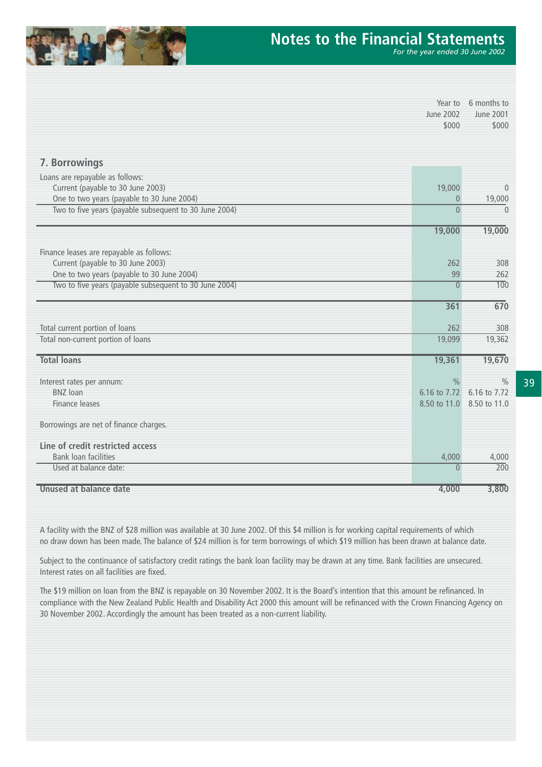# Notes to the Financial Statements

*For the year ended 30 June 2002*

## 7. Borrowings

| | Year to June 2002 $000 | 6 months to June 2001 $000 |
|---|---|---|
| Loans are repayable as follows: | | |
| Current (payable to 30 June 2003) | 19,000 | 0 |
| One to two years (payable to 30 June 2004) | 0 | 19,000 |
| Two to five years (payable subsequent to 30 June 2004) | 0 | 0 |
| | **19,000** | **19,000** |
| Finance leases are repayable as follows: | | |
| Current (payable to 30 June 2003) | 262 | 308 |
| One to two years (payable to 30 June 2004) | 99 | 262 |
| Two to five years (payable subsequent to 30 June 2004) | 0 | 100 |
| | **361** | **670** |
| Total current portion of loans | 262 | 308 |
| Total non-current portion of loans | 19,099 | 19,362 |
| **Total loans** | **19,361** | **19,670** |
| Interest rates per annum: | % | % |
| BNZ loan | 6.16 to 7.72 | 6.16 to 7.72 |
| Finance leases | 8.50 to 11.0 | 8.50 to 11.0 |
| Borrowings are net of finance charges. | | |
| **Line of credit restricted access** | | |
| Bank loan facilities | 4,000 | 4,000 |
| Used at balance date: | 0 | 200 |
| **Unused at balance date** | **4,000** | **3,800** |

A facility with the BNZ of $28 million was available at 30 June 2002. Of this $4 million is for working capital requirements of which no draw down has been made. The balance of $24 million is for term borrowings of which $19 million has been drawn at balance date.

Subject to the continuance of satisfactory credit ratings the bank loan facility may be drawn at any time. Bank facilities are unsecured. Interest rates on all facilities are fixed.

The $19 million on loan from the BNZ is repayable on 30 November 2002. It is the Board's intention that this amount be refinanced. In compliance with the New Zealand Public Health and Disability Act 2000 this amount will be refinanced with the Crown Financing Agency on 30 November 2002. Accordingly the amount has been treated as a non-current liability.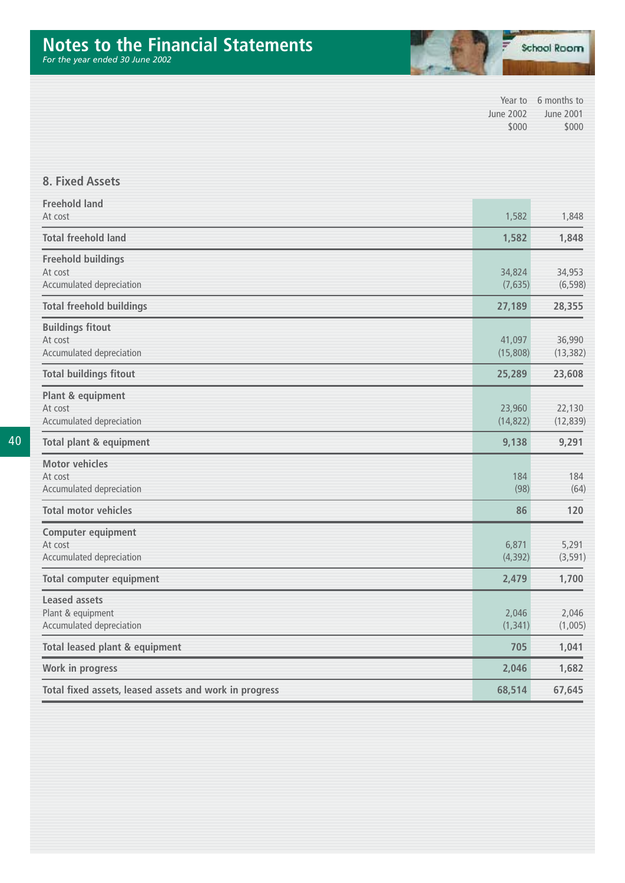# Notes to the Financial Statements

*For the year ended 30 June 2002*

## 8. Fixed Assets

| | Year to June 2002 $000 | 6 months to June 2001 $000 |
|---|---|---|
| **Freehold land** | | |
| At cost | 1,582 | 1,848 |
| **Total freehold land** | **1,582** | **1,848** |
| **Freehold buildings** | | |
| At cost | 34,824 | 34,953 |
| Accumulated depreciation | (7,635) | (6,598) |
| **Total freehold buildings** | **27,189** | **28,355** |
| **Buildings fitout** | | |
| At cost | 41,097 | 36,990 |
| Accumulated depreciation | (15,808) | (13,382) |
| **Total buildings fitout** | **25,289** | **23,608** |
| **Plant & equipment** | | |
| At cost | 23,960 | 22,130 |
| Accumulated depreciation | (14,822) | (12,839) |
| **Total plant & equipment** | **9,138** | **9,291** |
| **Motor vehicles** | | |
| At cost | 184 | 184 |
| Accumulated depreciation | (98) | (64) |
| **Total motor vehicles** | **86** | **120** |
| **Computer equipment** | | |
| At cost | 6,871 | 5,291 |
| Accumulated depreciation | (4,392) | (3,591) |
| **Total computer equipment** | **2,479** | **1,700** |
| **Leased assets** | | |
| Plant & equipment | 2,046 | 2,046 |
| Accumulated depreciation | (1,341) | (1,005) |
| **Total leased plant & equipment** | **705** | **1,041** |
| **Work in progress** | **2,046** | **1,682** |
| **Total fixed assets, leased assets and work in progress** | **68,514** | **67,645** |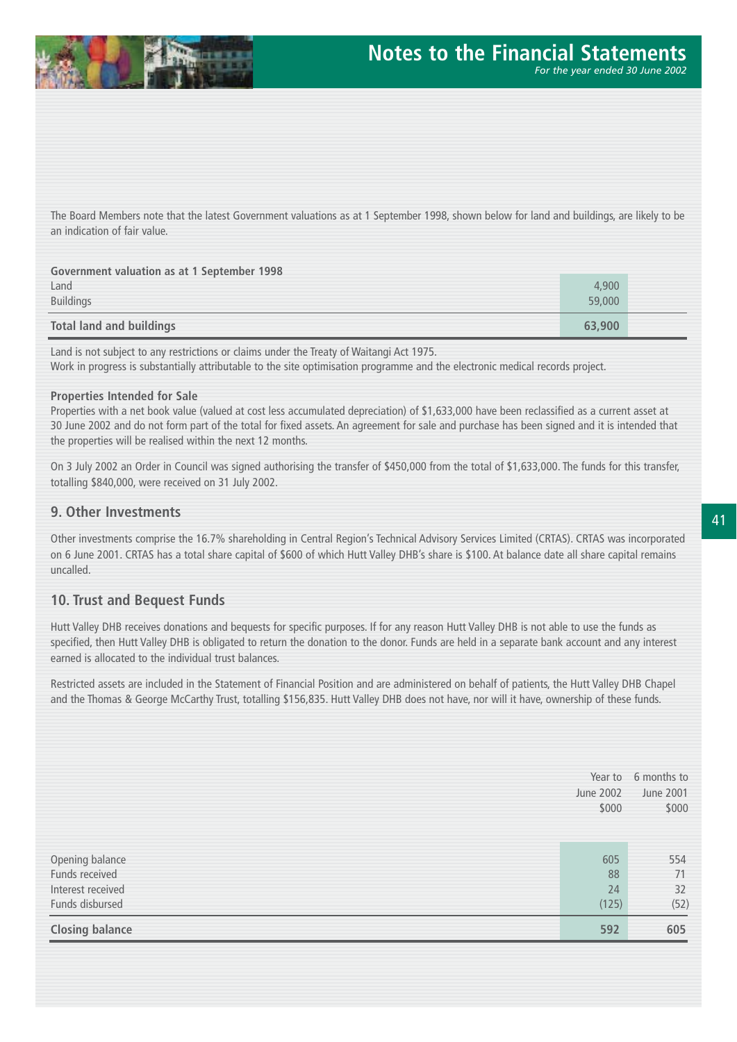The Board Members note that the latest Government valuations as at 1 September 1998, shown below for land and buildings, are likely to be an indication of fair value.

| Government valuation as at 1 September 1998 | |
|---|---|
| Land | 4,900 |
| Buildings | 59,000 |
| **Total land and buildings** | **63,900** |

Land is not subject to any restrictions or claims under the Treaty of Waitangi Act 1975.
Work in progress is substantially attributable to the site optimisation programme and the electronic medical records project.

**Properties Intended for Sale**

Properties with a net book value (valued at cost less accumulated depreciation) of $1,633,000 have been reclassified as a current asset at 30 June 2002 and do not form part of the total for fixed assets. An agreement for sale and purchase has been signed and it is intended that the properties will be realised within the next 12 months.

On 3 July 2002 an Order in Council was signed authorising the transfer of $450,000 from the total of $1,633,000. The funds for this transfer, totalling $840,000, were received on 31 July 2002.

## 9. Other Investments

Other investments comprise the 16.7% shareholding in Central Region's Technical Advisory Services Limited (CRTAS). CRTAS was incorporated on 6 June 2001. CRTAS has a total share capital of $600 of which Hutt Valley DHB's share is $100. At balance date all share capital remains uncalled.

## 10. Trust and Bequest Funds

Hutt Valley DHB receives donations and bequests for specific purposes. If for any reason Hutt Valley DHB is not able to use the funds as specified, then Hutt Valley DHB is obligated to return the donation to the donor. Funds are held in a separate bank account and any interest earned is allocated to the individual trust balances.

Restricted assets are included in the Statement of Financial Position and are administered on behalf of patients, the Hutt Valley DHB Chapel and the Thomas & George McCarthy Trust, totalling $156,835. Hutt Valley DHB does not have, nor will it have, ownership of these funds.

| | Year to June 2002 $000 | 6 months to June 2001 $000 |
|---|---|---|
| Opening balance | 605 | 554 |
| Funds received | 88 | 71 |
| Interest received | 24 | 32 |
| Funds disbursed | (125) | (52) |
| **Closing balance** | **592** | **605** |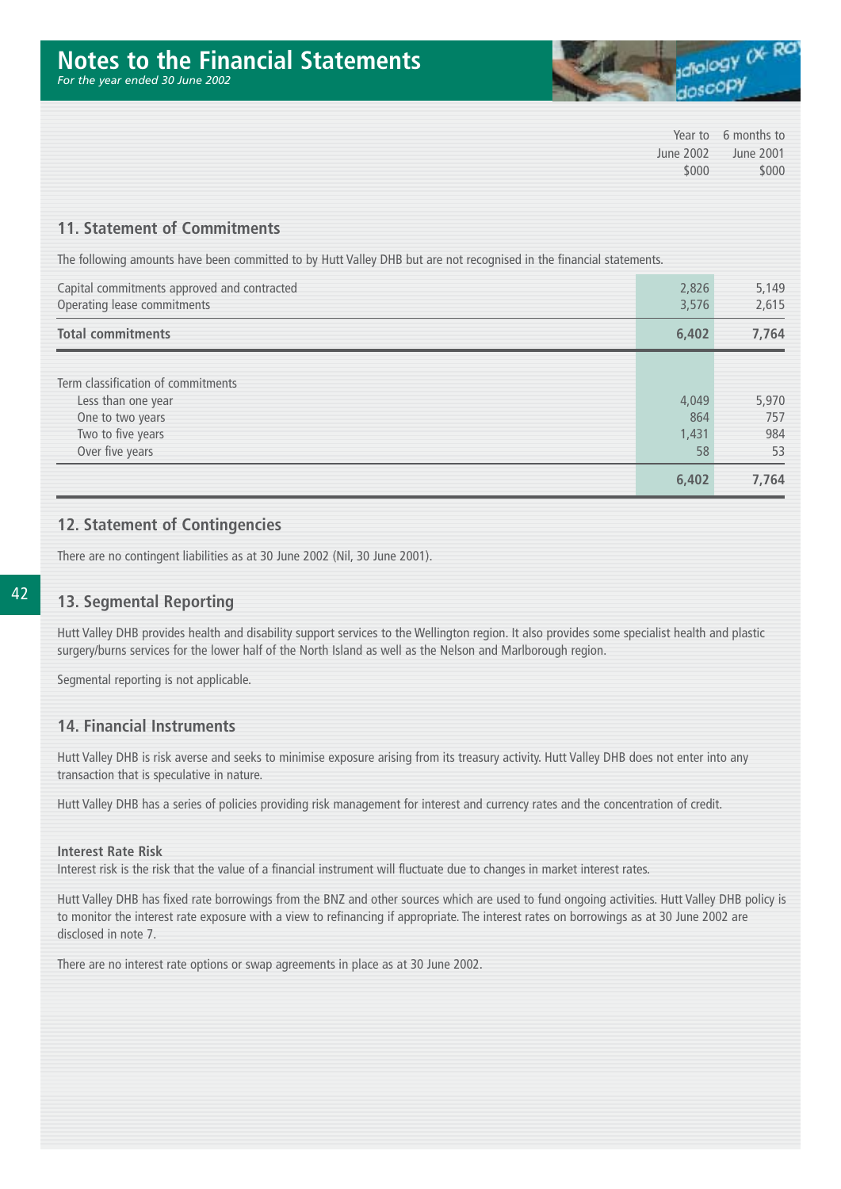## Notes to the Financial Statements

*For the year ended 30 June 2002*

### 11. Statement of Commitments

The following amounts have been committed to by Hutt Valley DHB but are not recognised in the financial statements.

| | Year to June 2002 $000 | 6 months to June 2001 $000 |
|---|---|---|
| Capital commitments approved and contracted | 2,826 | 5,149 |
| Operating lease commitments | 3,576 | 2,615 |
| **Total commitments** | **6,402** | **7,764** |
| | | |
| Term classification of commitments | | |
| Less than one year | 4,049 | 5,970 |
| One to two years | 864 | 757 |
| Two to five years | 1,431 | 984 |
| Over five years | 58 | 53 |
| | **6,402** | **7,764** |

### 12. Statement of Contingencies

There are no contingent liabilities as at 30 June 2002 (Nil, 30 June 2001).

### 13. Segmental Reporting

Hutt Valley DHB provides health and disability support services to the Wellington region. It also provides some specialist health and plastic surgery/burns services for the lower half of the North Island as well as the Nelson and Marlborough region.

Segmental reporting is not applicable.

### 14. Financial Instruments

Hutt Valley DHB is risk averse and seeks to minimise exposure arising from its treasury activity. Hutt Valley DHB does not enter into any transaction that is speculative in nature.

Hutt Valley DHB has a series of policies providing risk management for interest and currency rates and the concentration of credit.

**Interest Rate Risk**

Interest risk is the risk that the value of a financial instrument will fluctuate due to changes in market interest rates.

Hutt Valley DHB has fixed rate borrowings from the BNZ and other sources which are used to fund ongoing activities. Hutt Valley DHB policy is to monitor the interest rate exposure with a view to refinancing if appropriate. The interest rates on borrowings as at 30 June 2002 are disclosed in note 7.

There are no interest rate options or swap agreements in place as at 30 June 2002.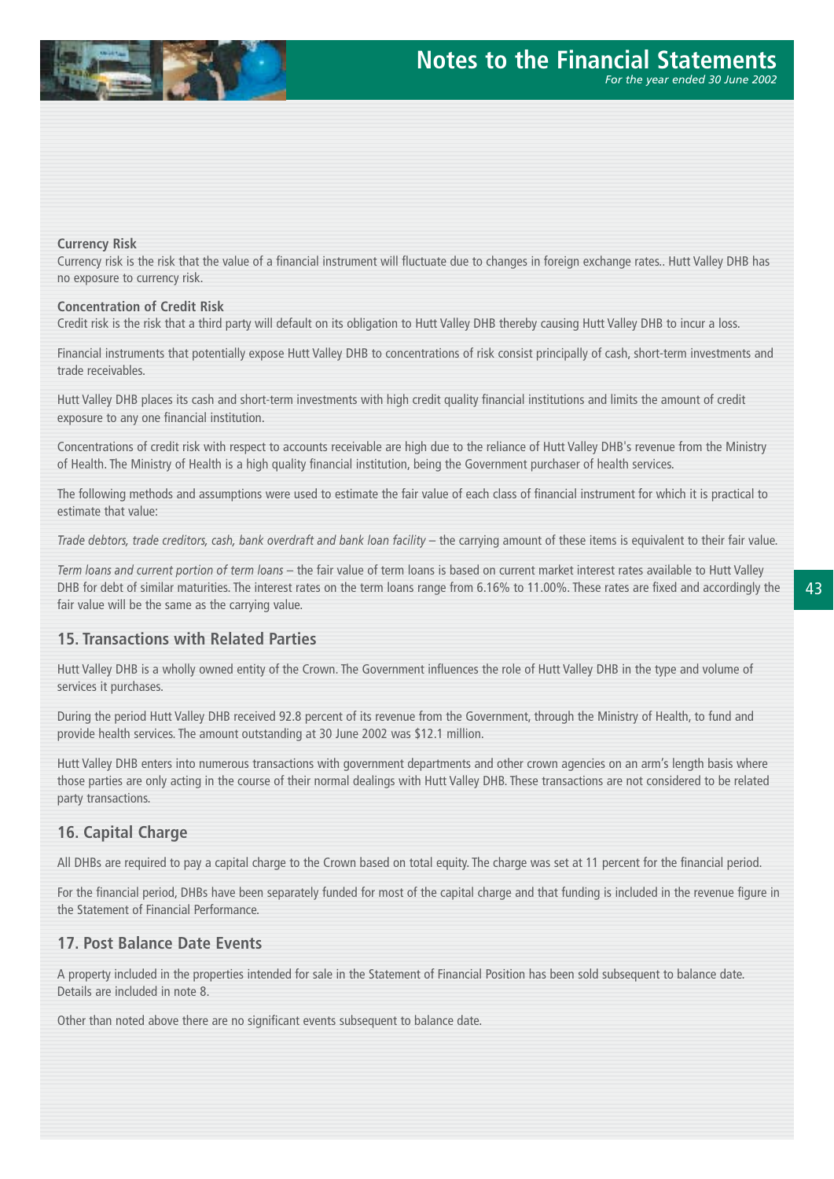**Currency Risk**

Currency risk is the risk that the value of a financial instrument will fluctuate due to changes in foreign exchange rates.. Hutt Valley DHB has no exposure to currency risk.

**Concentration of Credit Risk**

Credit risk is the risk that a third party will default on its obligation to Hutt Valley DHB thereby causing Hutt Valley DHB to incur a loss.

Financial instruments that potentially expose Hutt Valley DHB to concentrations of risk consist principally of cash, short-term investments and trade receivables.

Hutt Valley DHB places its cash and short-term investments with high credit quality financial institutions and limits the amount of credit exposure to any one financial institution.

Concentrations of credit risk with respect to accounts receivable are high due to the reliance of Hutt Valley DHB's revenue from the Ministry of Health. The Ministry of Health is a high quality financial institution, being the Government purchaser of health services.

The following methods and assumptions were used to estimate the fair value of each class of financial instrument for which it is practical to estimate that value:

*Trade debtors, trade creditors, cash, bank overdraft and bank loan facility* – the carrying amount of these items is equivalent to their fair value.

*Term loans and current portion of term loans* – the fair value of term loans is based on current market interest rates available to Hutt Valley DHB for debt of similar maturities. The interest rates on the term loans range from 6.16% to 11.00%. These rates are fixed and accordingly the fair value will be the same as the carrying value.

## 15. Transactions with Related Parties

Hutt Valley DHB is a wholly owned entity of the Crown. The Government influences the role of Hutt Valley DHB in the type and volume of services it purchases.

During the period Hutt Valley DHB received 92.8 percent of its revenue from the Government, through the Ministry of Health, to fund and provide health services. The amount outstanding at 30 June 2002 was $12.1 million.

Hutt Valley DHB enters into numerous transactions with government departments and other crown agencies on an arm's length basis where those parties are only acting in the course of their normal dealings with Hutt Valley DHB. These transactions are not considered to be related party transactions.

## 16. Capital Charge

All DHBs are required to pay a capital charge to the Crown based on total equity. The charge was set at 11 percent for the financial period.

For the financial period, DHBs have been separately funded for most of the capital charge and that funding is included in the revenue figure in the Statement of Financial Performance.

## 17. Post Balance Date Events

A property included in the properties intended for sale in the Statement of Financial Position has been sold subsequent to balance date. Details are included in note 8.

Other than noted above there are no significant events subsequent to balance date.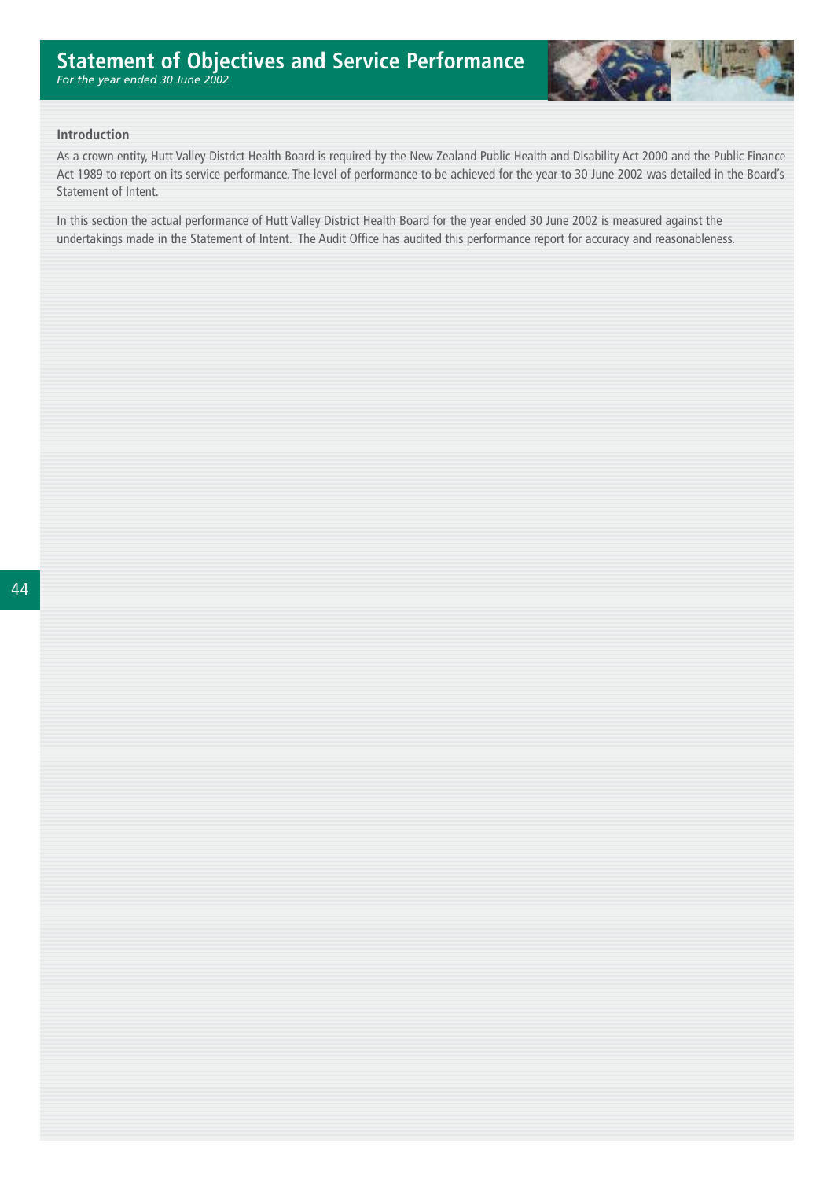# Statement of Objectives and Service Performance

*For the year ended 30 June 2002*

### Introduction

As a crown entity, Hutt Valley District Health Board is required by the New Zealand Public Health and Disability Act 2000 and the Public Finance Act 1989 to report on its service performance. The level of performance to be achieved for the year to 30 June 2002 was detailed in the Board's Statement of Intent.

In this section the actual performance of Hutt Valley District Health Board for the year ended 30 June 2002 is measured against the undertakings made in the Statement of Intent. The Audit Office has audited this performance report for accuracy and reasonableness.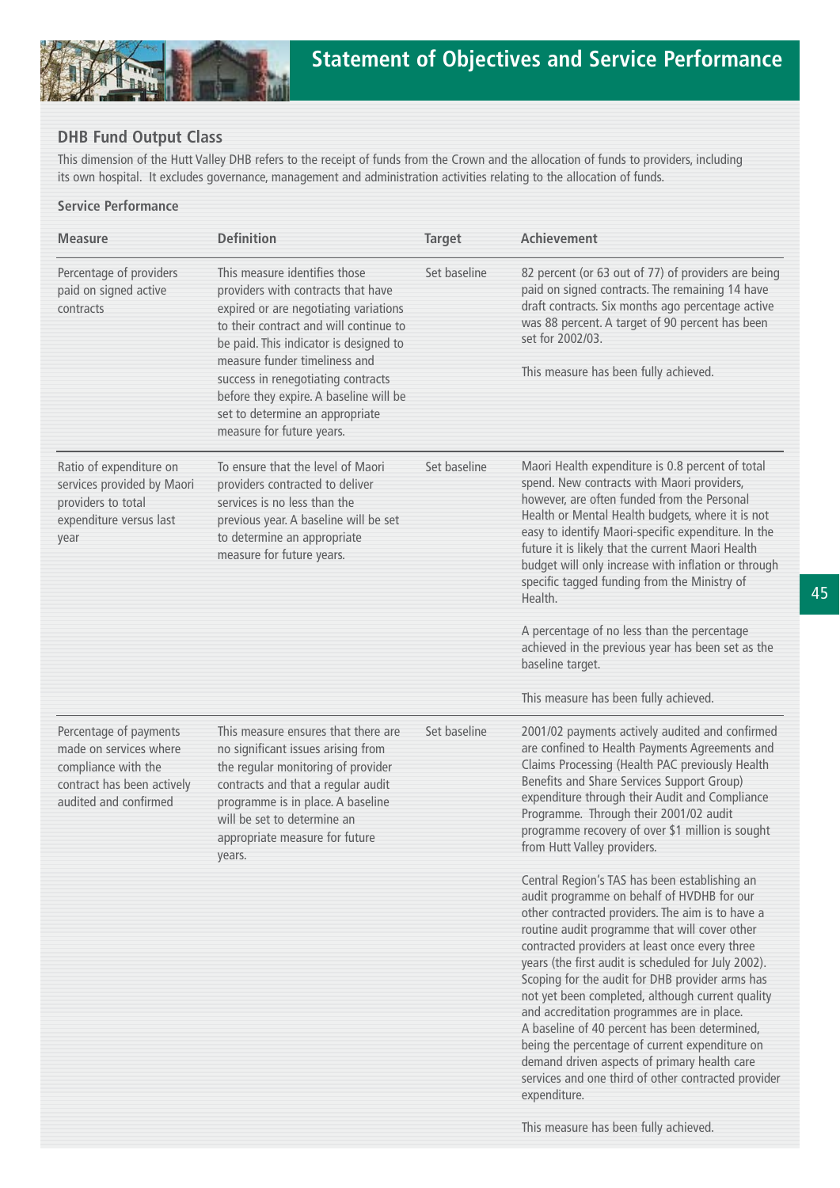## DHB Fund Output Class

This dimension of the Hutt Valley DHB refers to the receipt of funds from the Crown and the allocation of funds to providers, including its own hospital. It excludes governance, management and administration activities relating to the allocation of funds.

### Service Performance

| Measure | Definition | Target | Achievement |
|---|---|---|---|
| Percentage of providers paid on signed active contracts | This measure identifies those providers with contracts that have expired or are negotiating variations to their contract and will continue to be paid. This indicator is designed to measure funder timeliness and success in renegotiating contracts before they expire. A baseline will be set to determine an appropriate measure for future years. | Set baseline | 82 percent (or 63 out of 77) of providers are being paid on signed contracts. The remaining 14 have draft contracts. Six months ago percentage active was 88 percent. A target of 90 percent has been set for 2002/03.<br><br>This measure has been fully achieved. |
| Ratio of expenditure on services provided by Maori providers to total expenditure versus last year | To ensure that the level of Maori providers contracted to deliver services is no less than the previous year. A baseline will be set to determine an appropriate measure for future years. | Set baseline | Maori Health expenditure is 0.8 percent of total spend. New contracts with Maori providers, however, are often funded from the Personal Health or Mental Health budgets, where it is not easy to identify Maori-specific expenditure. In the future it is likely that the current Maori Health budget will only increase with inflation or through specific tagged funding from the Ministry of Health.<br><br>A percentage of no less than the percentage achieved in the previous year has been set as the baseline target.<br><br>This measure has been fully achieved. |
| Percentage of payments made on services where compliance with the contract has been actively audited and confirmed | This measure ensures that there are no significant issues arising from the regular monitoring of provider contracts and that a regular audit programme is in place. A baseline will be set to determine an appropriate measure for future years. | Set baseline | 2001/02 payments actively audited and confirmed are confined to Health Payments Agreements and Claims Processing (Health PAC previously Health Benefits and Share Services Support Group) expenditure through their Audit and Compliance Programme. Through their 2001/02 audit programme recovery of over $1 million is sought from Hutt Valley providers.<br><br>Central Region's TAS has been establishing an audit programme on behalf of HVDHB for our other contracted providers. The aim is to have a routine audit programme that will cover other contracted providers at least once every three years (the first audit is scheduled for July 2002). Scoping for the audit for DHB provider arms has not yet been completed, although current quality and accreditation programmes are in place. A baseline of 40 percent has been determined, being the percentage of current expenditure on demand driven aspects of primary health care services and one third of other contracted provider expenditure.<br><br>This measure has been fully achieved. |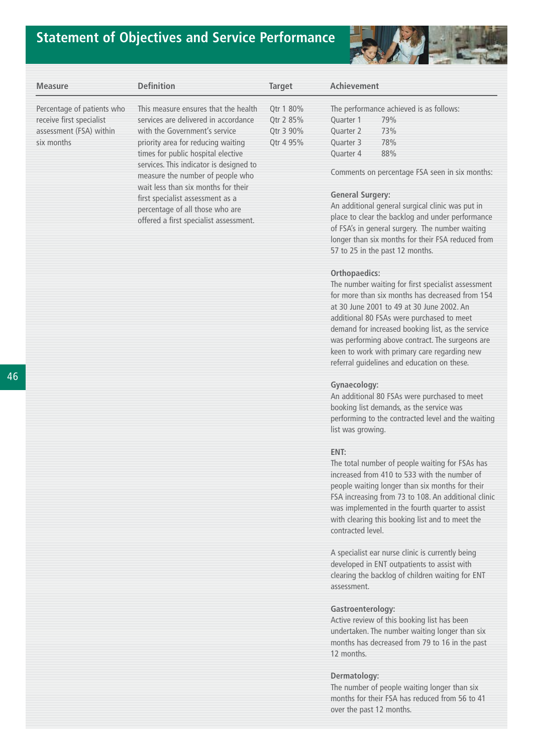## Statement of Objectives and Service Performance

| Measure | Definition | Target | Achievement |
|---|---|---|---|
| Percentage of patients who receive first specialist assessment (FSA) within six months | This measure ensures that the health services are delivered in accordance with the Government's service priority area for reducing waiting times for public hospital elective services. This indicator is designed to measure the number of people who wait less than six months for their first specialist assessment as a percentage of all those who are offered a first specialist assessment. | Qtr 1 80%<br>Qtr 2 85%<br>Qtr 3 90%<br>Qtr 4 95% | The performance achieved is as follows:<br>Quarter 1 79%<br>Quarter 2 73%<br>Quarter 3 78%<br>Quarter 4 88%<br><br>Comments on percentage FSA seen in six months:<br><br>**General Surgery:**<br>An additional general surgical clinic was put in place to clear the backlog and under performance of FSA's in general surgery. The number waiting longer than six months for their FSA reduced from 57 to 25 in the past 12 months.<br><br>**Orthopaedics:**<br>The number waiting for first specialist assessment for more than six months has decreased from 154 at 30 June 2001 to 49 at 30 June 2002. An additional 80 FSAs were purchased to meet demand for increased booking list, as the service was performing above contract. The surgeons are keen to work with primary care regarding new referral guidelines and education on these.<br><br>**Gynaecology:**<br>An additional 80 FSAs were purchased to meet booking list demands, as the service was performing to the contracted level and the waiting list was growing.<br><br>**ENT:**<br>The total number of people waiting for FSAs has increased from 410 to 533 with the number of people waiting longer than six months for their FSA increasing from 73 to 108. An additional clinic was implemented in the fourth quarter to assist with clearing this booking list and to meet the contracted level.<br><br>A specialist ear nurse clinic is currently being developed in ENT outpatients to assist with clearing the backlog of children waiting for ENT assessment.<br><br>**Gastroenterology:**<br>Active review of this booking list has been undertaken. The number waiting longer than six months has decreased from 79 to 16 in the past 12 months.<br><br>**Dermatology:**<br>The number of people waiting longer than six months for their FSA has reduced from 56 to 41 over the past 12 months. |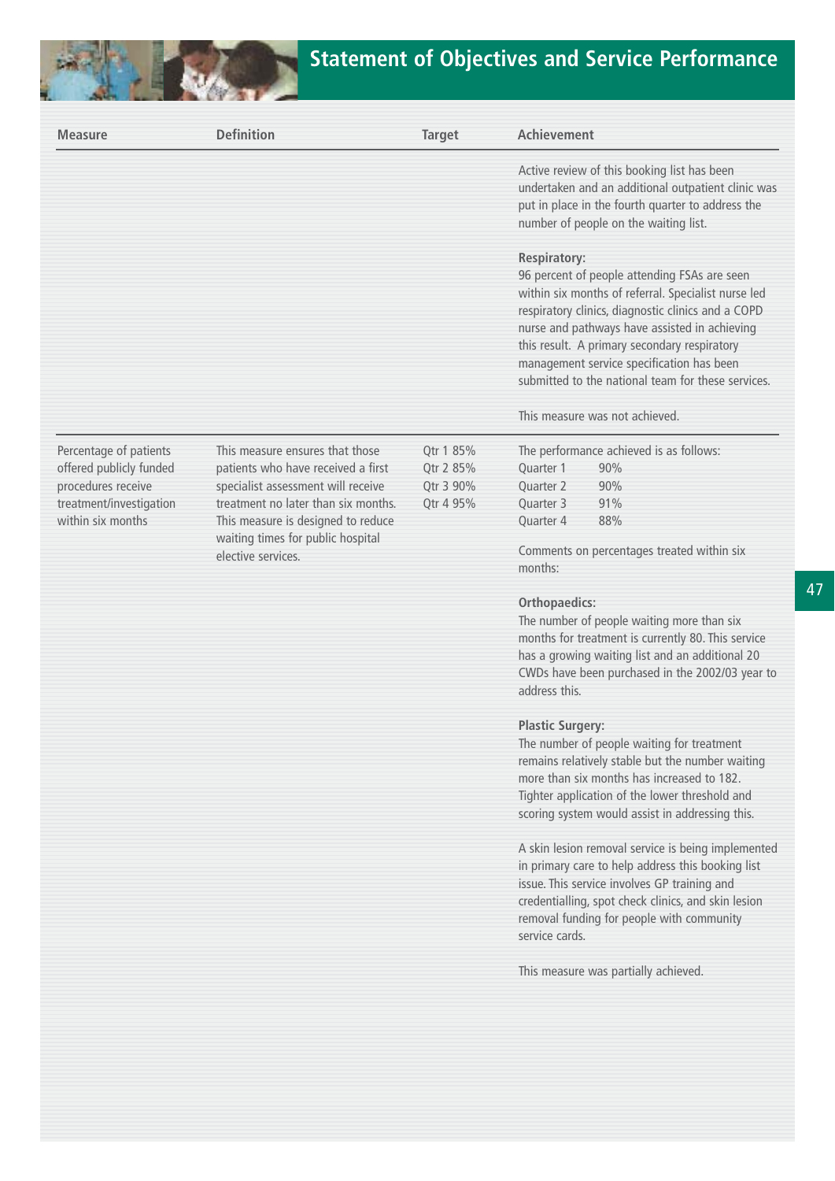## Statement of Objectives and Service Performance

| Measure | Definition | Target | Achievement |
|---|---|---|---|
| | | | Active review of this booking list has been undertaken and an additional outpatient clinic was put in place in the fourth quarter to address the number of people on the waiting list.<br><br>**Respiratory:**<br>96 percent of people attending FSAs are seen within six months of referral. Specialist nurse led respiratory clinics, diagnostic clinics and a COPD nurse and pathways have assisted in achieving this result. A primary secondary respiratory management service specification has been submitted to the national team for these services.<br><br>This measure was not achieved. |
| Percentage of patients offered publicly funded procedures receive treatment/investigation within six months | This measure ensures that those patients who have received a first specialist assessment will receive treatment no later than six months. This measure is designed to reduce waiting times for public hospital elective services. | Qtr 1 85%<br>Qtr 2 85%<br>Qtr 3 90%<br>Qtr 4 95% | The performance achieved is as follows:<br>Quarter 1 90%<br>Quarter 2 90%<br>Quarter 3 91%<br>Quarter 4 88%<br><br>Comments on percentages treated within six months:<br><br>**Orthopaedics:**<br>The number of people waiting more than six months for treatment is currently 80. This service has a growing waiting list and an additional 20 CWDs have been purchased in the 2002/03 year to address this.<br><br>**Plastic Surgery:**<br>The number of people waiting for treatment remains relatively stable but the number waiting more than six months has increased to 182. Tighter application of the lower threshold and scoring system would assist in addressing this.<br><br>A skin lesion removal service is being implemented in primary care to help address this booking list issue. This service involves GP training and credentialling, spot check clinics, and skin lesion removal funding for people with community service cards.<br><br>This measure was partially achieved. |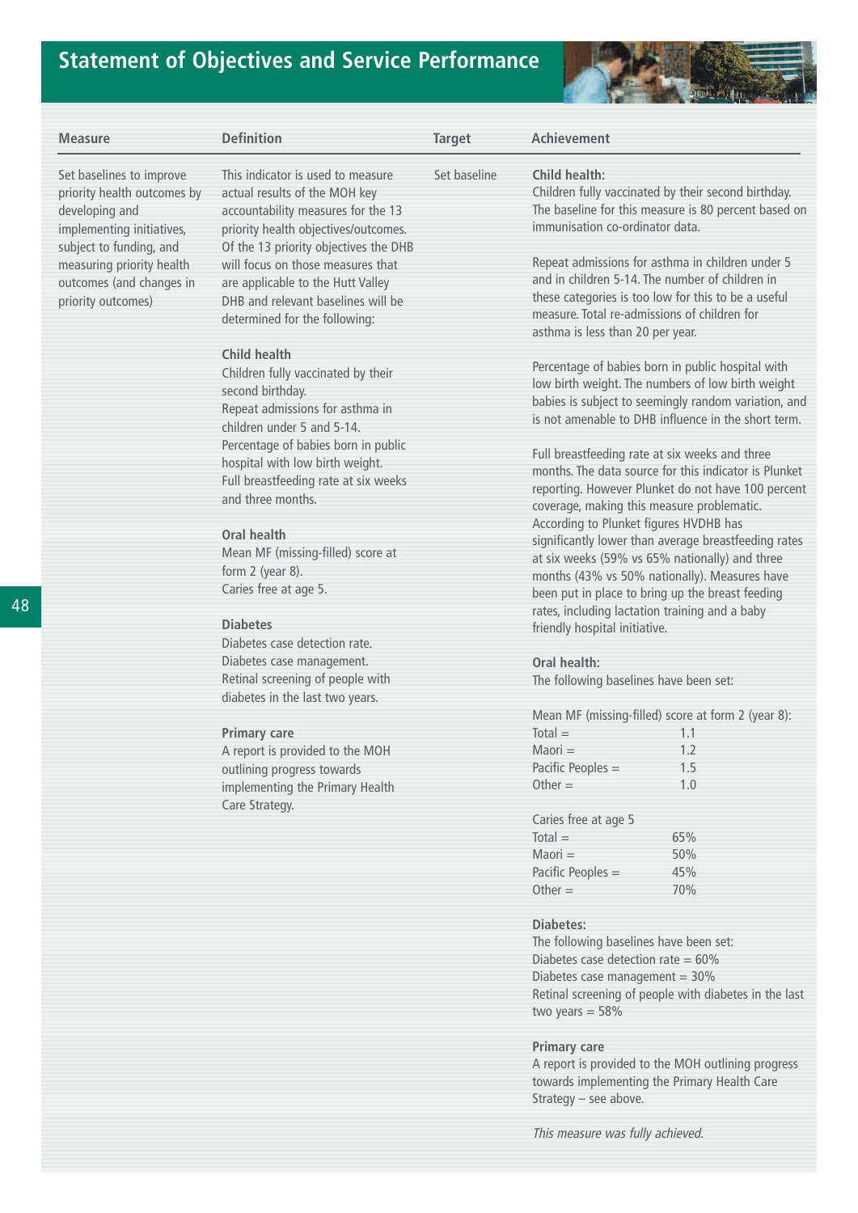## Statement of Objectives and Service Performance

| Measure | Definition | Target | Achievement |
|---|---|---|---|
| Set baselines to improve priority health outcomes by developing and implementing initiatives, subject to funding, and measuring priority health outcomes (and changes in priority outcomes) | This indicator is used to measure actual results of the MOH key accountability measures for the 13 priority health objectives/outcomes. Of the 13 priority objectives the DHB will focus on those measures that are applicable to the Hutt Valley DHB and relevant baselines will be determined for the following:<br><br>**Child health**<br>Children fully vaccinated by their second birthday.<br>Repeat admissions for asthma in children under 5 and 5-14.<br>Percentage of babies born in public hospital with low birth weight.<br>Full breastfeeding rate at six weeks and three months.<br><br>**Oral health**<br>Mean MF (missing-filled) score at form 2 (year 8).<br>Caries free at age 5.<br><br>**Diabetes**<br>Diabetes case detection rate.<br>Diabetes case management.<br>Retinal screening of people with diabetes in the last two years.<br><br>**Primary care**<br>A report is provided to the MOH outlining progress towards implementing the Primary Health Care Strategy. | Set baseline | **Child health:**<br>Children fully vaccinated by their second birthday. The baseline for this measure is 80 percent based on immunisation co-ordinator data.<br><br>Repeat admissions for asthma in children under 5 and in children 5-14. The number of children in these categories is too low for this to be a useful measure. Total re-admissions of children for asthma is less than 20 per year.<br><br>Percentage of babies born in public hospital with low birth weight. The numbers of low birth weight babies is subject to seemingly random variation, and is not amenable to DHB influence in the short term.<br><br>Full breastfeeding rate at six weeks and three months. The data source for this indicator is Plunket reporting. However Plunket do not have 100 percent coverage, making this measure problematic. According to Plunket figures HVDHB has significantly lower than average breastfeeding rates at six weeks (59% vs 65% nationally) and three months (43% vs 50% nationally). Measures have been put in place to bring up the breast feeding rates, including lactation training and a baby friendly hospital initiative.<br><br>**Oral health:**<br>The following baselines have been set:<br><br>Mean MF (missing-filled) score at form 2 (year 8):<br>Total = 1.1<br>Maori = 1.2<br>Pacific Peoples = 1.5<br>Other = 1.0<br><br>Caries free at age 5<br>Total = 65%<br>Maori = 50%<br>Pacific Peoples = 45%<br>Other = 70%<br><br>**Diabetes:**<br>The following baselines have been set:<br>Diabetes case detection rate = 60%<br>Diabetes case management = 30%<br>Retinal screening of people with diabetes in the last two years = 58%<br><br>**Primary care**<br>A report is provided to the MOH outlining progress towards implementing the Primary Health Care Strategy – see above.<br><br>*This measure was fully achieved.* |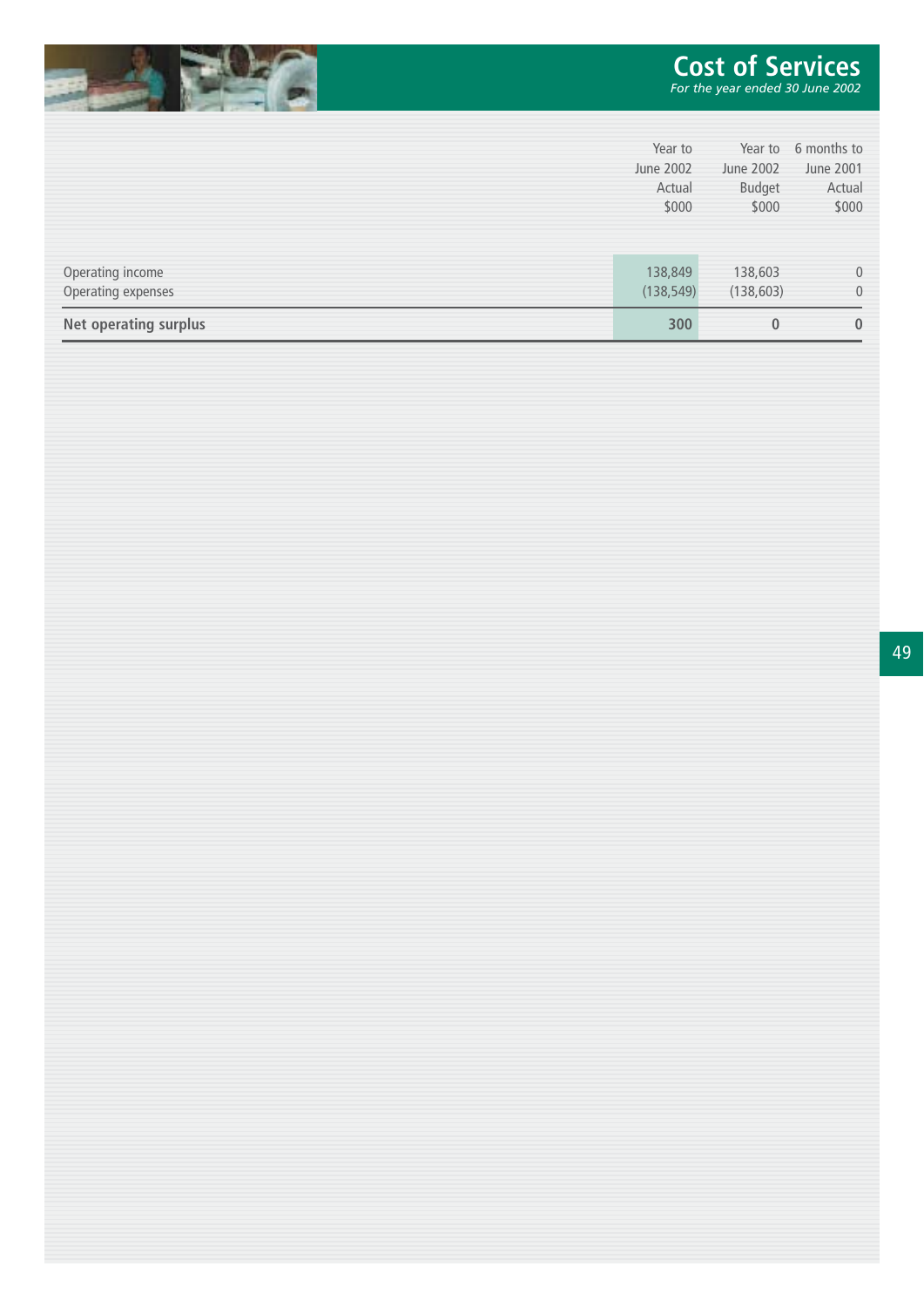# Cost of Services

*For the year ended 30 June 2002*

| | Year to June 2002 Actual $000 | Year to June 2002 Budget $000 | 6 months to June 2001 Actual $000 |
|---|---|---|---|
| Operating income | 138,849 | 138,603 | 0 |
| Operating expenses | (138,549) | (138,603) | 0 |
| **Net operating surplus** | **300** | **0** | **0** |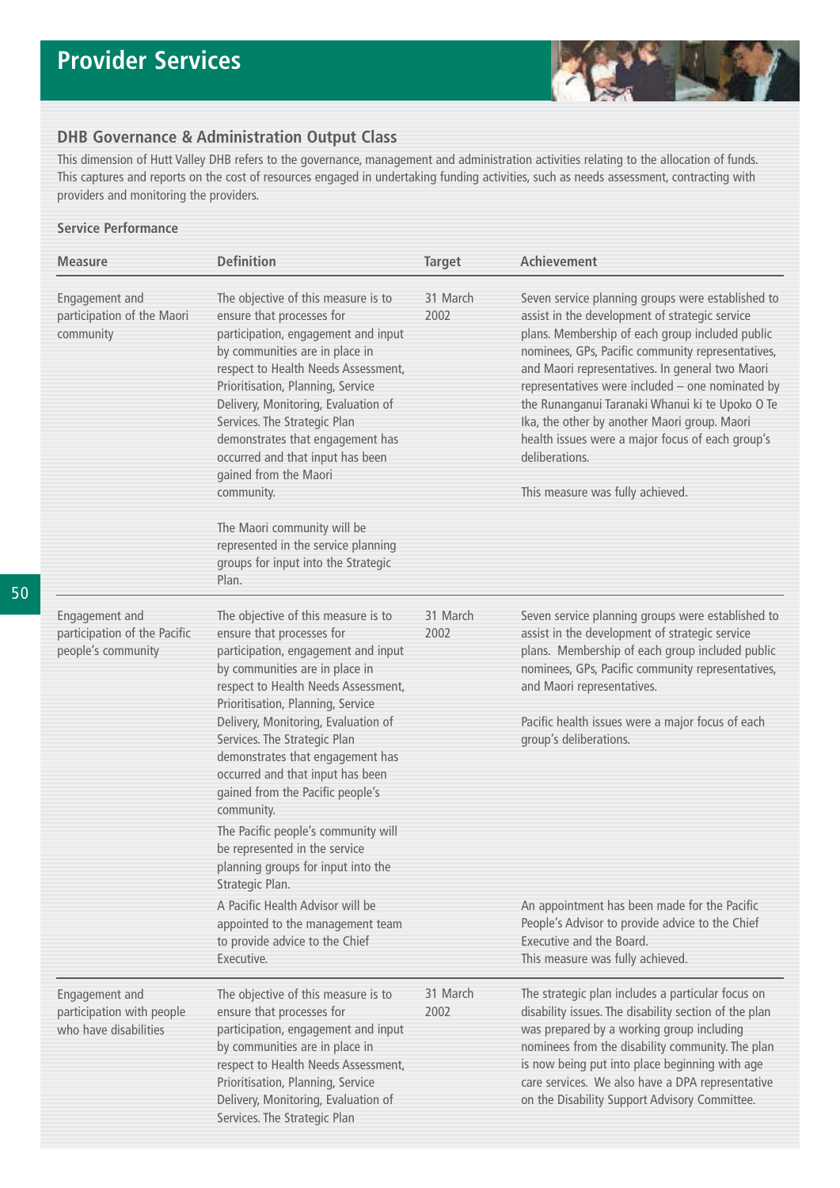# Provider Services

## DHB Governance & Administration Output Class

This dimension of Hutt Valley DHB refers to the governance, management and administration activities relating to the allocation of funds. This captures and reports on the cost of resources engaged in undertaking funding activities, such as needs assessment, contracting with providers and monitoring the providers.

**Service Performance**

| Measure | Definition | Target | Achievement |
|---|---|---|---|
| Engagement and participation of the Maori community | The objective of this measure is to ensure that processes for participation, engagement and input by communities are in place in respect to Health Needs Assessment, Prioritisation, Planning, Service Delivery, Monitoring, Evaluation of Services. The Strategic Plan demonstrates that engagement has occurred and that input has been gained from the Maori community.<br><br>The Maori community will be represented in the service planning groups for input into the Strategic Plan. | 31 March 2002 | Seven service planning groups were established to assist in the development of strategic service plans. Membership of each group included public nominees, GPs, Pacific community representatives, and Maori representatives. In general two Maori representatives were included – one nominated by the Runanganui Taranaki Whanui ki te Upoko O Te Ika, the other by another Maori group. Maori health issues were a major focus of each group's deliberations.<br><br>This measure was fully achieved. |
| Engagement and participation of the Pacific people's community | The objective of this measure is to ensure that processes for participation, engagement and input by communities are in place in respect to Health Needs Assessment, Prioritisation, Planning, Service Delivery, Monitoring, Evaluation of Services. The Strategic Plan demonstrates that engagement has occurred and that input has been gained from the Pacific people's community.<br><br>The Pacific people's community will be represented in the service planning groups for input into the Strategic Plan.<br><br>A Pacific Health Advisor will be appointed to the management team to provide advice to the Chief Executive. | 31 March 2002 | Seven service planning groups were established to assist in the development of strategic service plans. Membership of each group included public nominees, GPs, Pacific community representatives, and Maori representatives.<br><br>Pacific health issues were a major focus of each group's deliberations.<br><br>An appointment has been made for the Pacific People's Advisor to provide advice to the Chief Executive and the Board.<br>This measure was fully achieved. |
| Engagement and participation with people who have disabilities | The objective of this measure is to ensure that processes for participation, engagement and input by communities are in place in respect to Health Needs Assessment, Prioritisation, Planning, Service Delivery, Monitoring, Evaluation of Services. The Strategic Plan | 31 March 2002 | The strategic plan includes a particular focus on disability issues. The disability section of the plan was prepared by a working group including nominees from the disability community. The plan is now being put into place beginning with age care services. We also have a DPA representative on the Disability Support Advisory Committee. |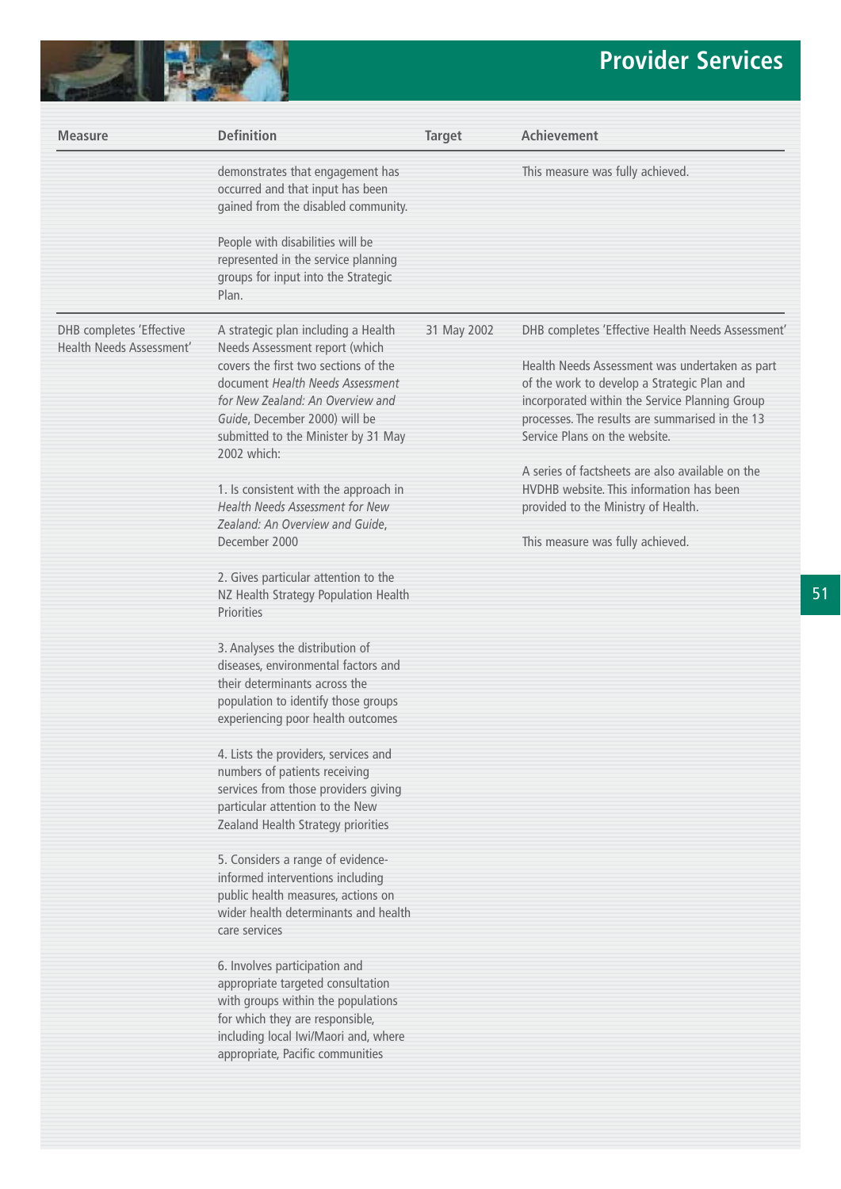## Provider Services

| Measure | Definition | Target | Achievement |
|---|---|---|---|
| | demonstrates that engagement has occurred and that input has been gained from the disabled community.<br><br>People with disabilities will be represented in the service planning groups for input into the Strategic Plan. | | This measure was fully achieved. |
| DHB completes 'Effective Health Needs Assessment' | A strategic plan including a Health Needs Assessment report (which covers the first two sections of the document *Health Needs Assessment for New Zealand: An Overview and Guide*, December 2000) will be submitted to the Minister by 31 May 2002 which:<br><br>1. Is consistent with the approach in *Health Needs Assessment for New Zealand: An Overview and Guide*, December 2000<br><br>2. Gives particular attention to the NZ Health Strategy Population Health Priorities<br><br>3. Analyses the distribution of diseases, environmental factors and their determinants across the population to identify those groups experiencing poor health outcomes<br><br>4. Lists the providers, services and numbers of patients receiving services from those providers giving particular attention to the New Zealand Health Strategy priorities<br><br>5. Considers a range of evidence-informed interventions including public health measures, actions on wider health determinants and health care services<br><br>6. Involves participation and appropriate targeted consultation with groups within the populations for which they are responsible, including local Iwi/Maori and, where appropriate, Pacific communities | 31 May 2002 | DHB completes 'Effective Health Needs Assessment'<br><br>Health Needs Assessment was undertaken as part of the work to develop a Strategic Plan and incorporated within the Service Planning Group processes. The results are summarised in the 13 Service Plans on the website.<br><br>A series of factsheets are also available on the HVDHB website. This information has been provided to the Ministry of Health.<br><br>This measure was fully achieved. |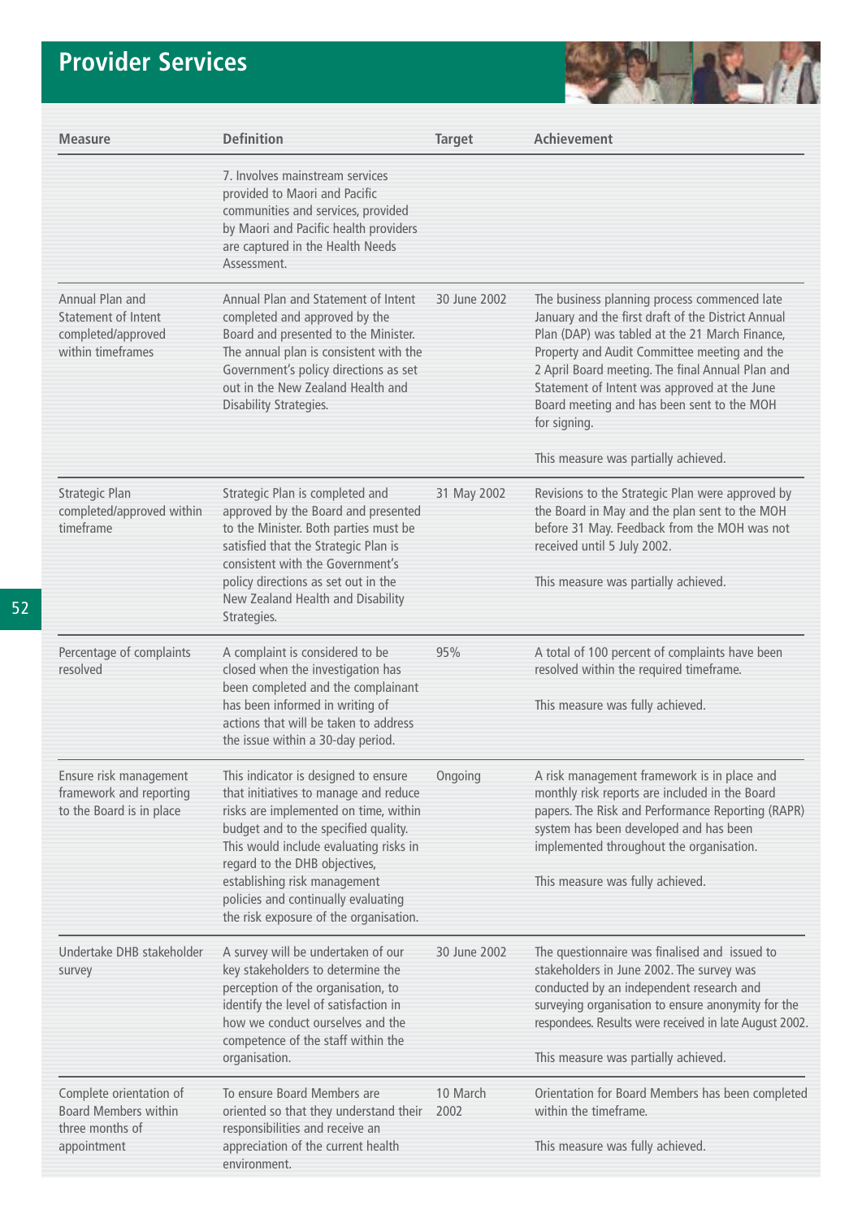# Provider Services

| Measure | Definition | Target | Achievement |
|---|---|---|---|
| | 7. Involves mainstream services provided to Maori and Pacific communities and services, provided by Maori and Pacific health providers are captured in the Health Needs Assessment. | | |
| Annual Plan and Statement of Intent completed/approved within timeframes | Annual Plan and Statement of Intent completed and approved by the Board and presented to the Minister. The annual plan is consistent with the Government's policy directions as set out in the New Zealand Health and Disability Strategies. | 30 June 2002 | The business planning process commenced late January and the first draft of the District Annual Plan (DAP) was tabled at the 21 March Finance, Property and Audit Committee meeting and the 2 April Board meeting. The final Annual Plan and Statement of Intent was approved at the June Board meeting and has been sent to the MOH for signing.<br><br>This measure was partially achieved. |
| Strategic Plan completed/approved within timeframe | Strategic Plan is completed and approved by the Board and presented to the Minister. Both parties must be satisfied that the Strategic Plan is consistent with the Government's policy directions as set out in the New Zealand Health and Disability Strategies. | 31 May 2002 | Revisions to the Strategic Plan were approved by the Board in May and the plan sent to the MOH before 31 May. Feedback from the MOH was not received until 5 July 2002.<br><br>This measure was partially achieved. |
| Percentage of complaints resolved | A complaint is considered to be closed when the investigation has been completed and the complainant has been informed in writing of actions that will be taken to address the issue within a 30-day period. | 95% | A total of 100 percent of complaints have been resolved within the required timeframe.<br><br>This measure was fully achieved. |
| Ensure risk management framework and reporting to the Board is in place | This indicator is designed to ensure that initiatives to manage and reduce risks are implemented on time, within budget and to the specified quality. This would include evaluating risks in regard to the DHB objectives, establishing risk management policies and continually evaluating the risk exposure of the organisation. | Ongoing | A risk management framework is in place and monthly risk reports are included in the Board papers. The Risk and Performance Reporting (RAPR) system has been developed and has been implemented throughout the organisation.<br><br>This measure was fully achieved. |
| Undertake DHB stakeholder survey | A survey will be undertaken of our key stakeholders to determine the perception of the organisation, to identify the level of satisfaction in how we conduct ourselves and the competence of the staff within the organisation. | 30 June 2002 | The questionnaire was finalised and issued to stakeholders in June 2002. The survey was conducted by an independent research and surveying organisation to ensure anonymity for the respondees. Results were received in late August 2002.<br><br>This measure was partially achieved. |
| Complete orientation of Board Members within three months of appointment | To ensure Board Members are oriented so that they understand their responsibilities and receive an appreciation of the current health environment. | 10 March 2002 | Orientation for Board Members has been completed within the timeframe.<br><br>This measure was fully achieved. |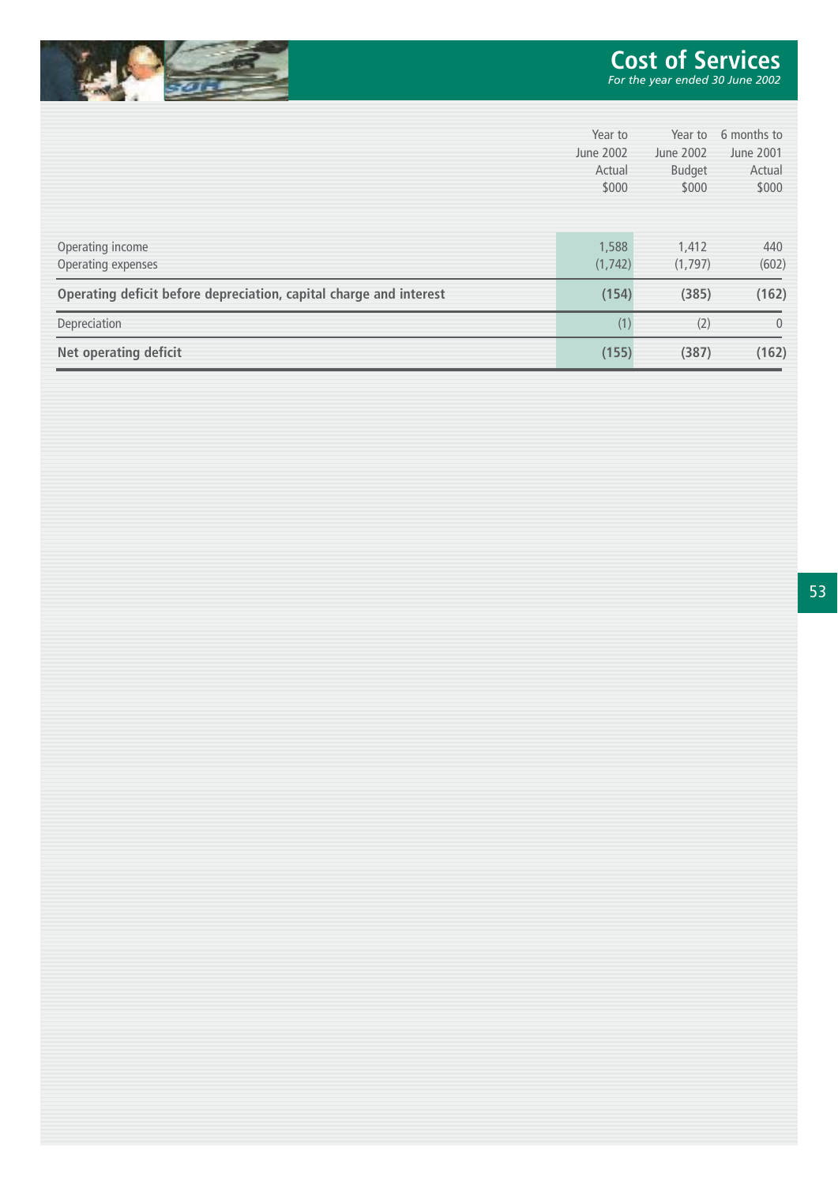# Cost of Services

*For the year ended 30 June 2002*

| | Year to June 2002 Actual $000 | Year to June 2002 Budget $000 | 6 months to June 2001 Actual $000 |
|---|---|---|---|
| Operating income | 1,588 | 1,412 | 440 |
| Operating expenses | (1,742) | (1,797) | (602) |
| **Operating deficit before depreciation, capital charge and interest** | **(154)** | **(385)** | **(162)** |
| Depreciation | (1) | (2) | 0 |
| **Net operating deficit** | **(155)** | **(387)** | **(162)** |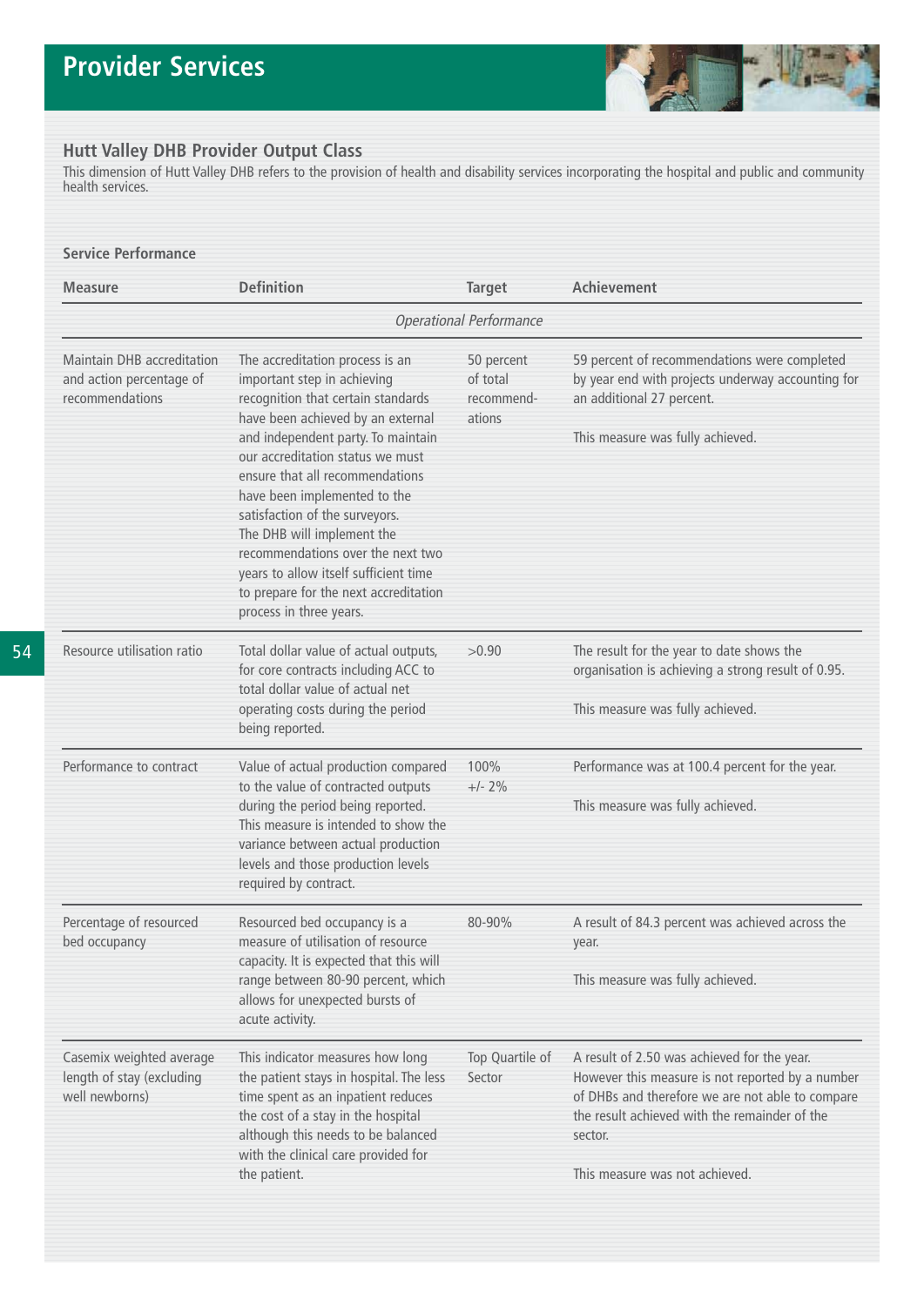# Provider Services

## Hutt Valley DHB Provider Output Class

This dimension of Hutt Valley DHB refers to the provision of health and disability services incorporating the hospital and public and community health services.

### Service Performance

| Measure | Definition | Target | Achievement |
|---|---|---|---|
| *Operational Performance* | | | |
| Maintain DHB accreditation and action percentage of recommendations | The accreditation process is an important step in achieving recognition that certain standards have been achieved by an external and independent party. To maintain our accreditation status we must ensure that all recommendations have been implemented to the satisfaction of the surveyors. The DHB will implement the recommendations over the next two years to allow itself sufficient time to prepare for the next accreditation process in three years. | 50 percent of total recommend-ations | 59 percent of recommendations were completed by year end with projects underway accounting for an additional 27 percent.<br><br>This measure was fully achieved. |
| Resource utilisation ratio | Total dollar value of actual outputs, for core contracts including ACC to total dollar value of actual net operating costs during the period being reported. | >0.90 | The result for the year to date shows the organisation is achieving a strong result of 0.95.<br><br>This measure was fully achieved. |
| Performance to contract | Value of actual production compared to the value of contracted outputs during the period being reported. This measure is intended to show the variance between actual production levels and those production levels required by contract. | 100% +/- 2% | Performance was at 100.4 percent for the year.<br><br>This measure was fully achieved. |
| Percentage of resourced bed occupancy | Resourced bed occupancy is a measure of utilisation of resource capacity. It is expected that this will range between 80-90 percent, which allows for unexpected bursts of acute activity. | 80-90% | A result of 84.3 percent was achieved across the year.<br><br>This measure was fully achieved. |
| Casemix weighted average length of stay (excluding well newborns) | This indicator measures how long the patient stays in hospital. The less time spent as an inpatient reduces the cost of a stay in the hospital although this needs to be balanced with the clinical care provided for the patient. | Top Quartile of Sector | A result of 2.50 was achieved for the year. However this measure is not reported by a number of DHBs and therefore we are not able to compare the result achieved with the remainder of the sector.<br><br>This measure was not achieved. |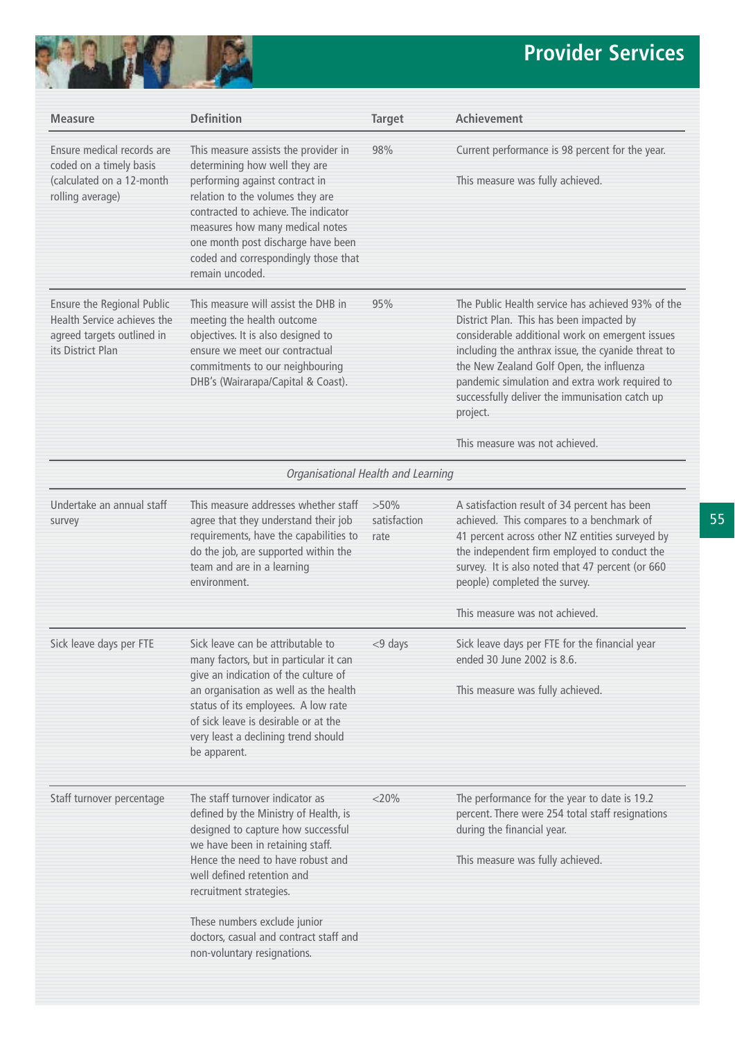## Provider Services

| Measure | Definition | Target | Achievement |
|---|---|---|---|
| Ensure medical records are coded on a timely basis (calculated on a 12-month rolling average) | This measure assists the provider in determining how well they are performing against contract in relation to the volumes they are contracted to achieve. The indicator measures how many medical notes one month post discharge have been coded and correspondingly those that remain uncoded. | 98% | Current performance is 98 percent for the year.<br><br>This measure was fully achieved. |
| Ensure the Regional Public Health Service achieves the agreed targets outlined in its District Plan | This measure will assist the DHB in meeting the health outcome objectives. It is also designed to ensure we meet our contractual commitments to our neighbouring DHB's (Wairarapa/Capital & Coast). | 95% | The Public Health service has achieved 93% of the District Plan. This has been impacted by considerable additional work on emergent issues including the anthrax issue, the cyanide threat to the New Zealand Golf Open, the influenza pandemic simulation and extra work required to successfully deliver the immunisation catch up project.<br><br>This measure was not achieved. |
| | *Organisational Health and Learning* | | |
| Undertake an annual staff survey | This measure addresses whether staff agree that they understand their job requirements, have the capabilities to do the job, are supported within the team and are in a learning environment. | >50% satisfaction rate | A satisfaction result of 34 percent has been achieved. This compares to a benchmark of 41 percent across other NZ entities surveyed by the independent firm employed to conduct the survey. It is also noted that 47 percent (or 660 people) completed the survey.<br><br>This measure was not achieved. |
| Sick leave days per FTE | Sick leave can be attributable to many factors, but in particular it can give an indication of the culture of an organisation as well as the health status of its employees. A low rate of sick leave is desirable or at the very least a declining trend should be apparent. | <9 days | Sick leave days per FTE for the financial year ended 30 June 2002 is 8.6.<br><br>This measure was fully achieved. |
| Staff turnover percentage | The staff turnover indicator as defined by the Ministry of Health, is designed to capture how successful we have been in retaining staff. Hence the need to have robust and well defined retention and recruitment strategies.<br><br>These numbers exclude junior doctors, casual and contract staff and non-voluntary resignations. | <20% | The performance for the year to date is 19.2 percent. There were 254 total staff resignations during the financial year.<br><br>This measure was fully achieved. |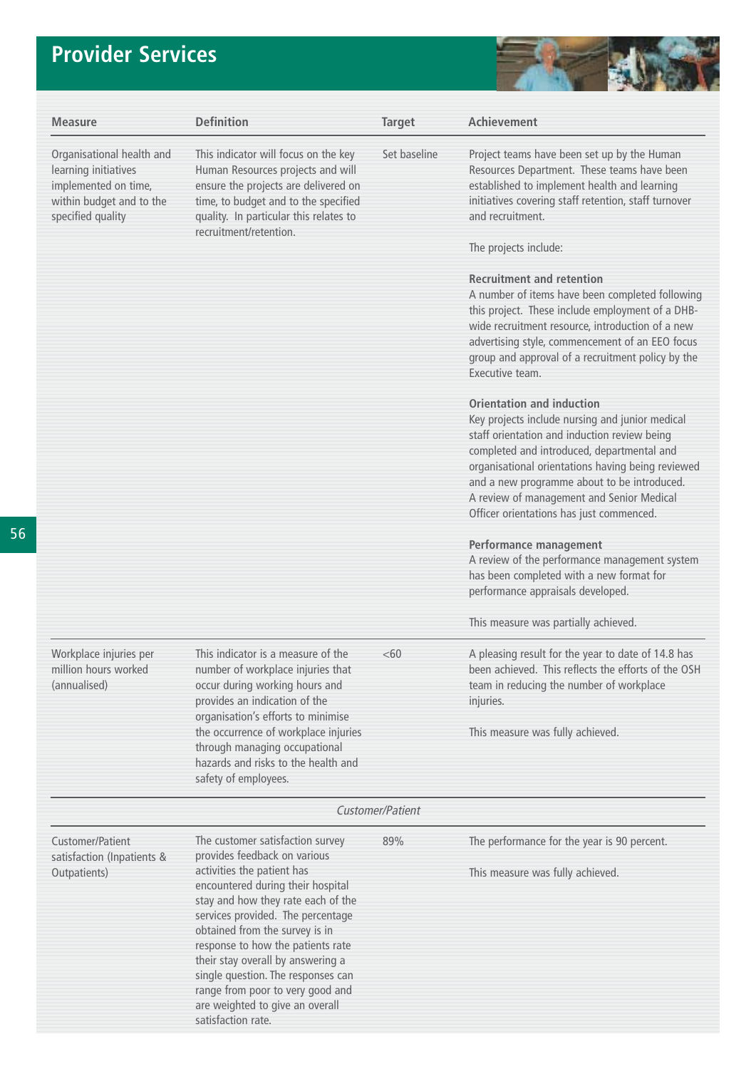## Provider Services

| Measure | Definition | Target | Achievement |
|---|---|---|---|
| Organisational health and learning initiatives implemented on time, within budget and to the specified quality | This indicator will focus on the key Human Resources projects and will ensure the projects are delivered on time, to budget and to the specified quality. In particular this relates to recruitment/retention. | Set baseline | Project teams have been set up by the Human Resources Department. These teams have been established to implement health and learning initiatives covering staff retention, staff turnover and recruitment.<br><br>The projects include:<br><br>**Recruitment and retention**<br>A number of items have been completed following this project. These include employment of a DHB-wide recruitment resource, introduction of a new advertising style, commencement of an EEO focus group and approval of a recruitment policy by the Executive team.<br><br>**Orientation and induction**<br>Key projects include nursing and junior medical staff orientation and induction review being completed and introduced, departmental and organisational orientations having being reviewed and a new programme about to be introduced. A review of management and Senior Medical Officer orientations has just commenced.<br><br>**Performance management**<br>A review of the performance management system has been completed with a new format for performance appraisals developed.<br><br>This measure was partially achieved. |
| Workplace injuries per million hours worked (annualised) | This indicator is a measure of the number of workplace injuries that occur during working hours and provides an indication of the organisation's efforts to minimise the occurrence of workplace injuries through managing occupational hazards and risks to the health and safety of employees. | <60 | A pleasing result for the year to date of 14.8 has been achieved. This reflects the efforts of the OSH team in reducing the number of workplace injuries.<br><br>This measure was fully achieved. |
| | | *Customer/Patient* | |
| Customer/Patient satisfaction (Inpatients & Outpatients) | The customer satisfaction survey provides feedback on various activities the patient has encountered during their hospital stay and how they rate each of the services provided. The percentage obtained from the survey is in response to how the patients rate their stay overall by answering a single question. The responses can range from poor to very good and are weighted to give an overall satisfaction rate. | 89% | The performance for the year is 90 percent.<br><br>This measure was fully achieved. |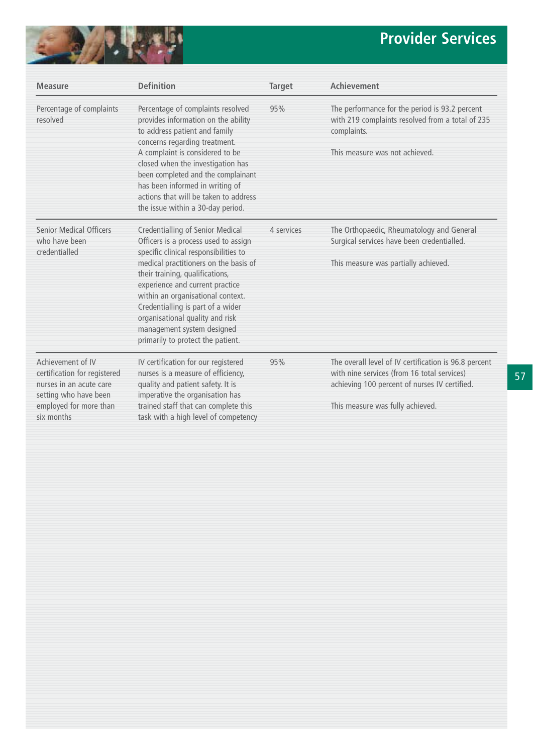## Provider Services

| Measure | Definition | Target | Achievement |
|---|---|---|---|
| Percentage of complaints resolved | Percentage of complaints resolved provides information on the ability to address patient and family concerns regarding treatment. A complaint is considered to be closed when the investigation has been completed and the complainant has been informed in writing of actions that will be taken to address the issue within a 30-day period. | 95% | The performance for the period is 93.2 percent with 219 complaints resolved from a total of 235 complaints.<br><br>This measure was not achieved. |
| Senior Medical Officers who have been credentialled | Credentialling of Senior Medical Officers is a process used to assign specific clinical responsibilities to medical practitioners on the basis of their training, qualifications, experience and current practice within an organisational context. Credentialling is part of a wider organisational quality and risk management system designed primarily to protect the patient. | 4 services | The Orthopaedic, Rheumatology and General Surgical services have been credentialled.<br><br>This measure was partially achieved. |
| Achievement of IV certification for registered nurses in an acute care setting who have been employed for more than six months | IV certification for our registered nurses is a measure of efficiency, quality and patient safety. It is imperative the organisation has trained staff that can complete this task with a high level of competency | 95% | The overall level of IV certification is 96.8 percent with nine services (from 16 total services) achieving 100 percent of nurses IV certified.<br><br>This measure was fully achieved. |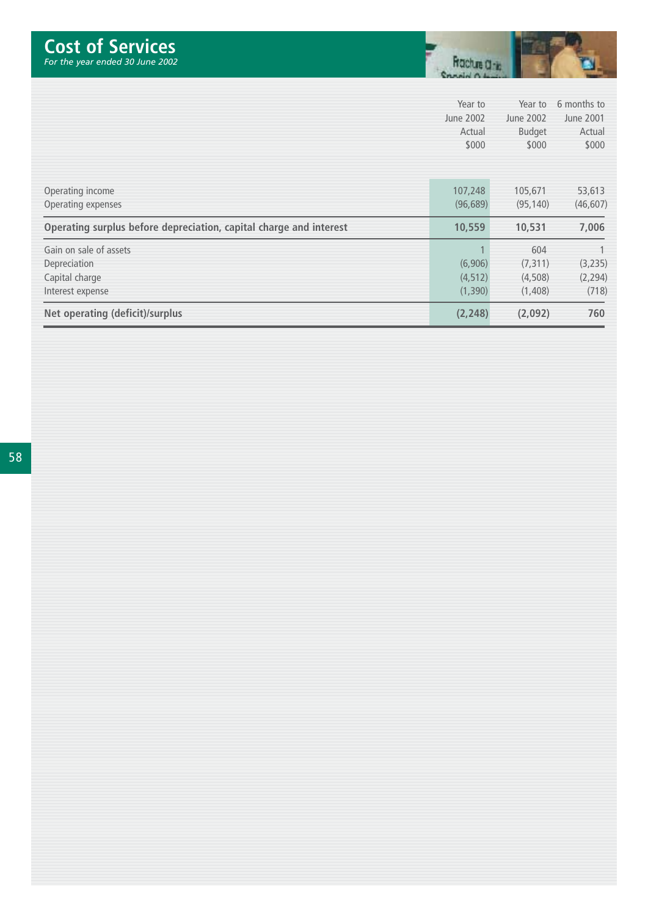# Cost of Services

*For the year ended 30 June 2002*

| | Year to June 2002 Actual $000 | Year to June 2002 Budget $000 | 6 months to June 2001 Actual $000 |
|---|---|---|---|
| Operating income | 107,248 | 105,671 | 53,613 |
| Operating expenses | (96,689) | (95,140) | (46,607) |
| **Operating surplus before depreciation, capital charge and interest** | **10,559** | **10,531** | **7,006** |
| Gain on sale of assets | 1 | 604 | 1 |
| Depreciation | (6,906) | (7,311) | (3,235) |
| Capital charge | (4,512) | (4,508) | (2,294) |
| Interest expense | (1,390) | (1,408) | (718) |
| **Net operating (deficit)/surplus** | **(2,248)** | **(2,092)** | **760** |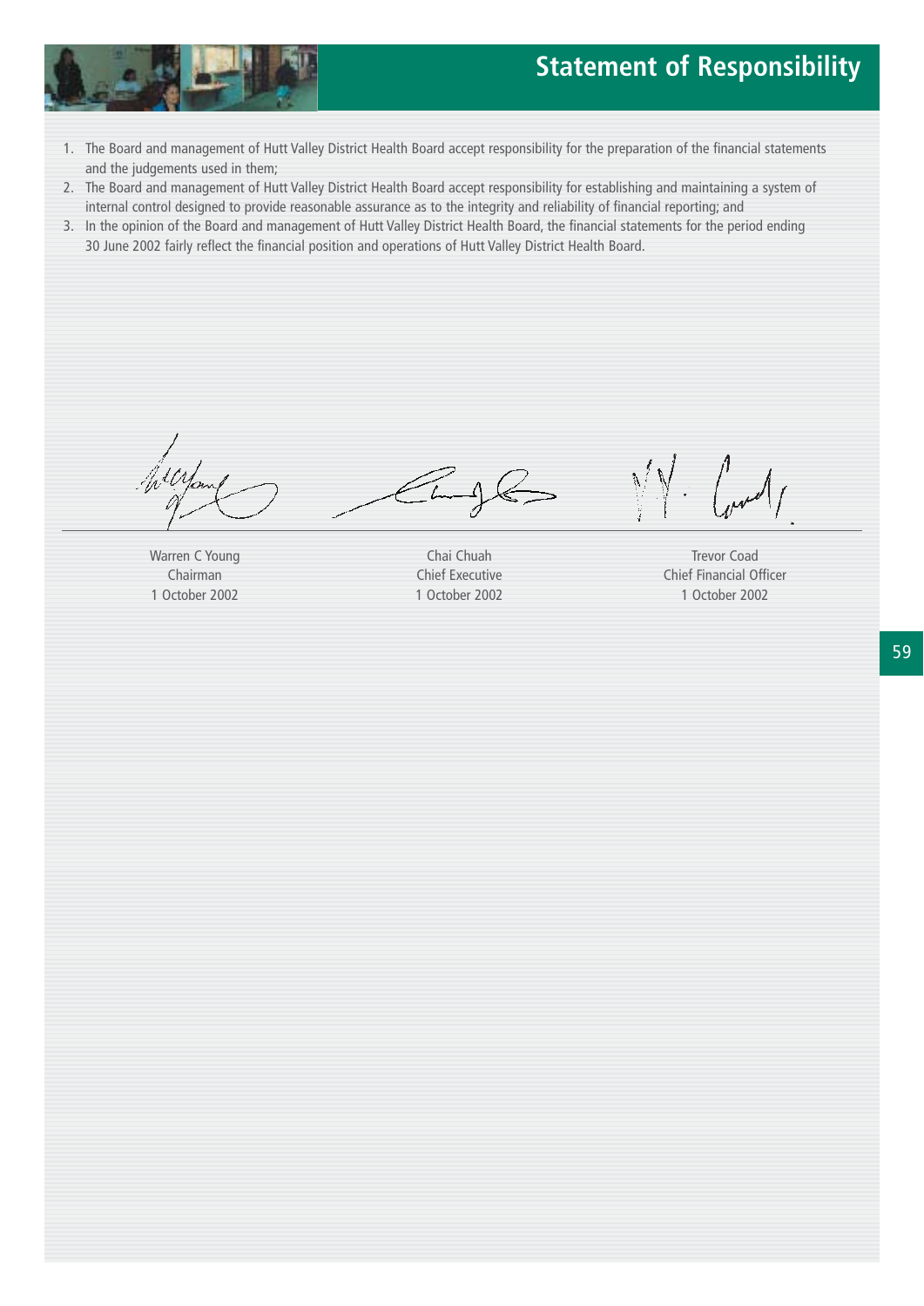# Statement of Responsibility

1. The Board and management of Hutt Valley District Health Board accept responsibility for the preparation of the financial statements and the judgements used in them;
2. The Board and management of Hutt Valley District Health Board accept responsibility for establishing and maintaining a system of internal control designed to provide reasonable assurance as to the integrity and reliability of financial reporting; and
3. In the opinion of the Board and management of Hutt Valley District Health Board, the financial statements for the period ending 30 June 2002 fairly reflect the financial position and operations of Hutt Valley District Health Board.

| Warren C Young | Chai Chuah | Trevor Coad |
|---|---|---|
| Chairman | Chief Executive | Chief Financial Officer |
| 1 October 2002 | 1 October 2002 | 1 October 2002 |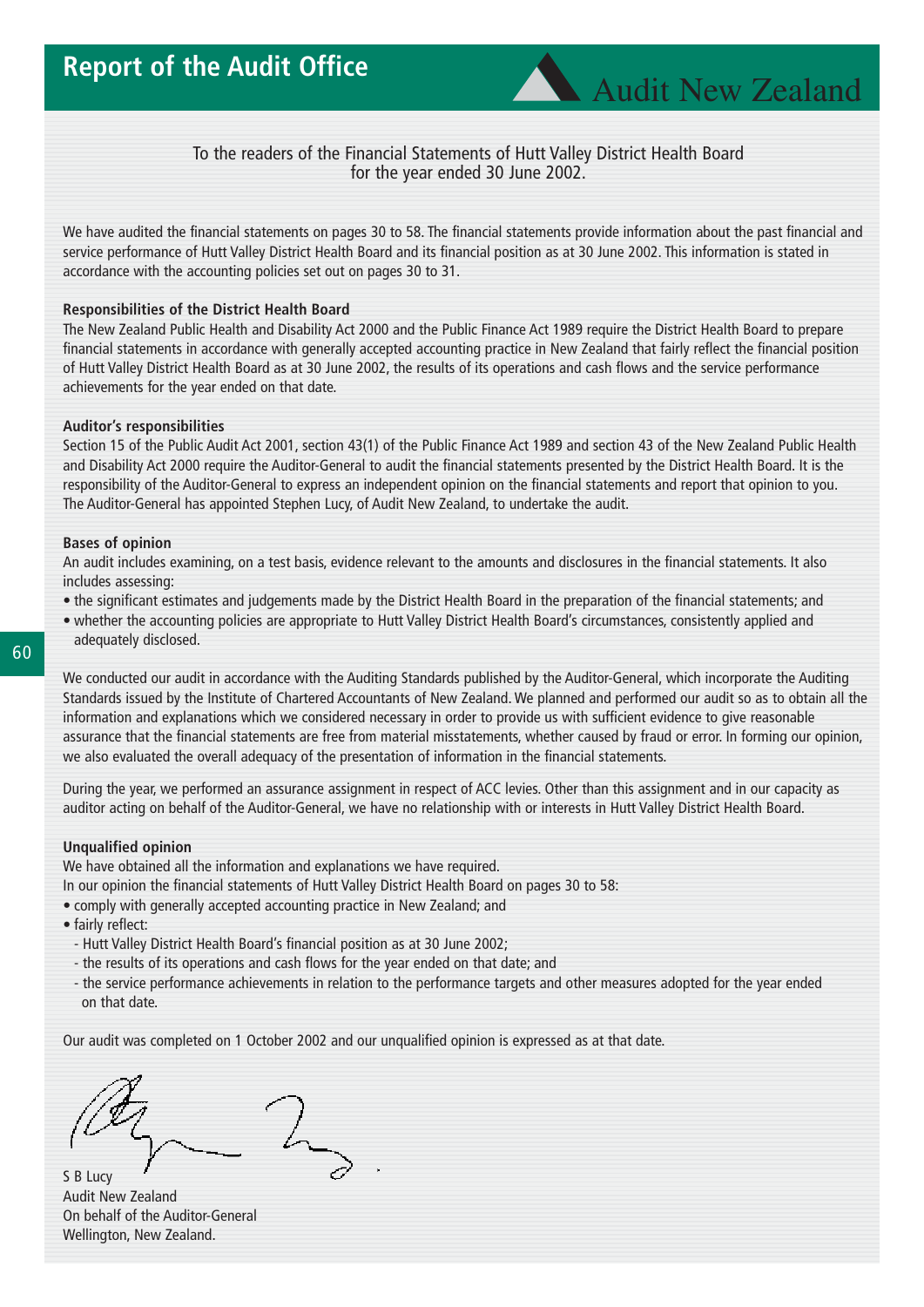# Report of the Audit Office

Audit New Zealand

To the readers of the Financial Statements of Hutt Valley District Health Board for the year ended 30 June 2002.

We have audited the financial statements on pages 30 to 58. The financial statements provide information about the past financial and service performance of Hutt Valley District Health Board and its financial position as at 30 June 2002. This information is stated in accordance with the accounting policies set out on pages 30 to 31.

**Responsibilities of the District Health Board**

The New Zealand Public Health and Disability Act 2000 and the Public Finance Act 1989 require the District Health Board to prepare financial statements in accordance with generally accepted accounting practice in New Zealand that fairly reflect the financial position of Hutt Valley District Health Board as at 30 June 2002, the results of its operations and cash flows and the service performance achievements for the year ended on that date.

**Auditor's responsibilities**

Section 15 of the Public Audit Act 2001, section 43(1) of the Public Finance Act 1989 and section 43 of the New Zealand Public Health and Disability Act 2000 require the Auditor-General to audit the financial statements presented by the District Health Board. It is the responsibility of the Auditor-General to express an independent opinion on the financial statements and report that opinion to you. The Auditor-General has appointed Stephen Lucy, of Audit New Zealand, to undertake the audit.

**Bases of opinion**

An audit includes examining, on a test basis, evidence relevant to the amounts and disclosures in the financial statements. It also includes assessing:

- the significant estimates and judgements made by the District Health Board in the preparation of the financial statements; and
- whether the accounting policies are appropriate to Hutt Valley District Health Board's circumstances, consistently applied and adequately disclosed.

We conducted our audit in accordance with the Auditing Standards published by the Auditor-General, which incorporate the Auditing Standards issued by the Institute of Chartered Accountants of New Zealand. We planned and performed our audit so as to obtain all the information and explanations which we considered necessary in order to provide us with sufficient evidence to give reasonable assurance that the financial statements are free from material misstatements, whether caused by fraud or error. In forming our opinion, we also evaluated the overall adequacy of the presentation of information in the financial statements.

During the year, we performed an assurance assignment in respect of ACC levies. Other than this assignment and in our capacity as auditor acting on behalf of the Auditor-General, we have no relationship with or interests in Hutt Valley District Health Board.

**Unqualified opinion**

We have obtained all the information and explanations we have required.

In our opinion the financial statements of Hutt Valley District Health Board on pages 30 to 58:

- comply with generally accepted accounting practice in New Zealand; and
- fairly reflect:
  - Hutt Valley District Health Board's financial position as at 30 June 2002;
  - the results of its operations and cash flows for the year ended on that date; and
  - the service performance achievements in relation to the performance targets and other measures adopted for the year ended on that date.

Our audit was completed on 1 October 2002 and our unqualified opinion is expressed as at that date.

S B Lucy
Audit New Zealand
On behalf of the Auditor-General
Wellington, New Zealand.